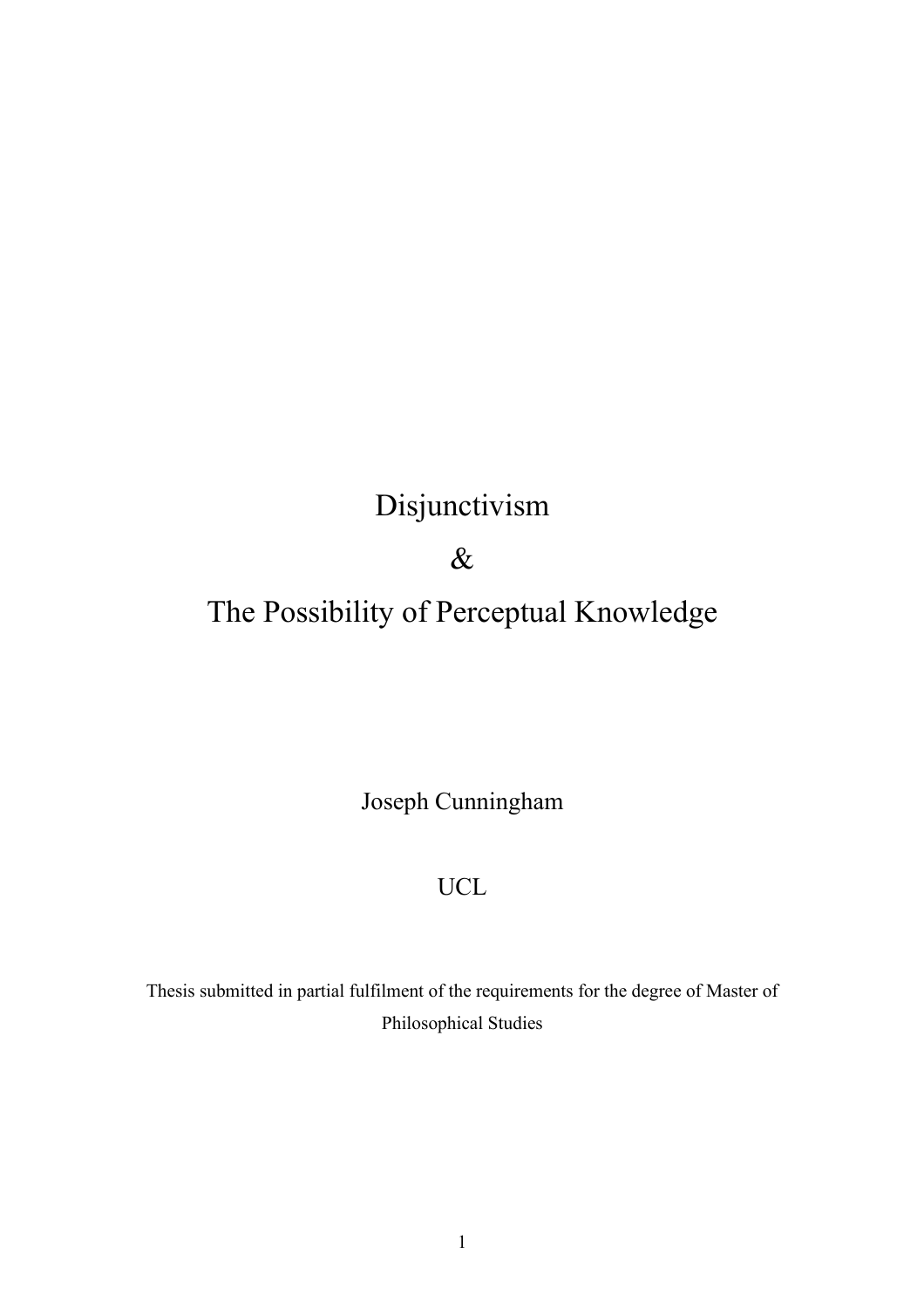# Disjunctivism

# &

# The Possibility of Perceptual Knowledge

Joseph Cunningham

UCL

Thesis submitted in partial fulfilment of the requirements for the degree of Master of Philosophical Studies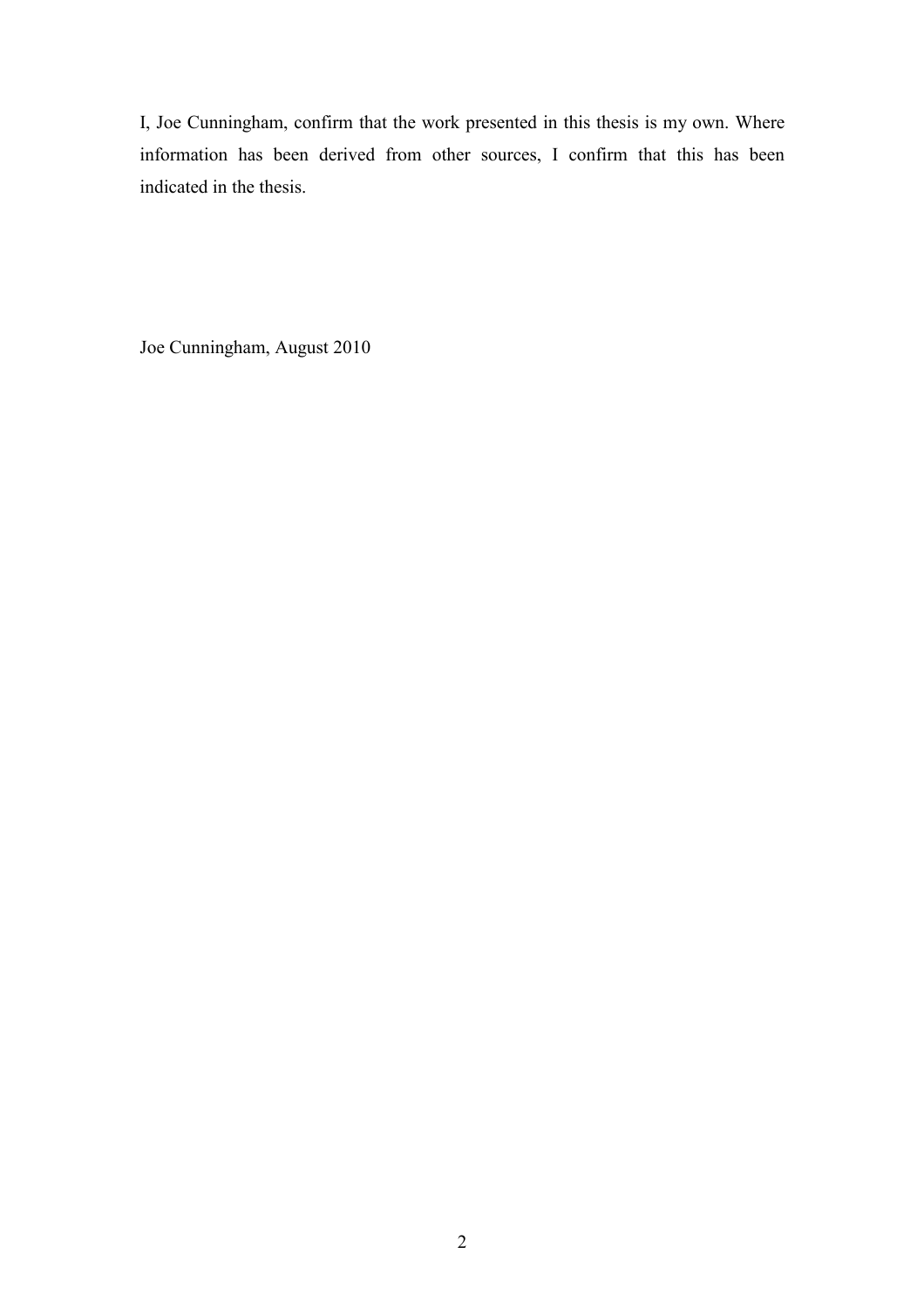I, Joe Cunningham, confirm that the work presented in this thesis is my own. Where information has been derived from other sources, I confirm that this has been indicated in the thesis.

Joe Cunningham, August 2010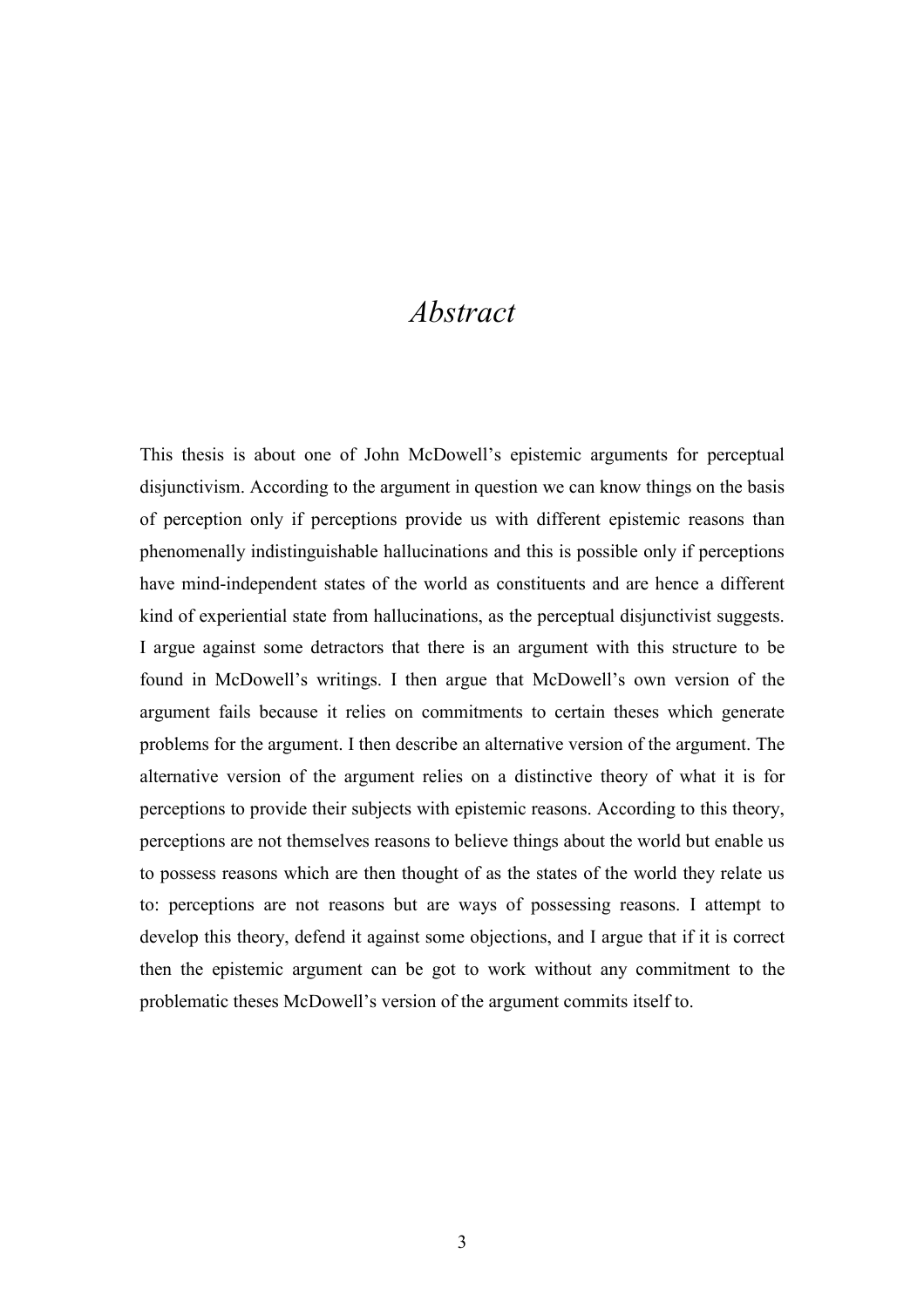# *Abstract*

This thesis is about one of John McDowell's epistemic arguments for perceptual disjunctivism. According to the argument in question we can know things on the basis of perception only if perceptions provide us with different epistemic reasons than phenomenally indistinguishable hallucinations and this is possible only if perceptions have mind-independent states of the world as constituents and are hence a different kind of experiential state from hallucinations, as the perceptual disjunctivist suggests. I argue against some detractors that there is an argument with this structure to be found in McDowell's writings. I then argue that McDowell's own version of the argument fails because it relies on commitments to certain theses which generate problems for the argument. I then describe an alternative version of the argument. The alternative version of the argument relies on a distinctive theory of what it is for perceptions to provide their subjects with epistemic reasons. According to this theory, perceptions are not themselves reasons to believe things about the world but enable us to possess reasons which are then thought of as the states of the world they relate us to: perceptions are not reasons but are ways of possessing reasons. I attempt to develop this theory, defend it against some objections, and I argue that if it is correct then the epistemic argument can be got to work without any commitment to the problematic theses McDowell's version of the argument commits itself to.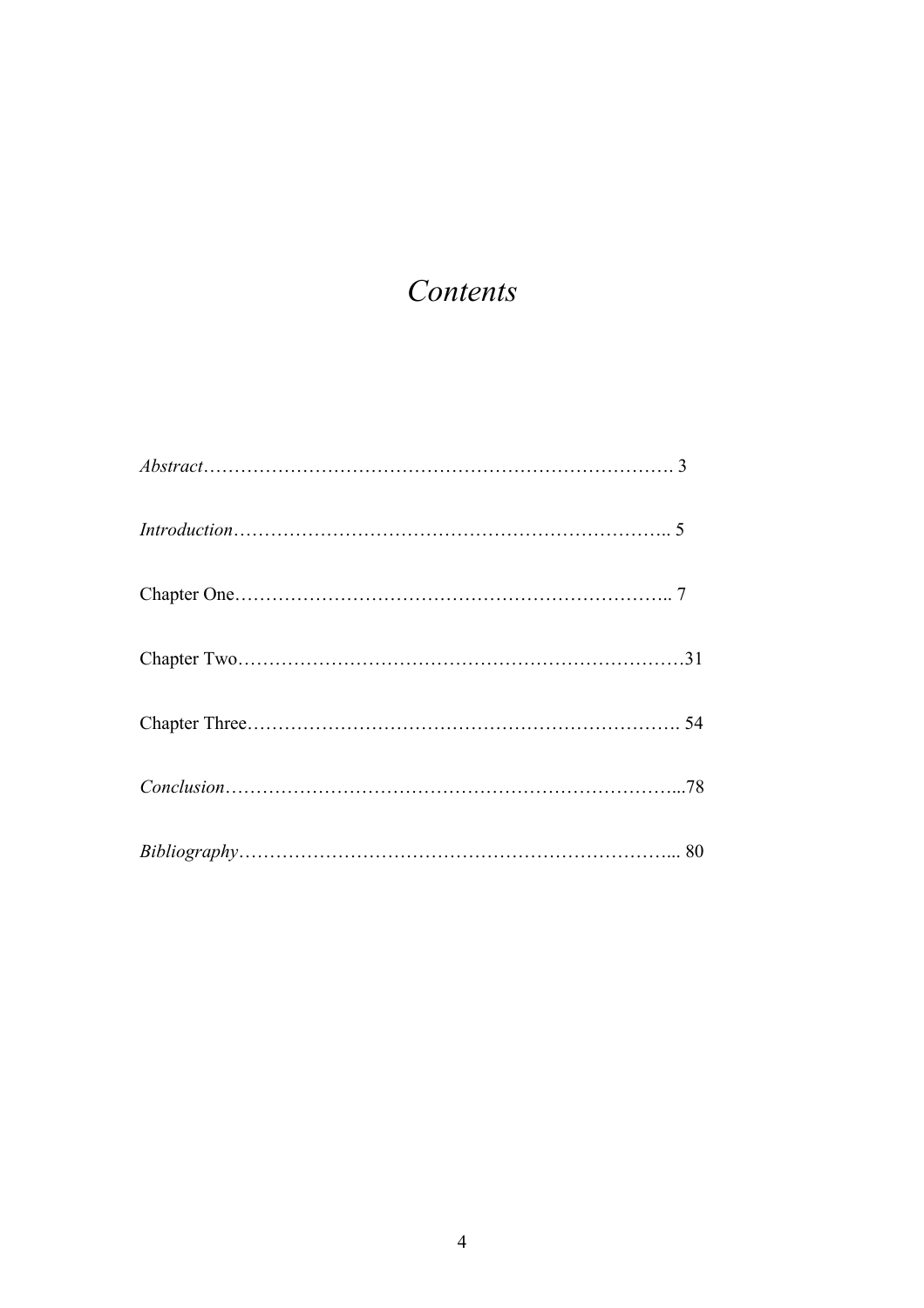# *Contents*

*Abstract*………………………………………………………………. 3

*Introduction*…………………………………………………………….. 5

Chapter One…………………………………………………………….. 7

Chapter Two……………………………………………………………31

Chapter Three…………………………………………………………. 54

*Conclusion*……………………………………………………………...78

*Bibliography*…………………………………………………………... 80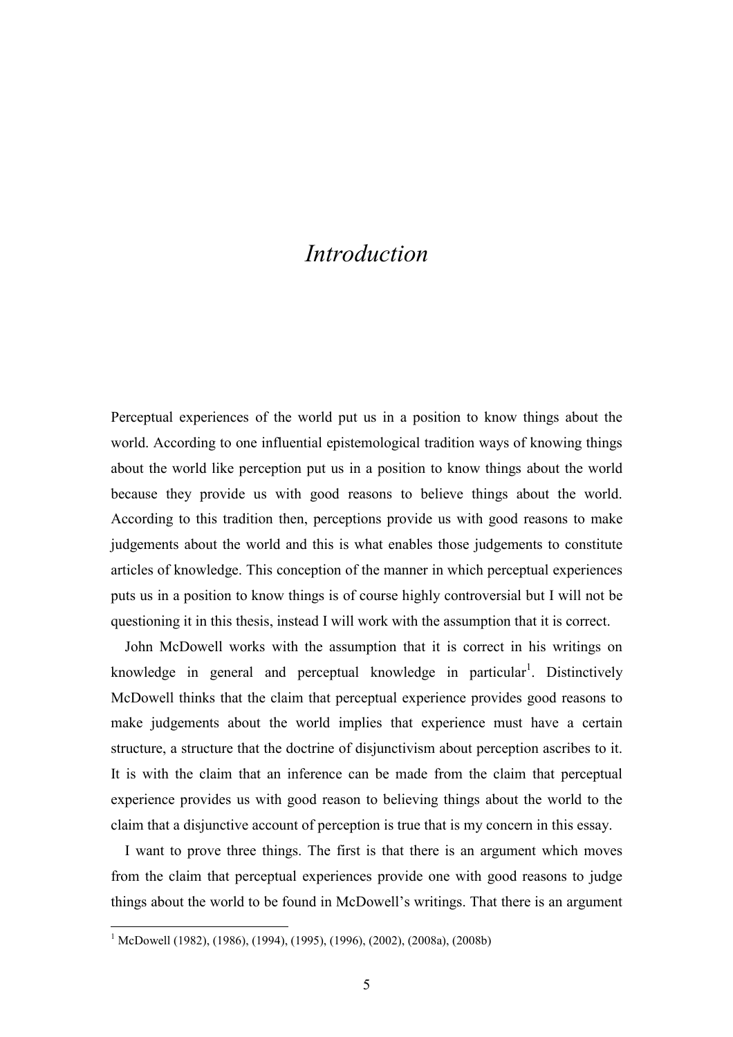# *Introduction*

Perceptual experiences of the world put us in a position to know things about the world. According to one influential epistemological tradition ways of knowing things about the world like perception put us in a position to know things about the world because they provide us with good reasons to believe things about the world. According to this tradition then, perceptions provide us with good reasons to make judgements about the world and this is what enables those judgements to constitute articles of knowledge. This conception of the manner in which perceptual experiences puts us in a position to know things is of course highly controversial but I will not be questioning it in this thesis, instead I will work with the assumption that it is correct.

John McDowell works with the assumption that it is correct in his writings on knowledge in general and perceptual knowledge in particular[1]. Distinctively McDowell thinks that the claim that perceptual experience provides good reasons to make judgements about the world implies that experience must have a certain structure, a structure that the doctrine of disjunctivism about perception ascribes to it. It is with the claim that an inference can be made from the claim that perceptual experience provides us with good reason to believing things about the world to the claim that a disjunctive account of perception is true that is my concern in this essay.

I want to prove three things. The first is that there is an argument which moves from the claim that perceptual experiences provide one with good reasons to judge things about the world to be found in McDowell's writings. That there is an argument

[1] McDowell (1982), (1986), (1994), (1995), (1996), (2002), (2008a), (2008b)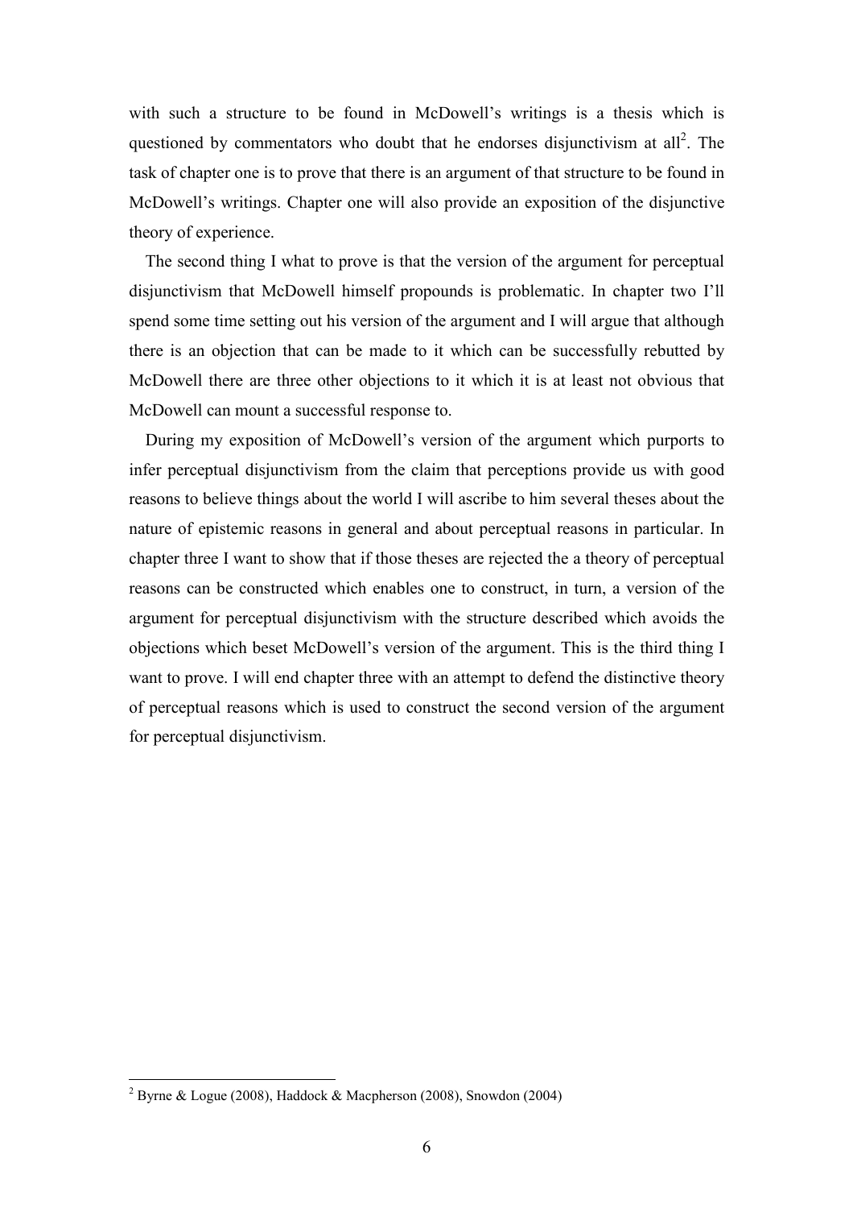with such a structure to be found in McDowell's writings is a thesis which is questioned by commentators who doubt that he endorses disjunctivism at all[2]. The task of chapter one is to prove that there is an argument of that structure to be found in McDowell's writings. Chapter one will also provide an exposition of the disjunctive theory of experience.

The second thing I what to prove is that the version of the argument for perceptual disjunctivism that McDowell himself propounds is problematic. In chapter two I'll spend some time setting out his version of the argument and I will argue that although there is an objection that can be made to it which can be successfully rebutted by McDowell there are three other objections to it which it is at least not obvious that McDowell can mount a successful response to.

During my exposition of McDowell's version of the argument which purports to infer perceptual disjunctivism from the claim that perceptions provide us with good reasons to believe things about the world I will ascribe to him several theses about the nature of epistemic reasons in general and about perceptual reasons in particular. In chapter three I want to show that if those theses are rejected the a theory of perceptual reasons can be constructed which enables one to construct, in turn, a version of the argument for perceptual disjunctivism with the structure described which avoids the objections which beset McDowell's version of the argument. This is the third thing I want to prove. I will end chapter three with an attempt to defend the distinctive theory of perceptual reasons which is used to construct the second version of the argument for perceptual disjunctivism.

[2] Byrne & Logue (2008), Haddock & Macpherson (2008), Snowdon (2004)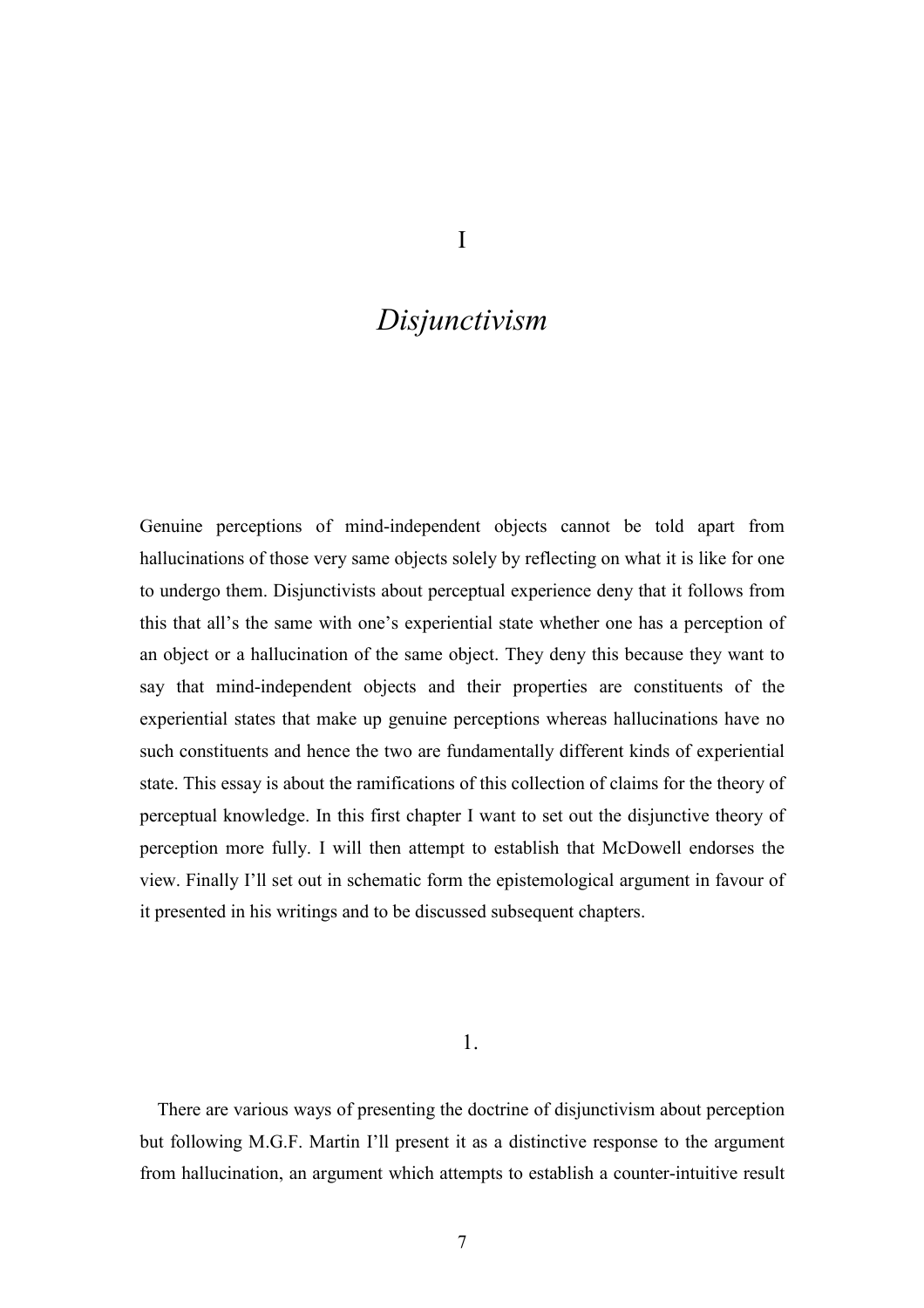# I

# *Disjunctivism*

Genuine perceptions of mind-independent objects cannot be told apart from hallucinations of those very same objects solely by reflecting on what it is like for one to undergo them. Disjunctivists about perceptual experience deny that it follows from this that all's the same with one's experiential state whether one has a perception of an object or a hallucination of the same object. They deny this because they want to say that mind-independent objects and their properties are constituents of the experiential states that make up genuine perceptions whereas hallucinations have no such constituents and hence the two are fundamentally different kinds of experiential state. This essay is about the ramifications of this collection of claims for the theory of perceptual knowledge. In this first chapter I want to set out the disjunctive theory of perception more fully. I will then attempt to establish that McDowell endorses the view. Finally I'll set out in schematic form the epistemological argument in favour of it presented in his writings and to be discussed subsequent chapters.

## 1.

There are various ways of presenting the doctrine of disjunctivism about perception but following M.G.F. Martin I'll present it as a distinctive response to the argument from hallucination, an argument which attempts to establish a counter-intuitive result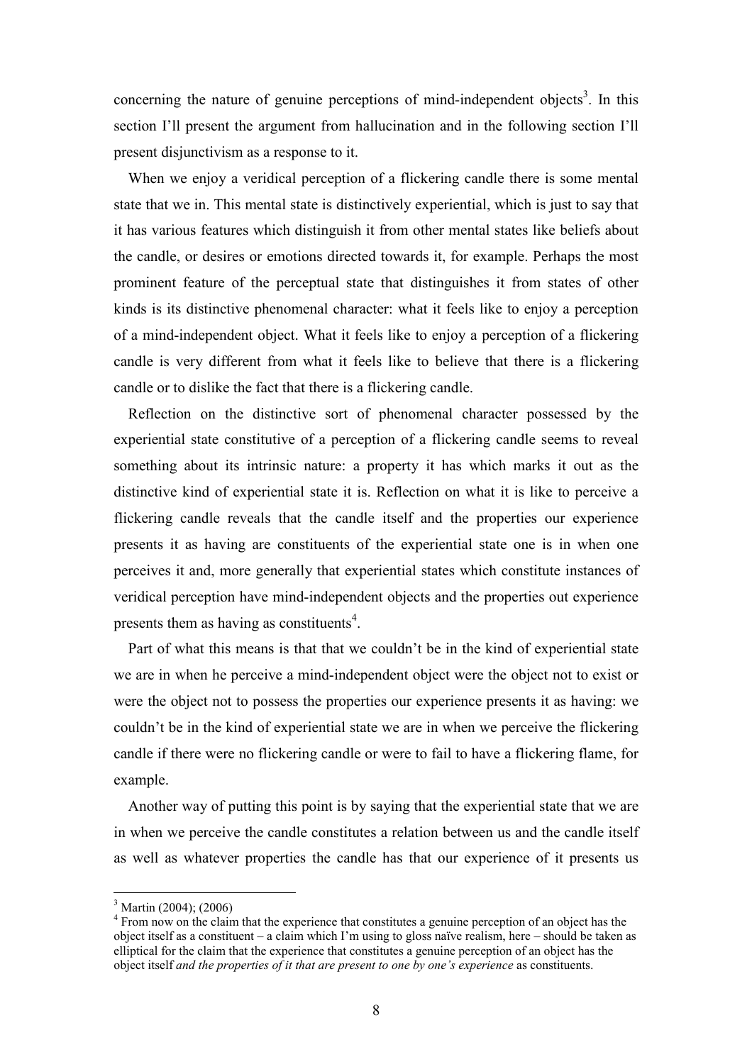concerning the nature of genuine perceptions of mind-independent objects[3]. In this section I'll present the argument from hallucination and in the following section I'll present disjunctivism as a response to it.

When we enjoy a veridical perception of a flickering candle there is some mental state that we in. This mental state is distinctively experiential, which is just to say that it has various features which distinguish it from other mental states like beliefs about the candle, or desires or emotions directed towards it, for example. Perhaps the most prominent feature of the perceptual state that distinguishes it from states of other kinds is its distinctive phenomenal character: what it feels like to enjoy a perception of a mind-independent object. What it feels like to enjoy a perception of a flickering candle is very different from what it feels like to believe that there is a flickering candle or to dislike the fact that there is a flickering candle.

Reflection on the distinctive sort of phenomenal character possessed by the experiential state constitutive of a perception of a flickering candle seems to reveal something about its intrinsic nature: a property it has which marks it out as the distinctive kind of experiential state it is. Reflection on what it is like to perceive a flickering candle reveals that the candle itself and the properties our experience presents it as having are constituents of the experiential state one is in when one perceives it and, more generally that experiential states which constitute instances of veridical perception have mind-independent objects and the properties out experience presents them as having as constituents[4].

Part of what this means is that that we couldn't be in the kind of experiential state we are in when he perceive a mind-independent object were the object not to exist or were the object not to possess the properties our experience presents it as having: we couldn't be in the kind of experiential state we are in when we perceive the flickering candle if there were no flickering candle or were to fail to have a flickering flame, for example.

Another way of putting this point is by saying that the experiential state that we are in when we perceive the candle constitutes a relation between us and the candle itself as well as whatever properties the candle has that our experience of it presents us

---

[3] Martin (2004); (2006)

[4] From now on the claim that the experience that constitutes a genuine perception of an object has the object itself as a constituent – a claim which I'm using to gloss naïve realism, here – should be taken as elliptical for the claim that the experience that constitutes a genuine perception of an object has the object itself *and the properties of it that are present to one by one's experience* as constituents.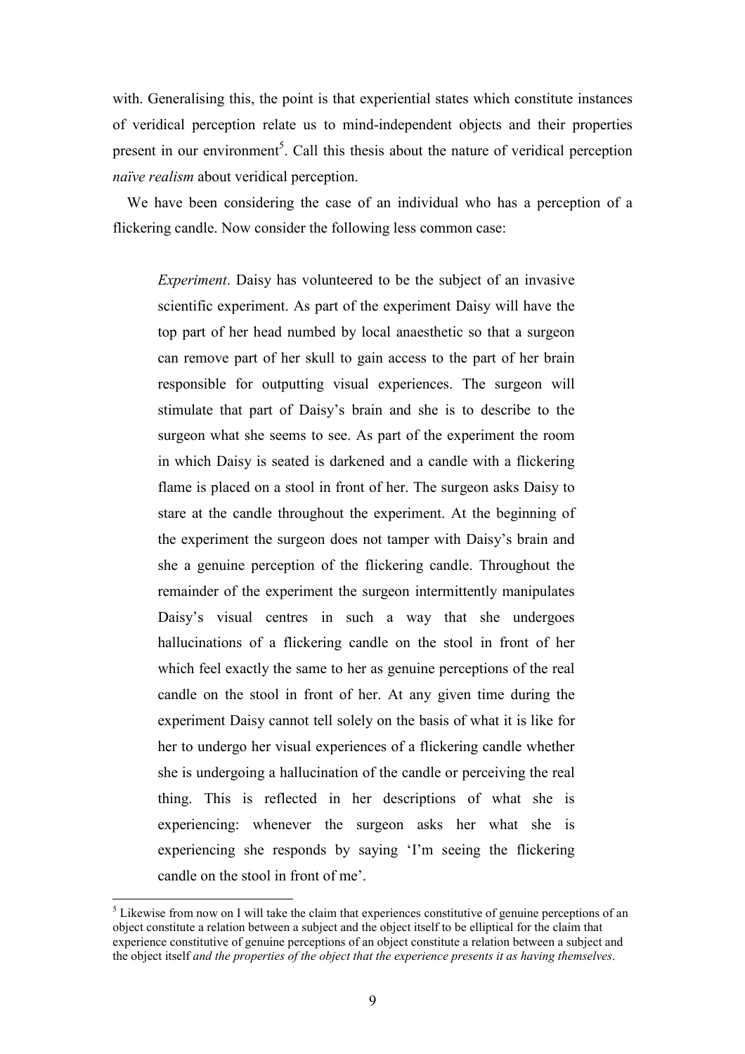with. Generalising this, the point is that experiential states which constitute instances of veridical perception relate us to mind-independent objects and their properties present in our environment[5]. Call this thesis about the nature of veridical perception *naïve realism* about veridical perception.

We have been considering the case of an individual who has a perception of a flickering candle. Now consider the following less common case:

> *Experiment*. Daisy has volunteered to be the subject of an invasive scientific experiment. As part of the experiment Daisy will have the top part of her head numbed by local anaesthetic so that a surgeon can remove part of her skull to gain access to the part of her brain responsible for outputting visual experiences. The surgeon will stimulate that part of Daisy's brain and she is to describe to the surgeon what she seems to see. As part of the experiment the room in which Daisy is seated is darkened and a candle with a flickering flame is placed on a stool in front of her. The surgeon asks Daisy to stare at the candle throughout the experiment. At the beginning of the experiment the surgeon does not tamper with Daisy's brain and she a genuine perception of the flickering candle. Throughout the remainder of the experiment the surgeon intermittently manipulates Daisy's visual centres in such a way that she undergoes hallucinations of a flickering candle on the stool in front of her which feel exactly the same to her as genuine perceptions of the real candle on the stool in front of her. At any given time during the experiment Daisy cannot tell solely on the basis of what it is like for her to undergo her visual experiences of a flickering candle whether she is undergoing a hallucination of the candle or perceiving the real thing. This is reflected in her descriptions of what she is experiencing: whenever the surgeon asks her what she is experiencing she responds by saying 'I'm seeing the flickering candle on the stool in front of me'.

[5] Likewise from now on I will take the claim that experiences constitutive of genuine perceptions of an object constitute a relation between a subject and the object itself to be elliptical for the claim that experience constitutive of genuine perceptions of an object constitute a relation between a subject and the object itself *and the properties of the object that the experience presents it as having themselves*.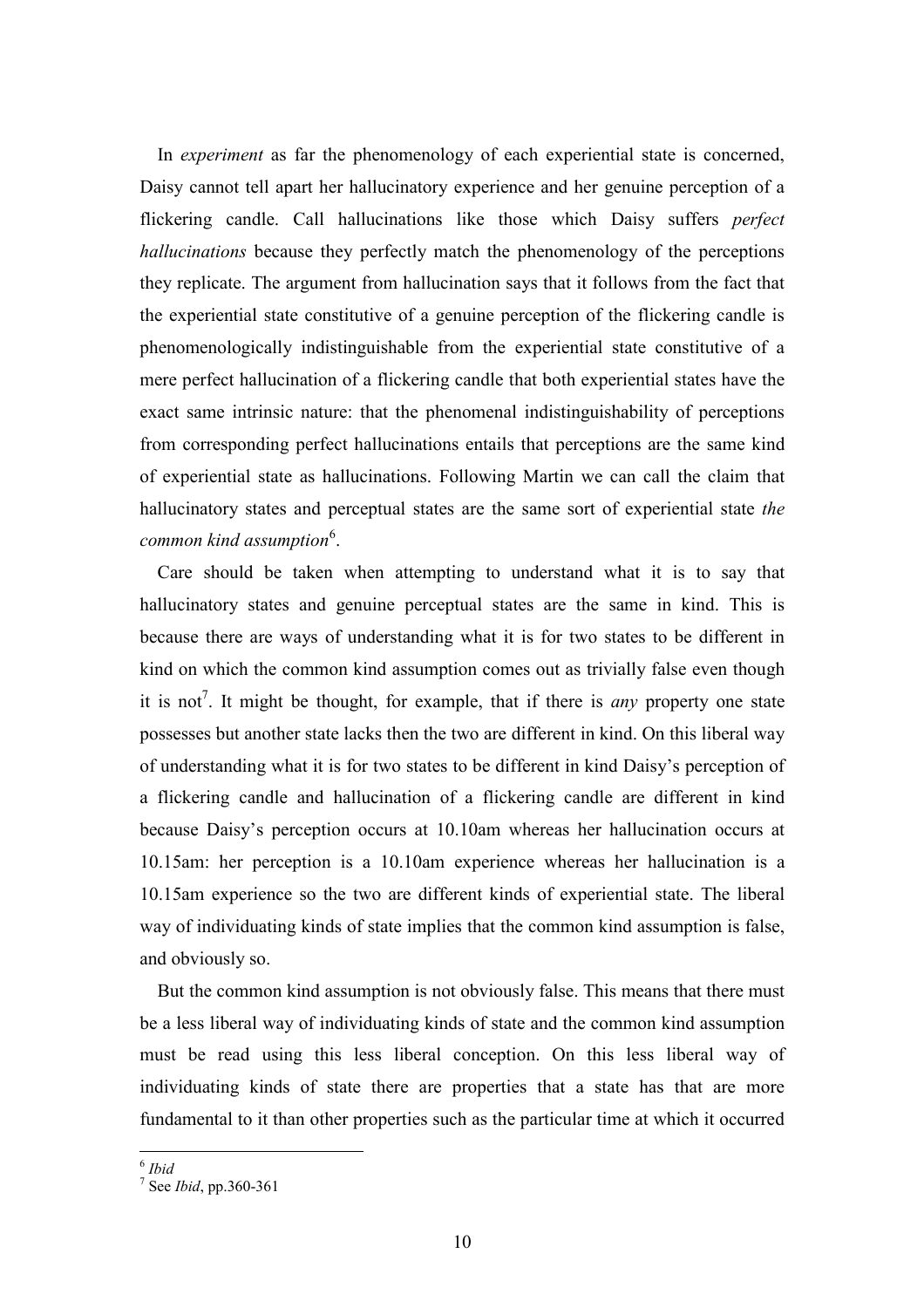In *experiment* as far the phenomenology of each experiential state is concerned, Daisy cannot tell apart her hallucinatory experience and her genuine perception of a flickering candle. Call hallucinations like those which Daisy suffers *perfect hallucinations* because they perfectly match the phenomenology of the perceptions they replicate. The argument from hallucination says that it follows from the fact that the experiential state constitutive of a genuine perception of the flickering candle is phenomenologically indistinguishable from the experiential state constitutive of a mere perfect hallucination of a flickering candle that both experiential states have the exact same intrinsic nature: that the phenomenal indistinguishability of perceptions from corresponding perfect hallucinations entails that perceptions are the same kind of experiential state as hallucinations. Following Martin we can call the claim that hallucinatory states and perceptual states are the same sort of experiential state *the common kind assumption*[6].

Care should be taken when attempting to understand what it is to say that hallucinatory states and genuine perceptual states are the same in kind. This is because there are ways of understanding what it is for two states to be different in kind on which the common kind assumption comes out as trivially false even though it is not[7]. It might be thought, for example, that if there is *any* property one state possesses but another state lacks then the two are different in kind. On this liberal way of understanding what it is for two states to be different in kind Daisy's perception of a flickering candle and hallucination of a flickering candle are different in kind because Daisy's perception occurs at 10.10am whereas her hallucination occurs at 10.15am: her perception is a 10.10am experience whereas her hallucination is a 10.15am experience so the two are different kinds of experiential state. The liberal way of individuating kinds of state implies that the common kind assumption is false, and obviously so.

But the common kind assumption is not obviously false. This means that there must be a less liberal way of individuating kinds of state and the common kind assumption must be read using this less liberal conception. On this less liberal way of individuating kinds of state there are properties that a state has that are more fundamental to it than other properties such as the particular time at which it occurred

[6] *Ibid*

[7] See *Ibid*, pp.360-361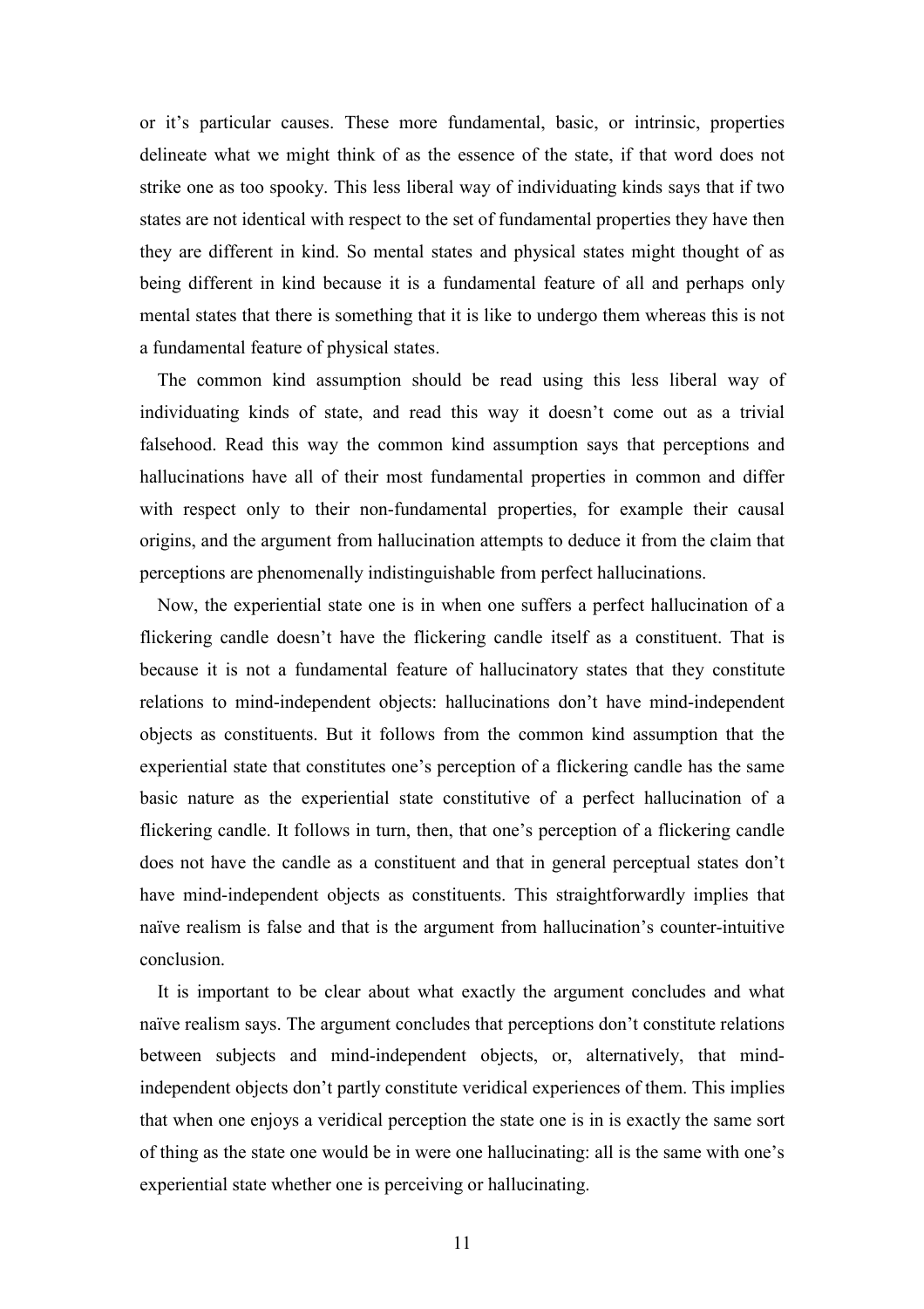or it's particular causes. These more fundamental, basic, or intrinsic, properties delineate what we might think of as the essence of the state, if that word does not strike one as too spooky. This less liberal way of individuating kinds says that if two states are not identical with respect to the set of fundamental properties they have then they are different in kind. So mental states and physical states might thought of as being different in kind because it is a fundamental feature of all and perhaps only mental states that there is something that it is like to undergo them whereas this is not a fundamental feature of physical states.

The common kind assumption should be read using this less liberal way of individuating kinds of state, and read this way it doesn't come out as a trivial falsehood. Read this way the common kind assumption says that perceptions and hallucinations have all of their most fundamental properties in common and differ with respect only to their non-fundamental properties, for example their causal origins, and the argument from hallucination attempts to deduce it from the claim that perceptions are phenomenally indistinguishable from perfect hallucinations.

Now, the experiential state one is in when one suffers a perfect hallucination of a flickering candle doesn't have the flickering candle itself as a constituent. That is because it is not a fundamental feature of hallucinatory states that they constitute relations to mind-independent objects: hallucinations don't have mind-independent objects as constituents. But it follows from the common kind assumption that the experiential state that constitutes one's perception of a flickering candle has the same basic nature as the experiential state constitutive of a perfect hallucination of a flickering candle. It follows in turn, then, that one's perception of a flickering candle does not have the candle as a constituent and that in general perceptual states don't have mind-independent objects as constituents. This straightforwardly implies that naïve realism is false and that is the argument from hallucination's counter-intuitive conclusion.

It is important to be clear about what exactly the argument concludes and what naïve realism says. The argument concludes that perceptions don't constitute relations between subjects and mind-independent objects, or, alternatively, that mind-independent objects don't partly constitute veridical experiences of them. This implies that when one enjoys a veridical perception the state one is in is exactly the same sort of thing as the state one would be in were one hallucinating: all is the same with one's experiential state whether one is perceiving or hallucinating.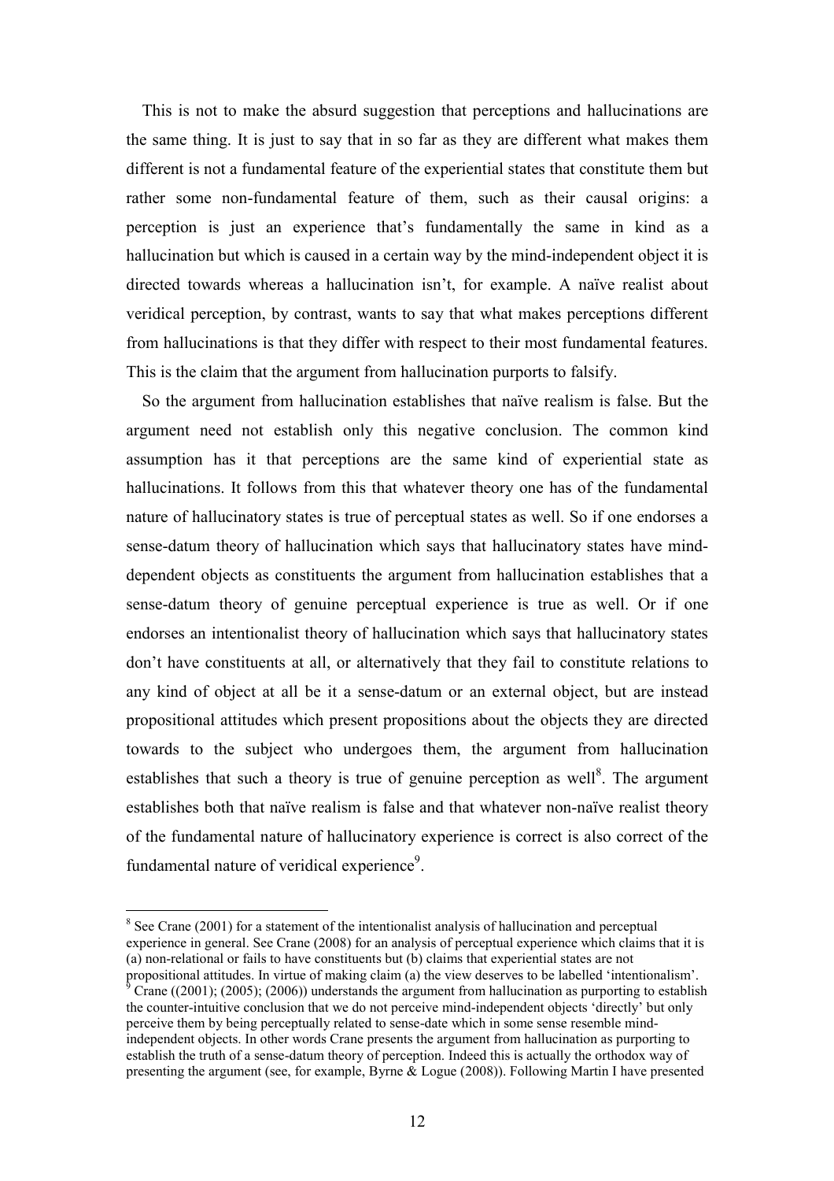This is not to make the absurd suggestion that perceptions and hallucinations are the same thing. It is just to say that in so far as they are different what makes them different is not a fundamental feature of the experiential states that constitute them but rather some non-fundamental feature of them, such as their causal origins: a perception is just an experience that's fundamentally the same in kind as a hallucination but which is caused in a certain way by the mind-independent object it is directed towards whereas a hallucination isn't, for example. A naïve realist about veridical perception, by contrast, wants to say that what makes perceptions different from hallucinations is that they differ with respect to their most fundamental features. This is the claim that the argument from hallucination purports to falsify.

So the argument from hallucination establishes that naïve realism is false. But the argument need not establish only this negative conclusion. The common kind assumption has it that perceptions are the same kind of experiential state as hallucinations. It follows from this that whatever theory one has of the fundamental nature of hallucinatory states is true of perceptual states as well. So if one endorses a sense-datum theory of hallucination which says that hallucinatory states have mind-dependent objects as constituents the argument from hallucination establishes that a sense-datum theory of genuine perceptual experience is true as well. Or if one endorses an intentionalist theory of hallucination which says that hallucinatory states don't have constituents at all, or alternatively that they fail to constitute relations to any kind of object at all be it a sense-datum or an external object, but are instead propositional attitudes which present propositions about the objects they are directed towards to the subject who undergoes them, the argument from hallucination establishes that such a theory is true of genuine perception as well[8]. The argument establishes both that naïve realism is false and that whatever non-naïve realist theory of the fundamental nature of hallucinatory experience is correct is also correct of the fundamental nature of veridical experience[9].

---

[8] See Crane (2001) for a statement of the intentionalist analysis of hallucination and perceptual experience in general. See Crane (2008) for an analysis of perceptual experience which claims that it is (a) non-relational or fails to have constituents but (b) claims that experiential states are not propositional attitudes. In virtue of making claim (a) the view deserves to be labelled 'intentionalism'.

[9] Crane ((2001); (2005); (2006)) understands the argument from hallucination as purporting to establish the counter-intuitive conclusion that we do not perceive mind-independent objects 'directly' but only perceive them by being perceptually related to sense-date which in some sense resemble mind-independent objects. In other words Crane presents the argument from hallucination as purporting to establish the truth of a sense-datum theory of perception. Indeed this is actually the orthodox way of presenting the argument (see, for example, Byrne & Logue (2008)). Following Martin I have presented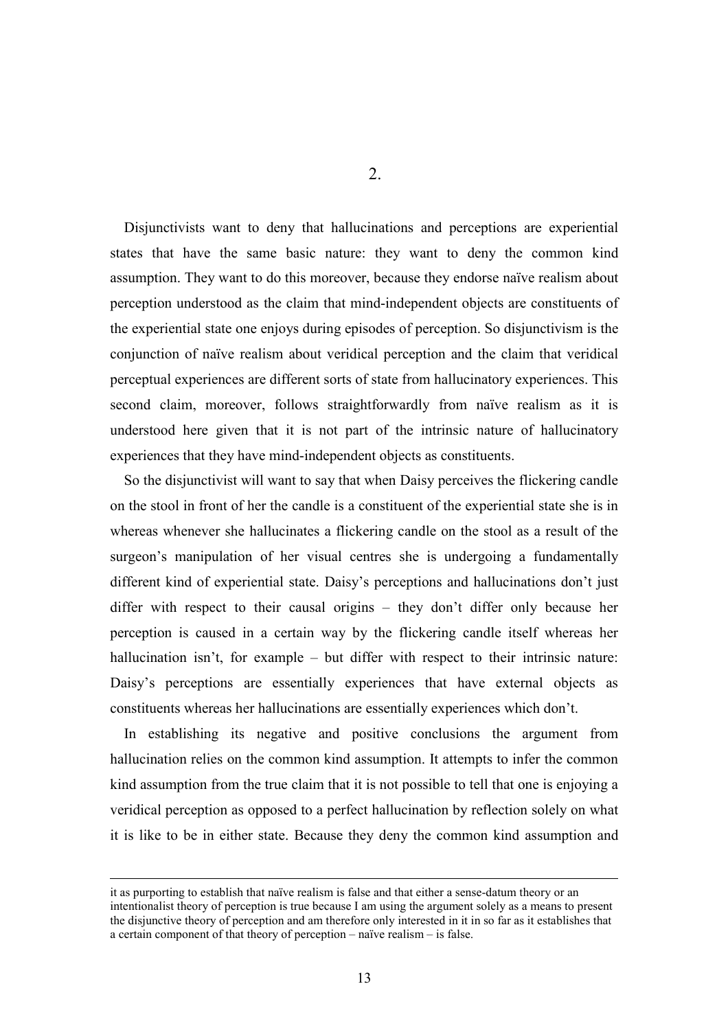## 2.

Disjunctivists want to deny that hallucinations and perceptions are experiential states that have the same basic nature: they want to deny the common kind assumption. They want to do this moreover, because they endorse naïve realism about perception understood as the claim that mind-independent objects are constituents of the experiential state one enjoys during episodes of perception. So disjunctivism is the conjunction of naïve realism about veridical perception and the claim that veridical perceptual experiences are different sorts of state from hallucinatory experiences. This second claim, moreover, follows straightforwardly from naïve realism as it is understood here given that it is not part of the intrinsic nature of hallucinatory experiences that they have mind-independent objects as constituents.

So the disjunctivist will want to say that when Daisy perceives the flickering candle on the stool in front of her the candle is a constituent of the experiential state she is in whereas whenever she hallucinates a flickering candle on the stool as a result of the surgeon's manipulation of her visual centres she is undergoing a fundamentally different kind of experiential state. Daisy's perceptions and hallucinations don't just differ with respect to their causal origins – they don't differ only because her perception is caused in a certain way by the flickering candle itself whereas her hallucination isn't, for example – but differ with respect to their intrinsic nature: Daisy's perceptions are essentially experiences that have external objects as constituents whereas her hallucinations are essentially experiences which don't.

In establishing its negative and positive conclusions the argument from hallucination relies on the common kind assumption. It attempts to infer the common kind assumption from the true claim that it is not possible to tell that one is enjoying a veridical perception as opposed to a perfect hallucination by reflection solely on what it is like to be in either state. Because they deny the common kind assumption and

---

it as purporting to establish that naïve realism is false and that either a sense-datum theory or an intentionalist theory of perception is true because I am using the argument solely as a means to present the disjunctive theory of perception and am therefore only interested in it in so far as it establishes that a certain component of that theory of perception – naïve realism – is false.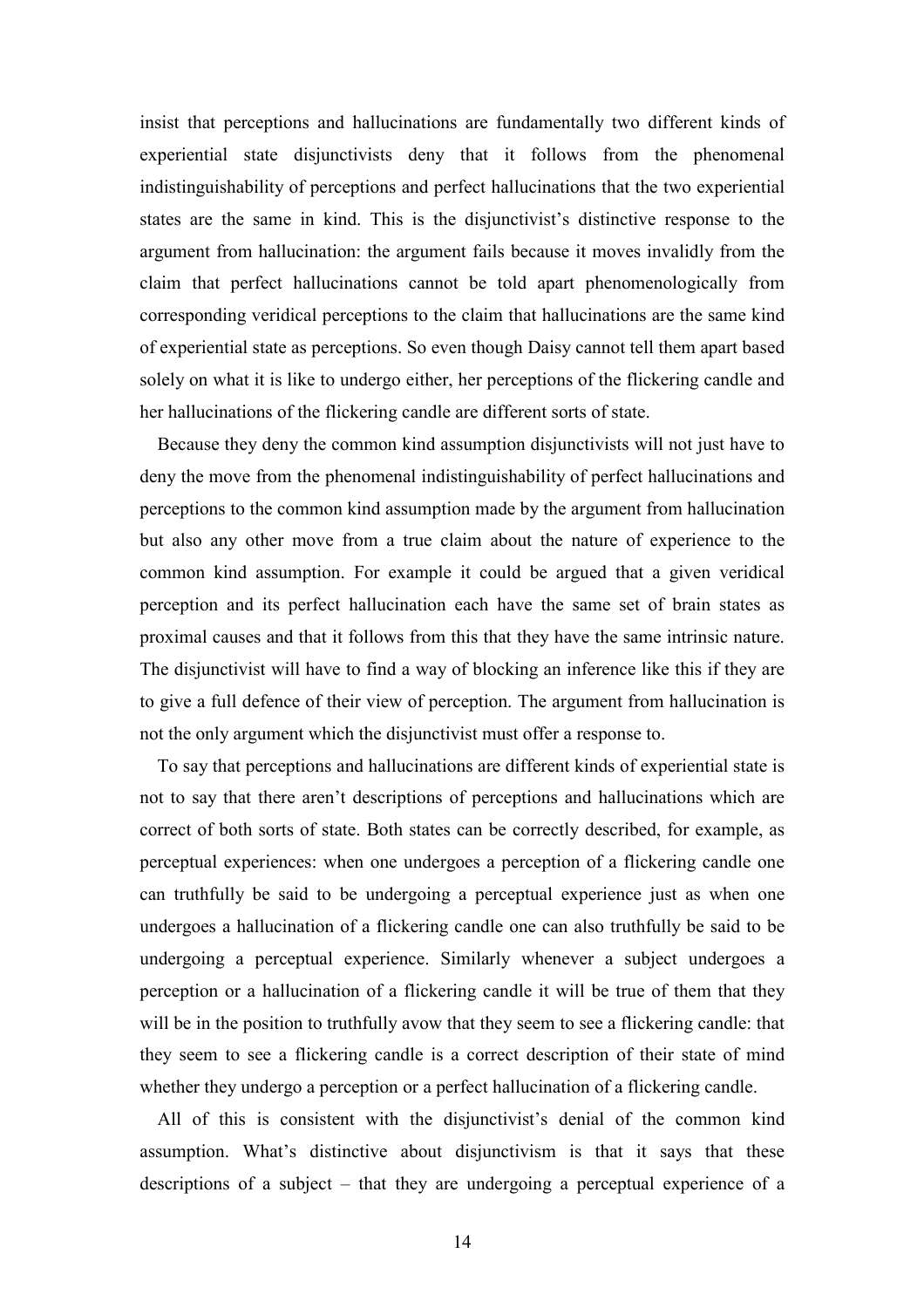insist that perceptions and hallucinations are fundamentally two different kinds of experiential state disjunctivists deny that it follows from the phenomenal indistinguishability of perceptions and perfect hallucinations that the two experiential states are the same in kind. This is the disjunctivist's distinctive response to the argument from hallucination: the argument fails because it moves invalidly from the claim that perfect hallucinations cannot be told apart phenomenologically from corresponding veridical perceptions to the claim that hallucinations are the same kind of experiential state as perceptions. So even though Daisy cannot tell them apart based solely on what it is like to undergo either, her perceptions of the flickering candle and her hallucinations of the flickering candle are different sorts of state.

Because they deny the common kind assumption disjunctivists will not just have to deny the move from the phenomenal indistinguishability of perfect hallucinations and perceptions to the common kind assumption made by the argument from hallucination but also any other move from a true claim about the nature of experience to the common kind assumption. For example it could be argued that a given veridical perception and its perfect hallucination each have the same set of brain states as proximal causes and that it follows from this that they have the same intrinsic nature. The disjunctivist will have to find a way of blocking an inference like this if they are to give a full defence of their view of perception. The argument from hallucination is not the only argument which the disjunctivist must offer a response to.

To say that perceptions and hallucinations are different kinds of experiential state is not to say that there aren't descriptions of perceptions and hallucinations which are correct of both sorts of state. Both states can be correctly described, for example, as perceptual experiences: when one undergoes a perception of a flickering candle one can truthfully be said to be undergoing a perceptual experience just as when one undergoes a hallucination of a flickering candle one can also truthfully be said to be undergoing a perceptual experience. Similarly whenever a subject undergoes a perception or a hallucination of a flickering candle it will be true of them that they will be in the position to truthfully avow that they seem to see a flickering candle: that they seem to see a flickering candle is a correct description of their state of mind whether they undergo a perception or a perfect hallucination of a flickering candle.

All of this is consistent with the disjunctivist's denial of the common kind assumption. What's distinctive about disjunctivism is that it says that these descriptions of a subject – that they are undergoing a perceptual experience of a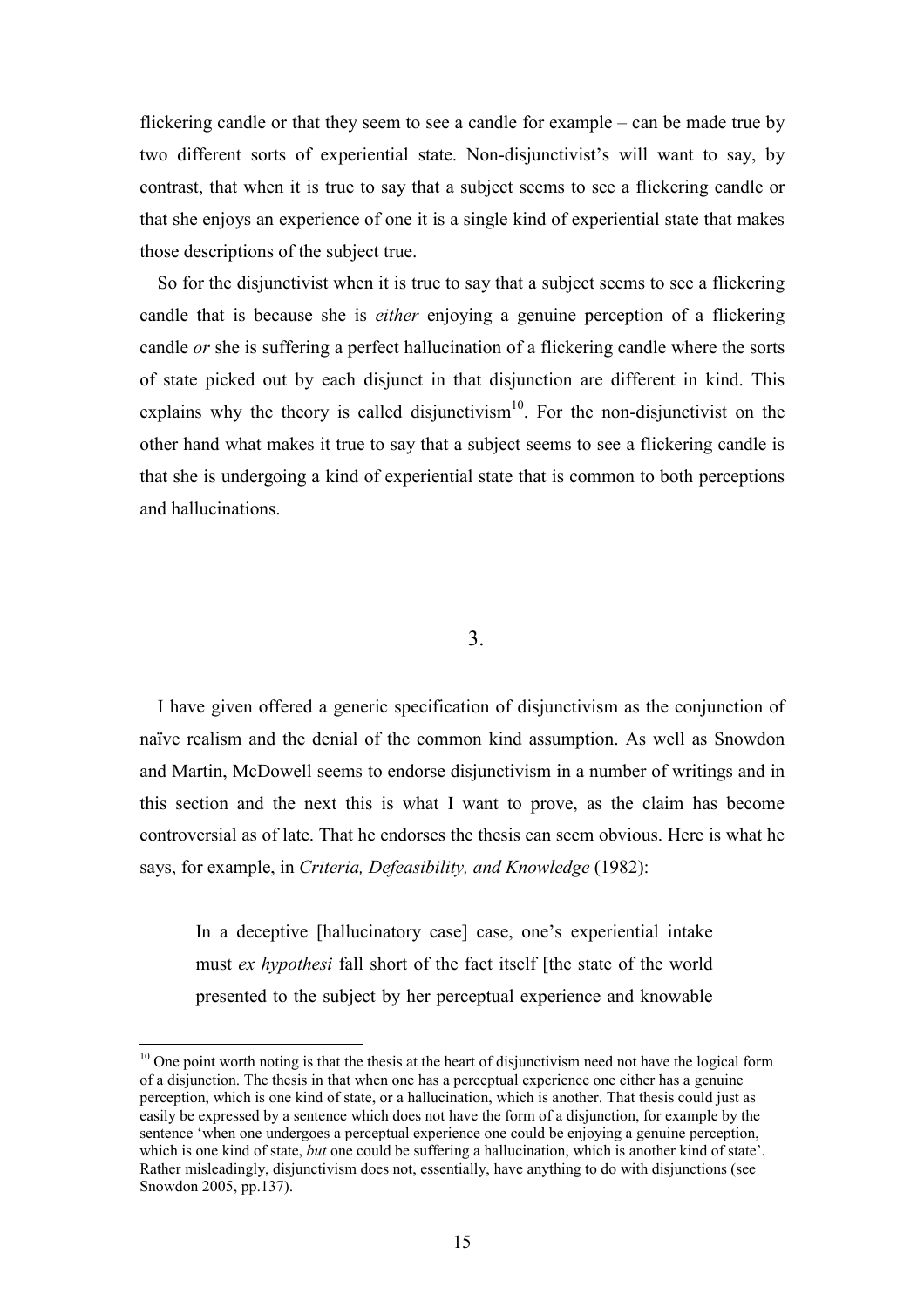flickering candle or that they seem to see a candle for example – can be made true by two different sorts of experiential state. Non-disjunctivist's will want to say, by contrast, that when it is true to say that a subject seems to see a flickering candle or that she enjoys an experience of one it is a single kind of experiential state that makes those descriptions of the subject true.

So for the disjunctivist when it is true to say that a subject seems to see a flickering candle that is because she is *either* enjoying a genuine perception of a flickering candle *or* she is suffering a perfect hallucination of a flickering candle where the sorts of state picked out by each disjunct in that disjunction are different in kind. This explains why the theory is called disjunctivism[10]. For the non-disjunctivist on the other hand what makes it true to say that a subject seems to see a flickering candle is that she is undergoing a kind of experiential state that is common to both perceptions and hallucinations.

## 3.

I have given offered a generic specification of disjunctivism as the conjunction of naïve realism and the denial of the common kind assumption. As well as Snowdon and Martin, McDowell seems to endorse disjunctivism in a number of writings and in this section and the next this is what I want to prove, as the claim has become controversial as of late. That he endorses the thesis can seem obvious. Here is what he says, for example, in *Criteria, Defeasibility, and Knowledge* (1982):

> In a deceptive [hallucinatory case] case, one's experiential intake must *ex hypothesi* fall short of the fact itself [the state of the world presented to the subject by her perceptual experience and knowable

[10] One point worth noting is that the thesis at the heart of disjunctivism need not have the logical form of a disjunction. The thesis in that when one has a perceptual experience one either has a genuine perception, which is one kind of state, or a hallucination, which is another. That thesis could just as easily be expressed by a sentence which does not have the form of a disjunction, for example by the sentence 'when one undergoes a perceptual experience one could be enjoying a genuine perception, which is one kind of state, *but* one could be suffering a hallucination, which is another kind of state'. Rather misleadingly, disjunctivism does not, essentially, have anything to do with disjunctions (see Snowdon 2005, pp.137).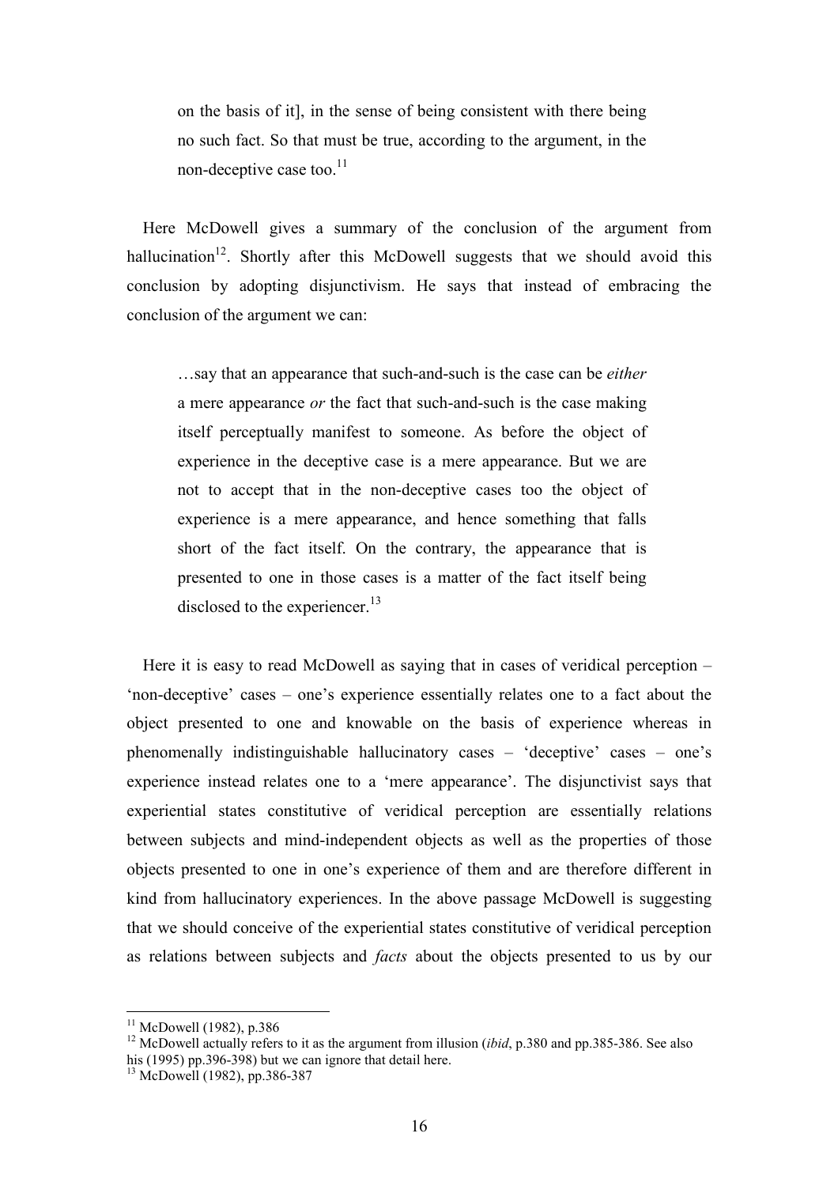> on the basis of it], in the sense of being consistent with there being no such fact. So that must be true, according to the argument, in the non-deceptive case too.[11]

Here McDowell gives a summary of the conclusion of the argument from hallucination[12]. Shortly after this McDowell suggests that we should avoid this conclusion by adopting disjunctivism. He says that instead of embracing the conclusion of the argument we can:

> …say that an appearance that such-and-such is the case can be *either* a mere appearance *or* the fact that such-and-such is the case making itself perceptually manifest to someone. As before the object of experience in the deceptive case is a mere appearance. But we are not to accept that in the non-deceptive cases too the object of experience is a mere appearance, and hence something that falls short of the fact itself. On the contrary, the appearance that is presented to one in those cases is a matter of the fact itself being disclosed to the experiencer.[13]

Here it is easy to read McDowell as saying that in cases of veridical perception – 'non-deceptive' cases – one's experience essentially relates one to a fact about the object presented to one and knowable on the basis of experience whereas in phenomenally indistinguishable hallucinatory cases – 'deceptive' cases – one's experience instead relates one to a 'mere appearance'. The disjunctivist says that experiential states constitutive of veridical perception are essentially relations between subjects and mind-independent objects as well as the properties of those objects presented to one in one's experience of them and are therefore different in kind from hallucinatory experiences. In the above passage McDowell is suggesting that we should conceive of the experiential states constitutive of veridical perception as relations between subjects and *facts* about the objects presented to us by our

---

[11] McDowell (1982), p.386

[12] McDowell actually refers to it as the argument from illusion (*ibid*, p.380 and pp.385-386. See also his (1995) pp.396-398) but we can ignore that detail here.

[13] McDowell (1982), pp.386-387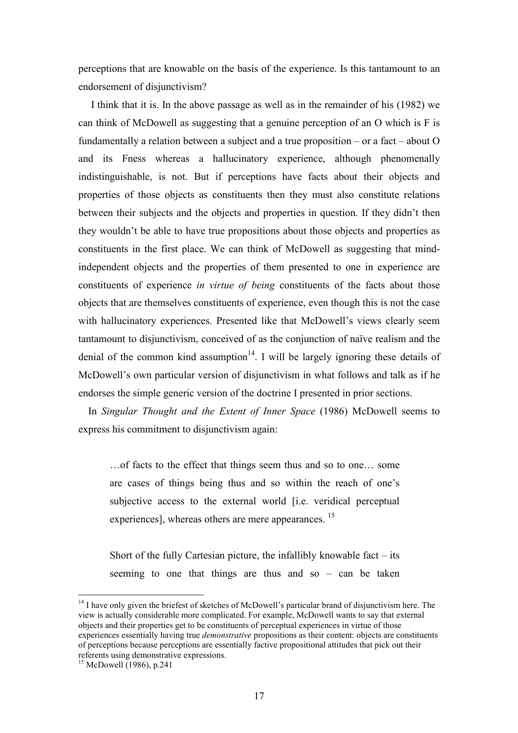perceptions that are knowable on the basis of the experience. Is this tantamount to an endorsement of disjunctivism?

I think that it is. In the above passage as well as in the remainder of his (1982) we can think of McDowell as suggesting that a genuine perception of an O which is F is fundamentally a relation between a subject and a true proposition – or a fact – about O and its Fness whereas a hallucinatory experience, although phenomenally indistinguishable, is not. But if perceptions have facts about their objects and properties of those objects as constituents then they must also constitute relations between their subjects and the objects and properties in question. If they didn't then they wouldn't be able to have true propositions about those objects and properties as constituents in the first place. We can think of McDowell as suggesting that mind-independent objects and the properties of them presented to one in experience are constituents of experience *in virtue of being* constituents of the facts about those objects that are themselves constituents of experience, even though this is not the case with hallucinatory experiences. Presented like that McDowell's views clearly seem tantamount to disjunctivism, conceived of as the conjunction of naïve realism and the denial of the common kind assumption[14]. I will be largely ignoring these details of McDowell's own particular version of disjunctivism in what follows and talk as if he endorses the simple generic version of the doctrine I presented in prior sections.

In *Singular Thought and the Extent of Inner Space* (1986) McDowell seems to express his commitment to disjunctivism again:

> …of facts to the effect that things seem thus and so to one… some are cases of things being thus and so within the reach of one's subjective access to the external world [i.e. veridical perceptual experiences], whereas others are mere appearances. [15]

> Short of the fully Cartesian picture, the infallibly knowable fact – its seeming to one that things are thus and so – can be taken

[14] I have only given the briefest of sketches of McDowell's particular brand of disjunctivism here. The view is actually considerable more complicated. For example, McDowell wants to say that external objects and their properties get to be constituents of perceptual experiences in virtue of those experiences essentially having true *demonstrative* propositions as their content: objects are constituents of perceptions because perceptions are essentially factive propositional attitudes that pick out their referents using demonstrative expressions.

[15] McDowell (1986), p.241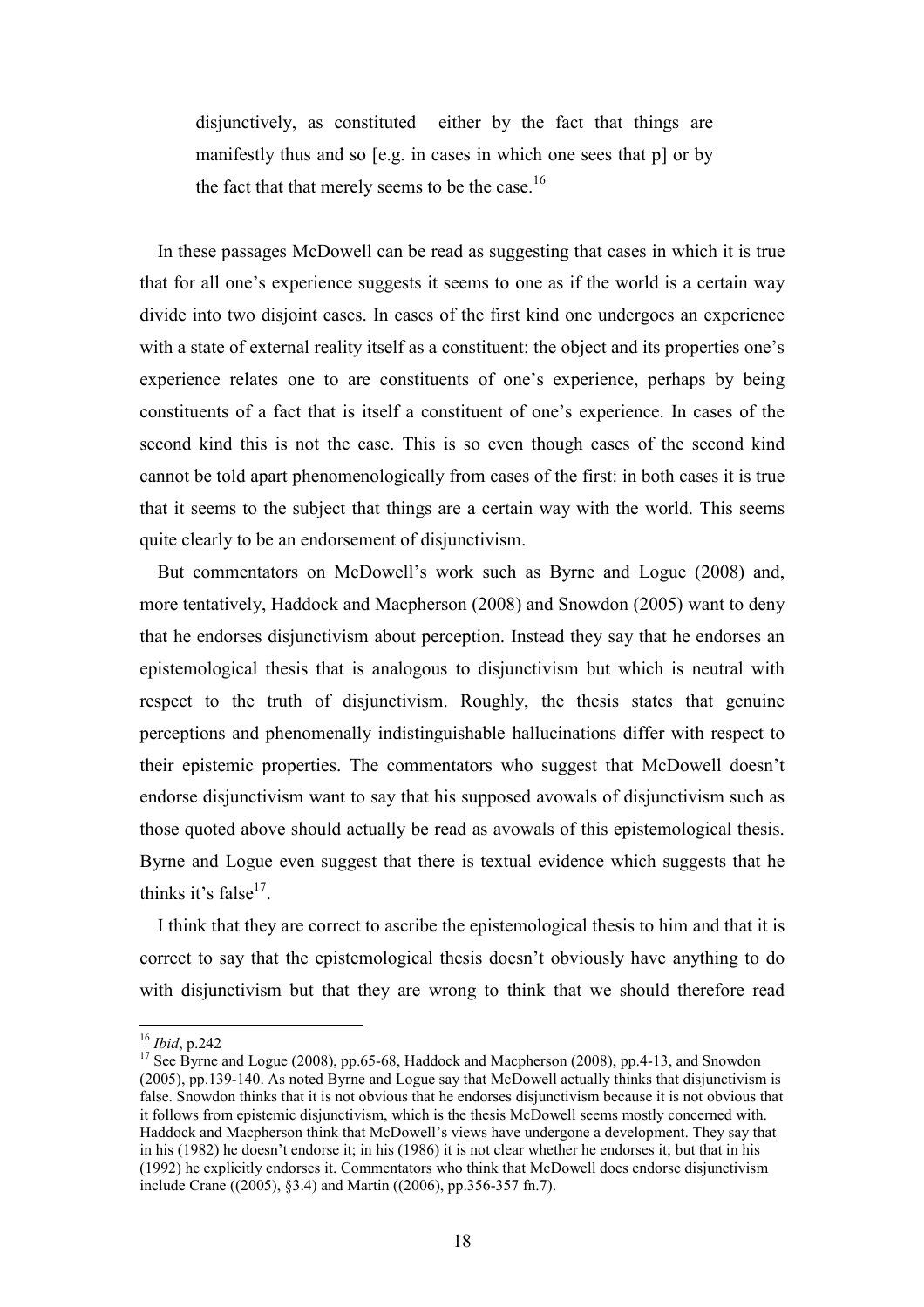> disjunctively, as constituted either by the fact that things are manifestly thus and so [e.g. in cases in which one sees that p] or by the fact that that merely seems to be the case.[16]

In these passages McDowell can be read as suggesting that cases in which it is true that for all one's experience suggests it seems to one as if the world is a certain way divide into two disjoint cases. In cases of the first kind one undergoes an experience with a state of external reality itself as a constituent: the object and its properties one's experience relates one to are constituents of one's experience, perhaps by being constituents of a fact that is itself a constituent of one's experience. In cases of the second kind this is not the case. This is so even though cases of the second kind cannot be told apart phenomenologically from cases of the first: in both cases it is true that it seems to the subject that things are a certain way with the world. This seems quite clearly to be an endorsement of disjunctivism.

But commentators on McDowell's work such as Byrne and Logue (2008) and, more tentatively, Haddock and Macpherson (2008) and Snowdon (2005) want to deny that he endorses disjunctivism about perception. Instead they say that he endorses an epistemological thesis that is analogous to disjunctivism but which is neutral with respect to the truth of disjunctivism. Roughly, the thesis states that genuine perceptions and phenomenally indistinguishable hallucinations differ with respect to their epistemic properties. The commentators who suggest that McDowell doesn't endorse disjunctivism want to say that his supposed avowals of disjunctivism such as those quoted above should actually be read as avowals of this epistemological thesis. Byrne and Logue even suggest that there is textual evidence which suggests that he thinks it's false[17].

I think that they are correct to ascribe the epistemological thesis to him and that it is correct to say that the epistemological thesis doesn't obviously have anything to do with disjunctivism but that they are wrong to think that we should therefore read

---

[16] *Ibid*, p.242

[17] See Byrne and Logue (2008), pp.65-68, Haddock and Macpherson (2008), pp.4-13, and Snowdon (2005), pp.139-140. As noted Byrne and Logue say that McDowell actually thinks that disjunctivism is false. Snowdon thinks that it is not obvious that he endorses disjunctivism because it is not obvious that it follows from epistemic disjunctivism, which is the thesis McDowell seems mostly concerned with. Haddock and Macpherson think that McDowell's views have undergone a development. They say that in his (1982) he doesn't endorse it; in his (1986) it is not clear whether he endorses it; but that in his (1992) he explicitly endorses it. Commentators who think that McDowell does endorse disjunctivism include Crane ((2005), §3.4) and Martin ((2006), pp.356-357 fn.7).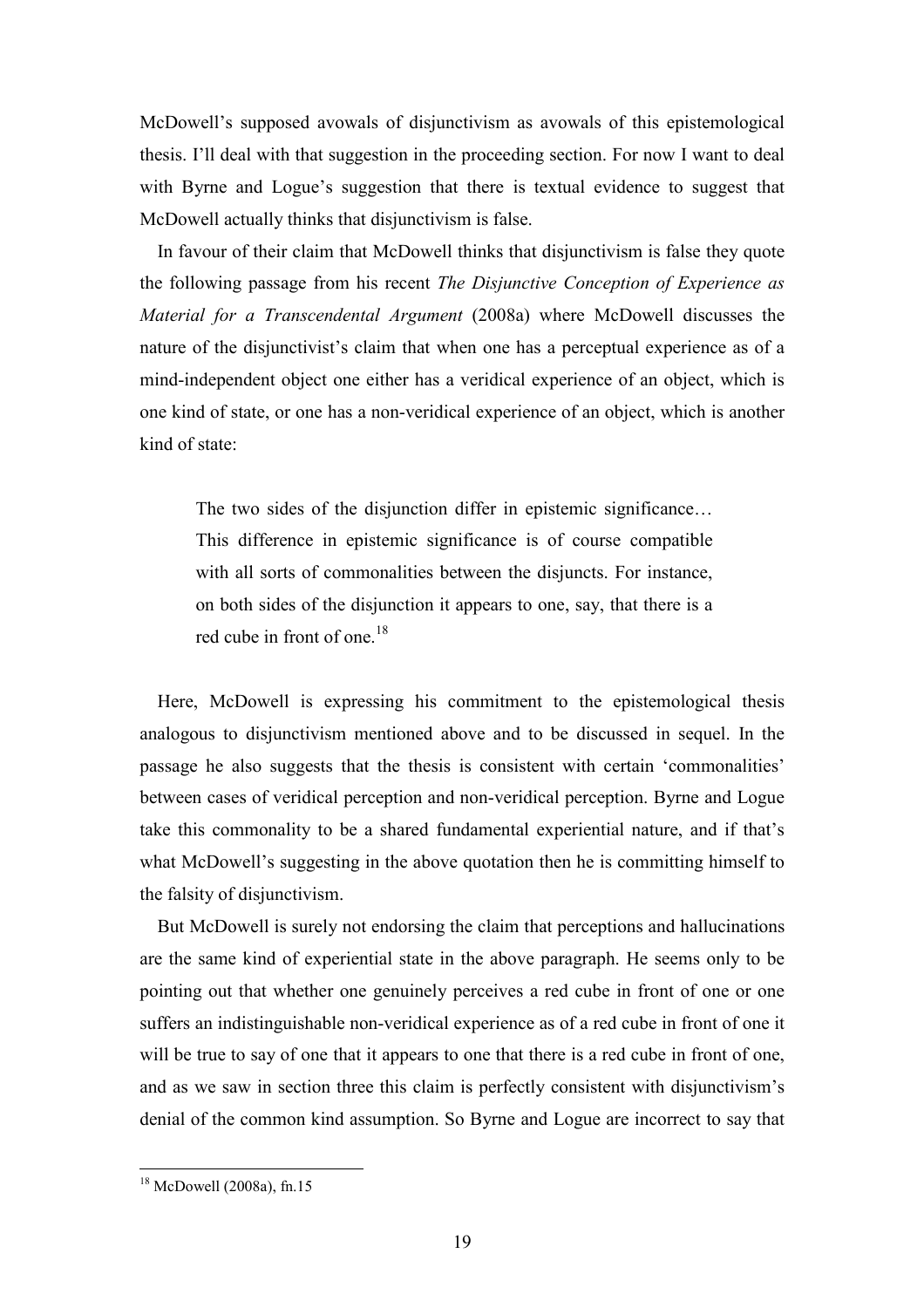McDowell's supposed avowals of disjunctivism as avowals of this epistemological thesis. I'll deal with that suggestion in the proceeding section. For now I want to deal with Byrne and Logue's suggestion that there is textual evidence to suggest that McDowell actually thinks that disjunctivism is false.

In favour of their claim that McDowell thinks that disjunctivism is false they quote the following passage from his recent *The Disjunctive Conception of Experience as Material for a Transcendental Argument* (2008a) where McDowell discusses the nature of the disjunctivist's claim that when one has a perceptual experience as of a mind-independent object one either has a veridical experience of an object, which is one kind of state, or one has a non-veridical experience of an object, which is another kind of state:

> The two sides of the disjunction differ in epistemic significance… This difference in epistemic significance is of course compatible with all sorts of commonalities between the disjuncts. For instance, on both sides of the disjunction it appears to one, say, that there is a red cube in front of one.[18]

Here, McDowell is expressing his commitment to the epistemological thesis analogous to disjunctivism mentioned above and to be discussed in sequel. In the passage he also suggests that the thesis is consistent with certain 'commonalities' between cases of veridical perception and non-veridical perception. Byrne and Logue take this commonality to be a shared fundamental experiential nature, and if that's what McDowell's suggesting in the above quotation then he is committing himself to the falsity of disjunctivism.

But McDowell is surely not endorsing the claim that perceptions and hallucinations are the same kind of experiential state in the above paragraph. He seems only to be pointing out that whether one genuinely perceives a red cube in front of one or one suffers an indistinguishable non-veridical experience as of a red cube in front of one it will be true to say of one that it appears to one that there is a red cube in front of one, and as we saw in section three this claim is perfectly consistent with disjunctivism's denial of the common kind assumption. So Byrne and Logue are incorrect to say that

[18] McDowell (2008a), fn.15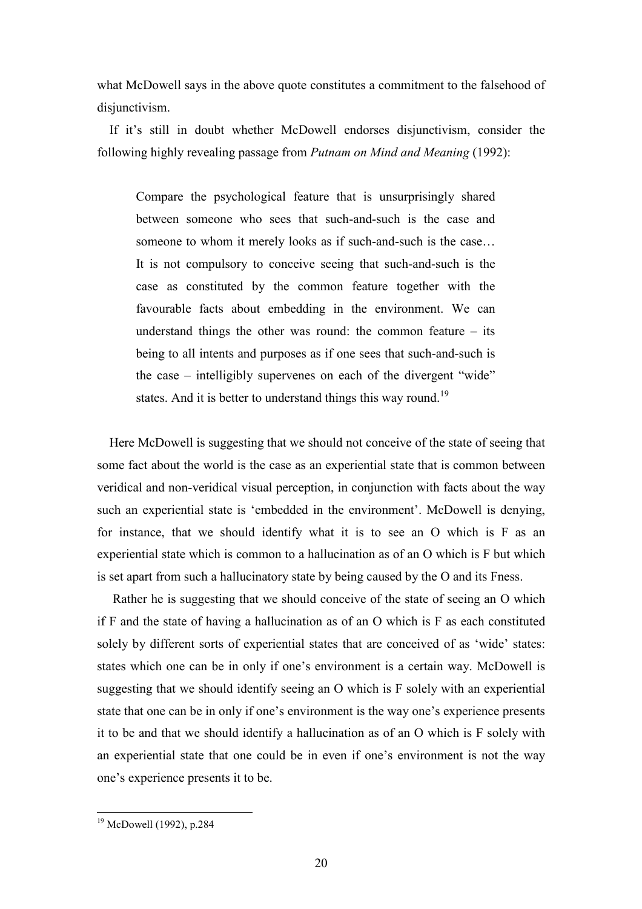what McDowell says in the above quote constitutes a commitment to the falsehood of disjunctivism.

If it's still in doubt whether McDowell endorses disjunctivism, consider the following highly revealing passage from *Putnam on Mind and Meaning* (1992):

> Compare the psychological feature that is unsurprisingly shared between someone who sees that such-and-such is the case and someone to whom it merely looks as if such-and-such is the case… It is not compulsory to conceive seeing that such-and-such is the case as constituted by the common feature together with the favourable facts about embedding in the environment. We can understand things the other was round: the common feature – its being to all intents and purposes as if one sees that such-and-such is the case – intelligibly supervenes on each of the divergent "wide" states. And it is better to understand things this way round.[19]

Here McDowell is suggesting that we should not conceive of the state of seeing that some fact about the world is the case as an experiential state that is common between veridical and non-veridical visual perception, in conjunction with facts about the way such an experiential state is 'embedded in the environment'. McDowell is denying, for instance, that we should identify what it is to see an O which is F as an experiential state which is common to a hallucination as of an O which is F but which is set apart from such a hallucinatory state by being caused by the O and its Fness.

Rather he is suggesting that we should conceive of the state of seeing an O which if F and the state of having a hallucination as of an O which is F as each constituted solely by different sorts of experiential states that are conceived of as 'wide' states: states which one can be in only if one's environment is a certain way. McDowell is suggesting that we should identify seeing an O which is F solely with an experiential state that one can be in only if one's environment is the way one's experience presents it to be and that we should identify a hallucination as of an O which is F solely with an experiential state that one could be in even if one's environment is not the way one's experience presents it to be.

---

[19] McDowell (1992), p.284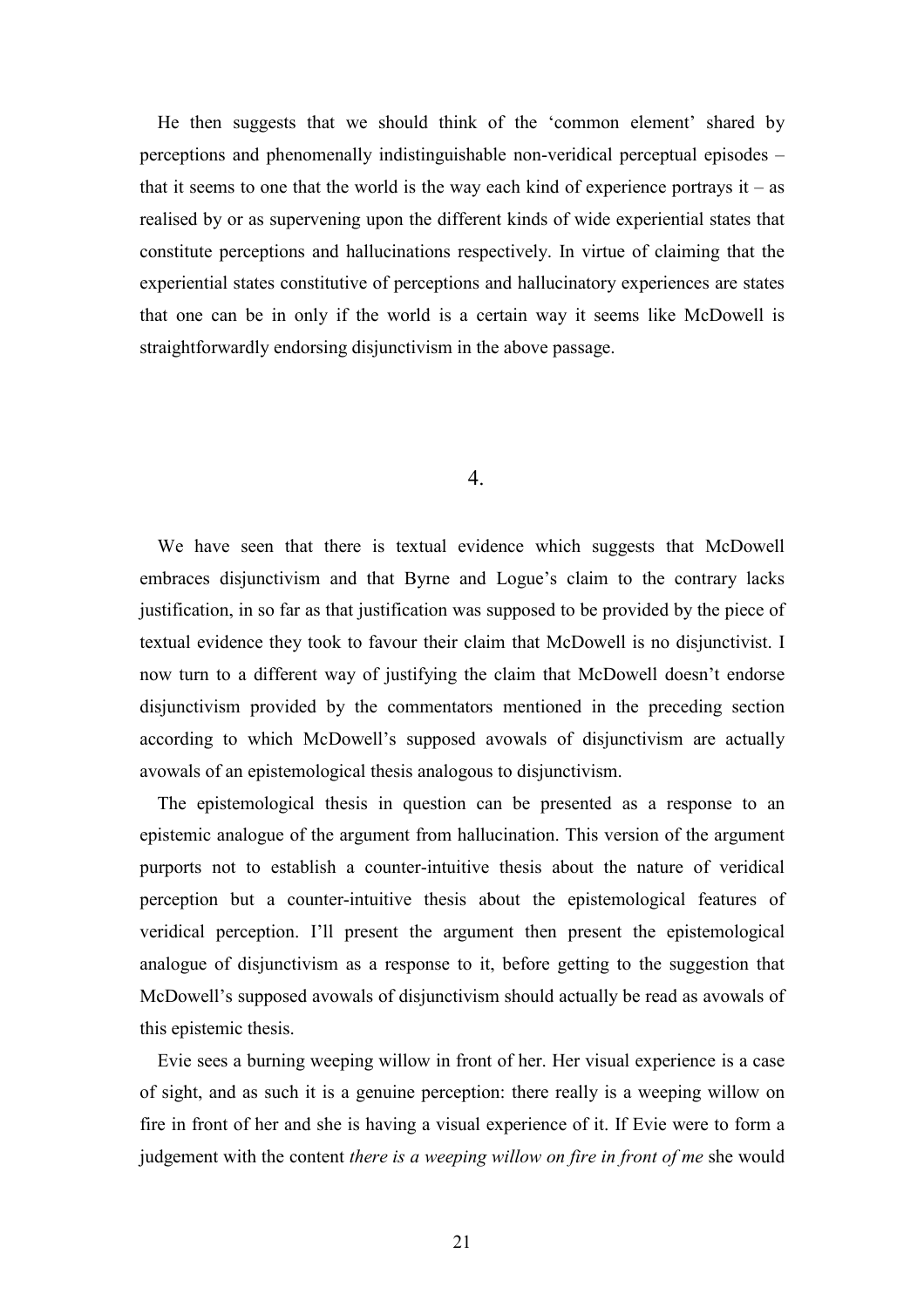He then suggests that we should think of the 'common element' shared by perceptions and phenomenally indistinguishable non-veridical perceptual episodes – that it seems to one that the world is the way each kind of experience portrays it – as realised by or as supervening upon the different kinds of wide experiential states that constitute perceptions and hallucinations respectively. In virtue of claiming that the experiential states constitutive of perceptions and hallucinatory experiences are states that one can be in only if the world is a certain way it seems like McDowell is straightforwardly endorsing disjunctivism in the above passage.

## 4.

We have seen that there is textual evidence which suggests that McDowell embraces disjunctivism and that Byrne and Logue's claim to the contrary lacks justification, in so far as that justification was supposed to be provided by the piece of textual evidence they took to favour their claim that McDowell is no disjunctivist. I now turn to a different way of justifying the claim that McDowell doesn't endorse disjunctivism provided by the commentators mentioned in the preceding section according to which McDowell's supposed avowals of disjunctivism are actually avowals of an epistemological thesis analogous to disjunctivism.

The epistemological thesis in question can be presented as a response to an epistemic analogue of the argument from hallucination. This version of the argument purports not to establish a counter-intuitive thesis about the nature of veridical perception but a counter-intuitive thesis about the epistemological features of veridical perception. I'll present the argument then present the epistemological analogue of disjunctivism as a response to it, before getting to the suggestion that McDowell's supposed avowals of disjunctivism should actually be read as avowals of this epistemic thesis.

Evie sees a burning weeping willow in front of her. Her visual experience is a case of sight, and as such it is a genuine perception: there really is a weeping willow on fire in front of her and she is having a visual experience of it. If Evie were to form a judgement with the content *there is a weeping willow on fire in front of me* she would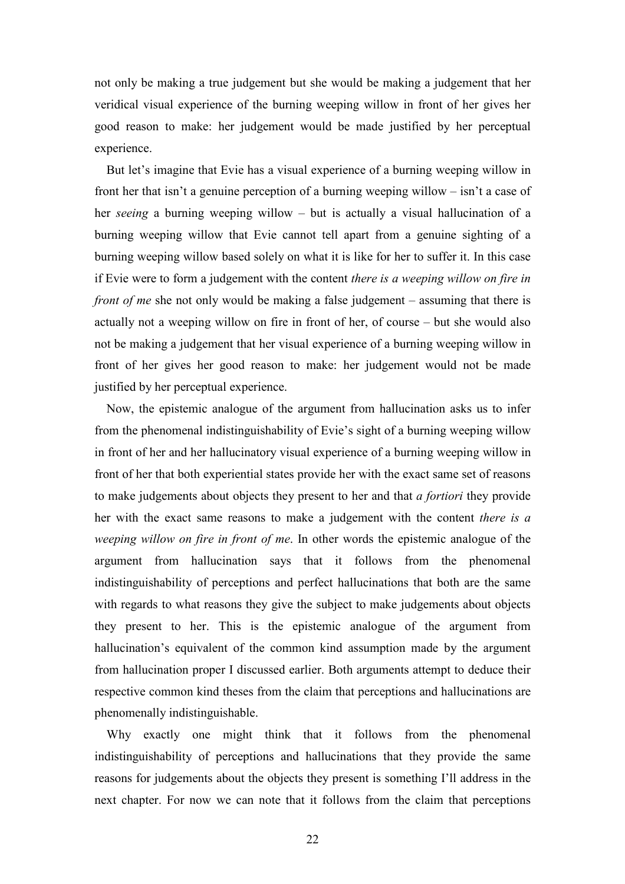not only be making a true judgement but she would be making a judgement that her veridical visual experience of the burning weeping willow in front of her gives her good reason to make: her judgement would be made justified by her perceptual experience.

But let's imagine that Evie has a visual experience of a burning weeping willow in front her that isn't a genuine perception of a burning weeping willow – isn't a case of her *seeing* a burning weeping willow – but is actually a visual hallucination of a burning weeping willow that Evie cannot tell apart from a genuine sighting of a burning weeping willow based solely on what it is like for her to suffer it. In this case if Evie were to form a judgement with the content *there is a weeping willow on fire in front of me* she not only would be making a false judgement – assuming that there is actually not a weeping willow on fire in front of her, of course – but she would also not be making a judgement that her visual experience of a burning weeping willow in front of her gives her good reason to make: her judgement would not be made justified by her perceptual experience.

Now, the epistemic analogue of the argument from hallucination asks us to infer from the phenomenal indistinguishability of Evie's sight of a burning weeping willow in front of her and her hallucinatory visual experience of a burning weeping willow in front of her that both experiential states provide her with the exact same set of reasons to make judgements about objects they present to her and that *a fortiori* they provide her with the exact same reasons to make a judgement with the content *there is a weeping willow on fire in front of me*. In other words the epistemic analogue of the argument from hallucination says that it follows from the phenomenal indistinguishability of perceptions and perfect hallucinations that both are the same with regards to what reasons they give the subject to make judgements about objects they present to her. This is the epistemic analogue of the argument from hallucination's equivalent of the common kind assumption made by the argument from hallucination proper I discussed earlier. Both arguments attempt to deduce their respective common kind theses from the claim that perceptions and hallucinations are phenomenally indistinguishable.

Why exactly one might think that it follows from the phenomenal indistinguishability of perceptions and hallucinations that they provide the same reasons for judgements about the objects they present is something I'll address in the next chapter. For now we can note that it follows from the claim that perceptions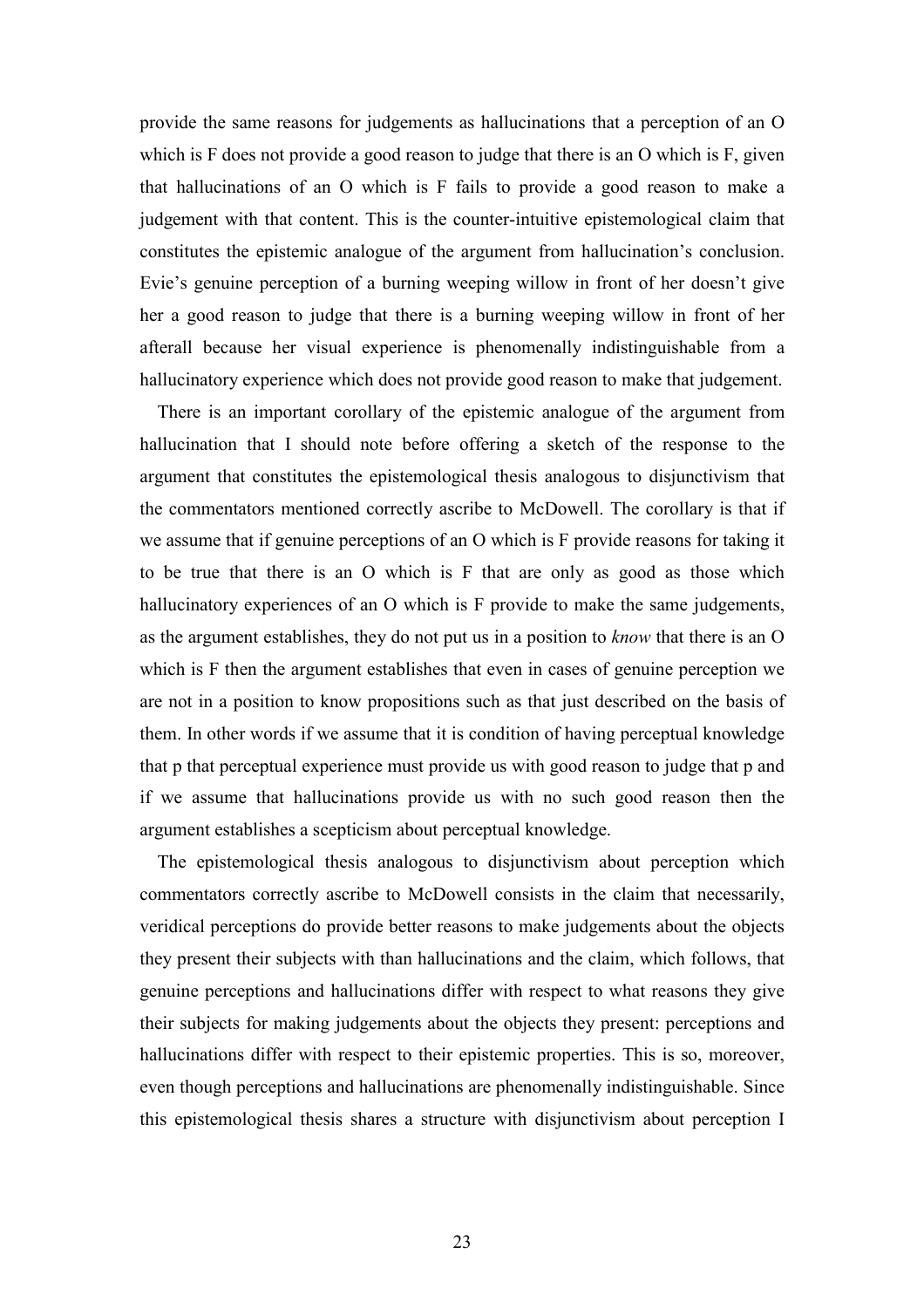provide the same reasons for judgements as hallucinations that a perception of an O which is F does not provide a good reason to judge that there is an O which is F, given that hallucinations of an O which is F fails to provide a good reason to make a judgement with that content. This is the counter-intuitive epistemological claim that constitutes the epistemic analogue of the argument from hallucination's conclusion. Evie's genuine perception of a burning weeping willow in front of her doesn't give her a good reason to judge that there is a burning weeping willow in front of her afterall because her visual experience is phenomenally indistinguishable from a hallucinatory experience which does not provide good reason to make that judgement.

There is an important corollary of the epistemic analogue of the argument from hallucination that I should note before offering a sketch of the response to the argument that constitutes the epistemological thesis analogous to disjunctivism that the commentators mentioned correctly ascribe to McDowell. The corollary is that if we assume that if genuine perceptions of an O which is F provide reasons for taking it to be true that there is an O which is F that are only as good as those which hallucinatory experiences of an O which is F provide to make the same judgements, as the argument establishes, they do not put us in a position to *know* that there is an O which is F then the argument establishes that even in cases of genuine perception we are not in a position to know propositions such as that just described on the basis of them. In other words if we assume that it is condition of having perceptual knowledge that p that perceptual experience must provide us with good reason to judge that p and if we assume that hallucinations provide us with no such good reason then the argument establishes a scepticism about perceptual knowledge.

The epistemological thesis analogous to disjunctivism about perception which commentators correctly ascribe to McDowell consists in the claim that necessarily, veridical perceptions do provide better reasons to make judgements about the objects they present their subjects with than hallucinations and the claim, which follows, that genuine perceptions and hallucinations differ with respect to what reasons they give their subjects for making judgements about the objects they present: perceptions and hallucinations differ with respect to their epistemic properties. This is so, moreover, even though perceptions and hallucinations are phenomenally indistinguishable. Since this epistemological thesis shares a structure with disjunctivism about perception I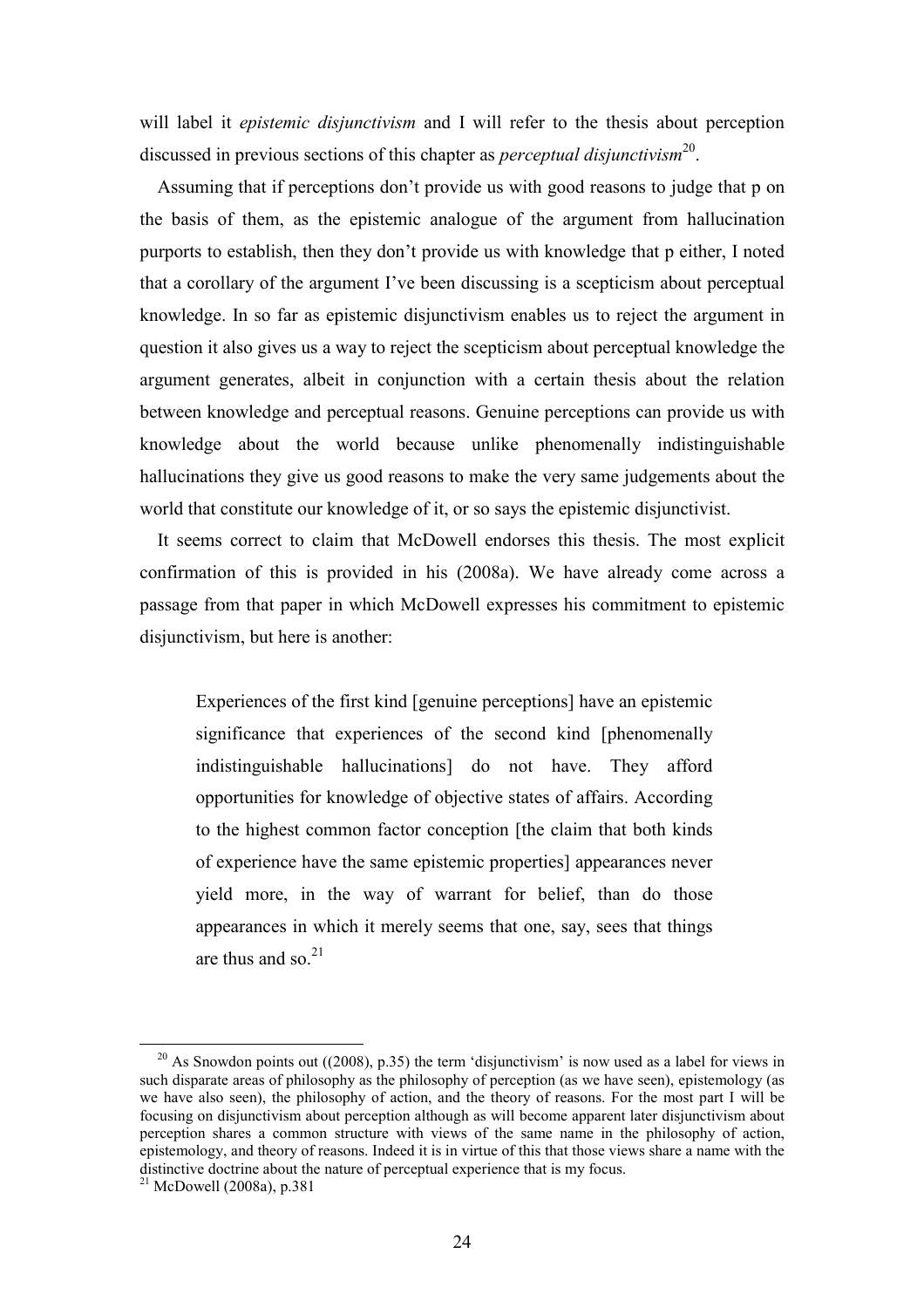will label it *epistemic disjunctivism* and I will refer to the thesis about perception discussed in previous sections of this chapter as *perceptual disjunctivism*[20].

Assuming that if perceptions don't provide us with good reasons to judge that p on the basis of them, as the epistemic analogue of the argument from hallucination purports to establish, then they don't provide us with knowledge that p either, I noted that a corollary of the argument I've been discussing is a scepticism about perceptual knowledge. In so far as epistemic disjunctivism enables us to reject the argument in question it also gives us a way to reject the scepticism about perceptual knowledge the argument generates, albeit in conjunction with a certain thesis about the relation between knowledge and perceptual reasons. Genuine perceptions can provide us with knowledge about the world because unlike phenomenally indistinguishable hallucinations they give us good reasons to make the very same judgements about the world that constitute our knowledge of it, or so says the epistemic disjunctivist.

It seems correct to claim that McDowell endorses this thesis. The most explicit confirmation of this is provided in his (2008a). We have already come across a passage from that paper in which McDowell expresses his commitment to epistemic disjunctivism, but here is another:

> Experiences of the first kind [genuine perceptions] have an epistemic significance that experiences of the second kind [phenomenally indistinguishable hallucinations] do not have. They afford opportunities for knowledge of objective states of affairs. According to the highest common factor conception [the claim that both kinds of experience have the same epistemic properties] appearances never yield more, in the way of warrant for belief, than do those appearances in which it merely seems that one, say, sees that things are thus and so.[21]

---

[20] As Snowdon points out ((2008), p.35) the term 'disjunctivism' is now used as a label for views in such disparate areas of philosophy as the philosophy of perception (as we have seen), epistemology (as we have also seen), the philosophy of action, and the theory of reasons. For the most part I will be focusing on disjunctivism about perception although as will become apparent later disjunctivism about perception shares a common structure with views of the same name in the philosophy of action, epistemology, and theory of reasons. Indeed it is in virtue of this that those views share a name with the distinctive doctrine about the nature of perceptual experience that is my focus.

[21] McDowell (2008a), p.381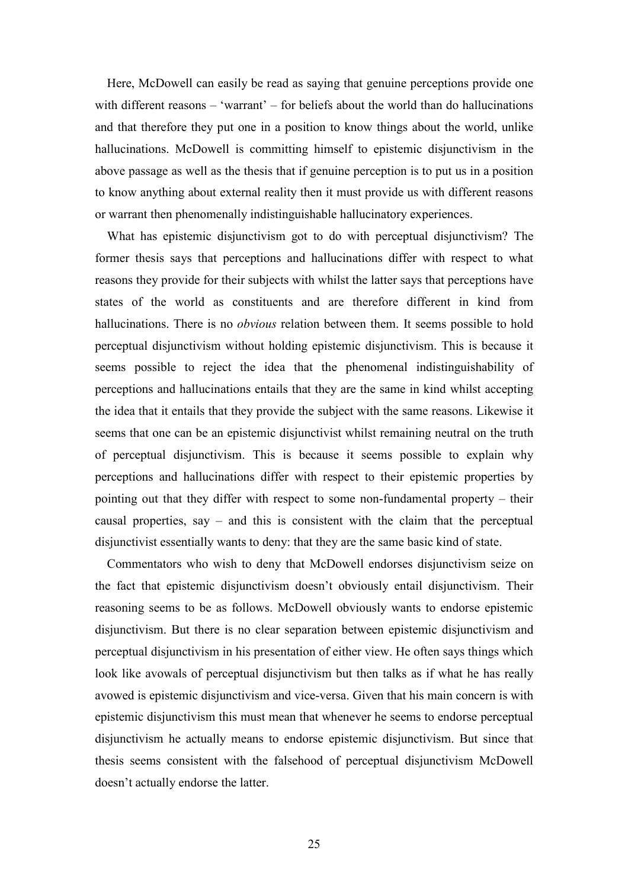Here, McDowell can easily be read as saying that genuine perceptions provide one with different reasons – 'warrant' – for beliefs about the world than do hallucinations and that therefore they put one in a position to know things about the world, unlike hallucinations. McDowell is committing himself to epistemic disjunctivism in the above passage as well as the thesis that if genuine perception is to put us in a position to know anything about external reality then it must provide us with different reasons or warrant then phenomenally indistinguishable hallucinatory experiences.

What has epistemic disjunctivism got to do with perceptual disjunctivism? The former thesis says that perceptions and hallucinations differ with respect to what reasons they provide for their subjects with whilst the latter says that perceptions have states of the world as constituents and are therefore different in kind from hallucinations. There is no *obvious* relation between them. It seems possible to hold perceptual disjunctivism without holding epistemic disjunctivism. This is because it seems possible to reject the idea that the phenomenal indistinguishability of perceptions and hallucinations entails that they are the same in kind whilst accepting the idea that it entails that they provide the subject with the same reasons. Likewise it seems that one can be an epistemic disjunctivist whilst remaining neutral on the truth of perceptual disjunctivism. This is because it seems possible to explain why perceptions and hallucinations differ with respect to their epistemic properties by pointing out that they differ with respect to some non-fundamental property – their causal properties, say – and this is consistent with the claim that the perceptual disjunctivist essentially wants to deny: that they are the same basic kind of state.

Commentators who wish to deny that McDowell endorses disjunctivism seize on the fact that epistemic disjunctivism doesn't obviously entail disjunctivism. Their reasoning seems to be as follows. McDowell obviously wants to endorse epistemic disjunctivism. But there is no clear separation between epistemic disjunctivism and perceptual disjunctivism in his presentation of either view. He often says things which look like avowals of perceptual disjunctivism but then talks as if what he has really avowed is epistemic disjunctivism and vice-versa. Given that his main concern is with epistemic disjunctivism this must mean that whenever he seems to endorse perceptual disjunctivism he actually means to endorse epistemic disjunctivism. But since that thesis seems consistent with the falsehood of perceptual disjunctivism McDowell doesn't actually endorse the latter.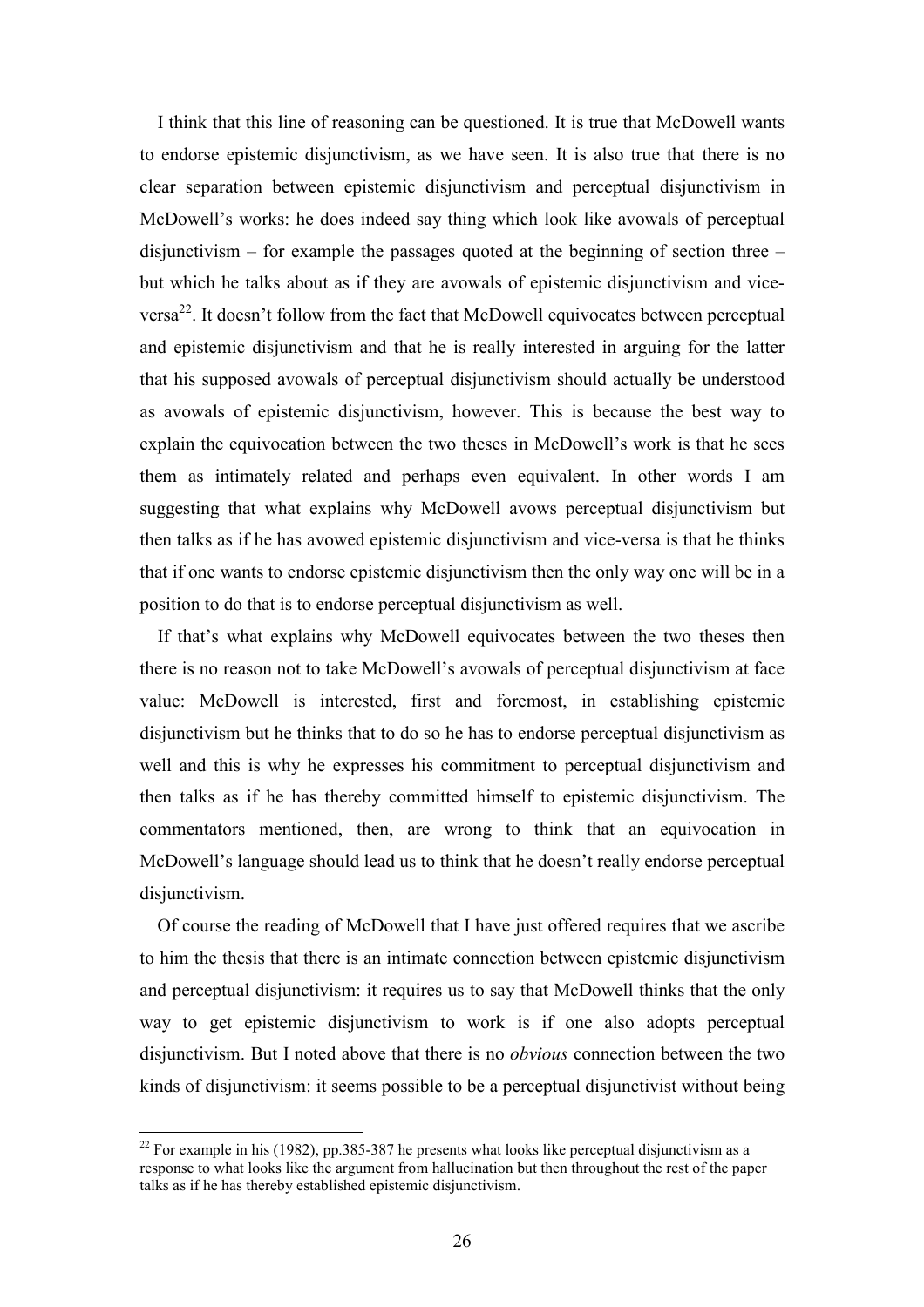I think that this line of reasoning can be questioned. It is true that McDowell wants to endorse epistemic disjunctivism, as we have seen. It is also true that there is no clear separation between epistemic disjunctivism and perceptual disjunctivism in McDowell's works: he does indeed say thing which look like avowals of perceptual disjunctivism – for example the passages quoted at the beginning of section three – but which he talks about as if they are avowals of epistemic disjunctivism and vice-versa[22]. It doesn't follow from the fact that McDowell equivocates between perceptual and epistemic disjunctivism and that he is really interested in arguing for the latter that his supposed avowals of perceptual disjunctivism should actually be understood as avowals of epistemic disjunctivism, however. This is because the best way to explain the equivocation between the two theses in McDowell's work is that he sees them as intimately related and perhaps even equivalent. In other words I am suggesting that what explains why McDowell avows perceptual disjunctivism but then talks as if he has avowed epistemic disjunctivism and vice-versa is that he thinks that if one wants to endorse epistemic disjunctivism then the only way one will be in a position to do that is to endorse perceptual disjunctivism as well.

If that's what explains why McDowell equivocates between the two theses then there is no reason not to take McDowell's avowals of perceptual disjunctivism at face value: McDowell is interested, first and foremost, in establishing epistemic disjunctivism but he thinks that to do so he has to endorse perceptual disjunctivism as well and this is why he expresses his commitment to perceptual disjunctivism and then talks as if he has thereby committed himself to epistemic disjunctivism. The commentators mentioned, then, are wrong to think that an equivocation in McDowell's language should lead us to think that he doesn't really endorse perceptual disjunctivism.

Of course the reading of McDowell that I have just offered requires that we ascribe to him the thesis that there is an intimate connection between epistemic disjunctivism and perceptual disjunctivism: it requires us to say that McDowell thinks that the only way to get epistemic disjunctivism to work is if one also adopts perceptual disjunctivism. But I noted above that there is no *obvious* connection between the two kinds of disjunctivism: it seems possible to be a perceptual disjunctivist without being

[22] For example in his (1982), pp.385-387 he presents what looks like perceptual disjunctivism as a response to what looks like the argument from hallucination but then throughout the rest of the paper talks as if he has thereby established epistemic disjunctivism.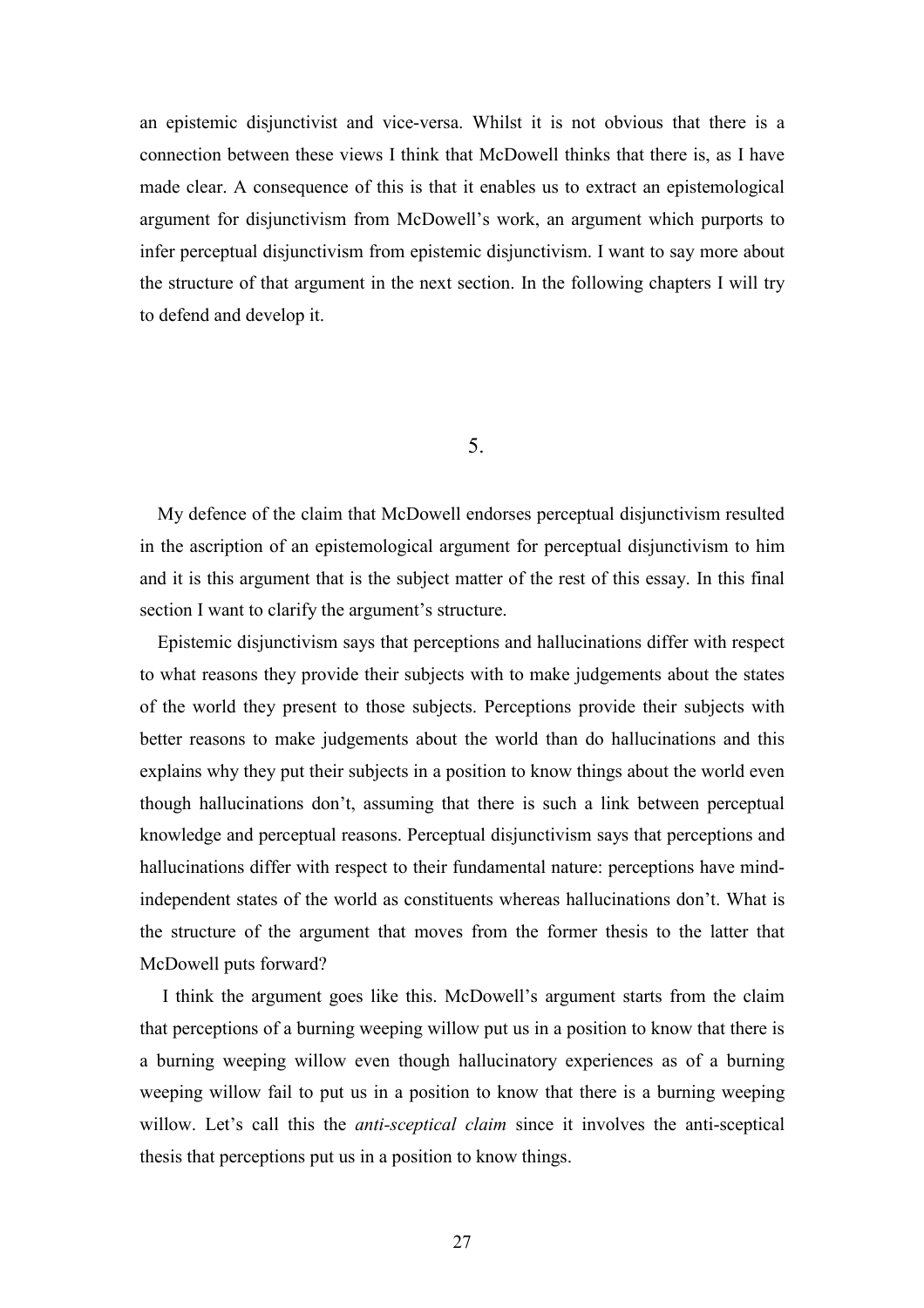an epistemic disjunctivist and vice-versa. Whilst it is not obvious that there is a connection between these views I think that McDowell thinks that there is, as I have made clear. A consequence of this is that it enables us to extract an epistemological argument for disjunctivism from McDowell's work, an argument which purports to infer perceptual disjunctivism from epistemic disjunctivism. I want to say more about the structure of that argument in the next section. In the following chapters I will try to defend and develop it.

## 5.

My defence of the claim that McDowell endorses perceptual disjunctivism resulted in the ascription of an epistemological argument for perceptual disjunctivism to him and it is this argument that is the subject matter of the rest of this essay. In this final section I want to clarify the argument's structure.

Epistemic disjunctivism says that perceptions and hallucinations differ with respect to what reasons they provide their subjects with to make judgements about the states of the world they present to those subjects. Perceptions provide their subjects with better reasons to make judgements about the world than do hallucinations and this explains why they put their subjects in a position to know things about the world even though hallucinations don't, assuming that there is such a link between perceptual knowledge and perceptual reasons. Perceptual disjunctivism says that perceptions and hallucinations differ with respect to their fundamental nature: perceptions have mind-independent states of the world as constituents whereas hallucinations don't. What is the structure of the argument that moves from the former thesis to the latter that McDowell puts forward?

I think the argument goes like this. McDowell's argument starts from the claim that perceptions of a burning weeping willow put us in a position to know that there is a burning weeping willow even though hallucinatory experiences as of a burning weeping willow fail to put us in a position to know that there is a burning weeping willow. Let's call this the *anti-sceptical claim* since it involves the anti-sceptical thesis that perceptions put us in a position to know things.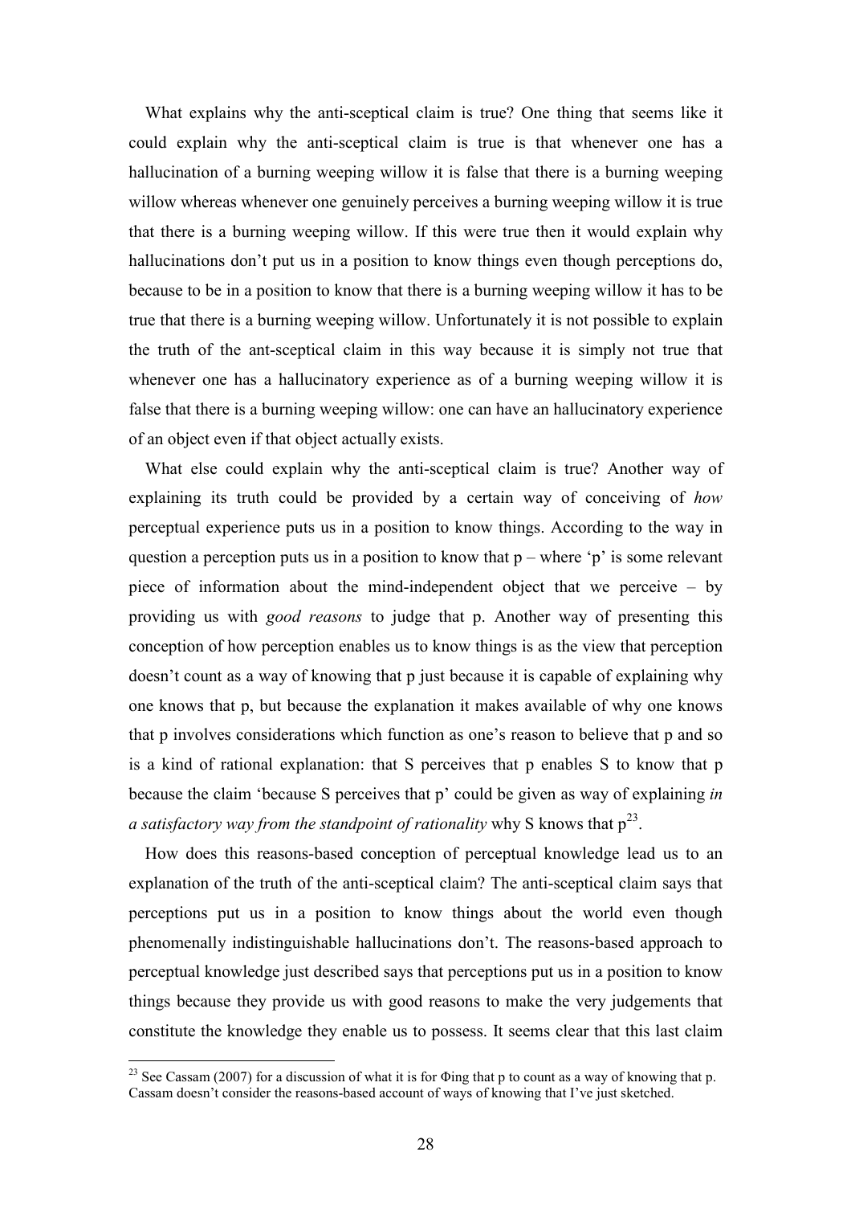What explains why the anti-sceptical claim is true? One thing that seems like it could explain why the anti-sceptical claim is true is that whenever one has a hallucination of a burning weeping willow it is false that there is a burning weeping willow whereas whenever one genuinely perceives a burning weeping willow it is true that there is a burning weeping willow. If this were true then it would explain why hallucinations don't put us in a position to know things even though perceptions do, because to be in a position to know that there is a burning weeping willow it has to be true that there is a burning weeping willow. Unfortunately it is not possible to explain the truth of the ant-sceptical claim in this way because it is simply not true that whenever one has a hallucinatory experience as of a burning weeping willow it is false that there is a burning weeping willow: one can have an hallucinatory experience of an object even if that object actually exists.

What else could explain why the anti-sceptical claim is true? Another way of explaining its truth could be provided by a certain way of conceiving of *how* perceptual experience puts us in a position to know things. According to the way in question a perception puts us in a position to know that p – where 'p' is some relevant piece of information about the mind-independent object that we perceive – by providing us with *good reasons* to judge that p. Another way of presenting this conception of how perception enables us to know things is as the view that perception doesn't count as a way of knowing that p just because it is capable of explaining why one knows that p, but because the explanation it makes available of why one knows that p involves considerations which function as one's reason to believe that p and so is a kind of rational explanation: that S perceives that p enables S to know that p because the claim 'because S perceives that p' could be given as way of explaining *in a satisfactory way from the standpoint of rationality* why S knows that p[23].

How does this reasons-based conception of perceptual knowledge lead us to an explanation of the truth of the anti-sceptical claim? The anti-sceptical claim says that perceptions put us in a position to know things about the world even though phenomenally indistinguishable hallucinations don't. The reasons-based approach to perceptual knowledge just described says that perceptions put us in a position to know things because they provide us with good reasons to make the very judgements that constitute the knowledge they enable us to possess. It seems clear that this last claim

[23] See Cassam (2007) for a discussion of what it is for Φing that p to count as a way of knowing that p. Cassam doesn't consider the reasons-based account of ways of knowing that I've just sketched.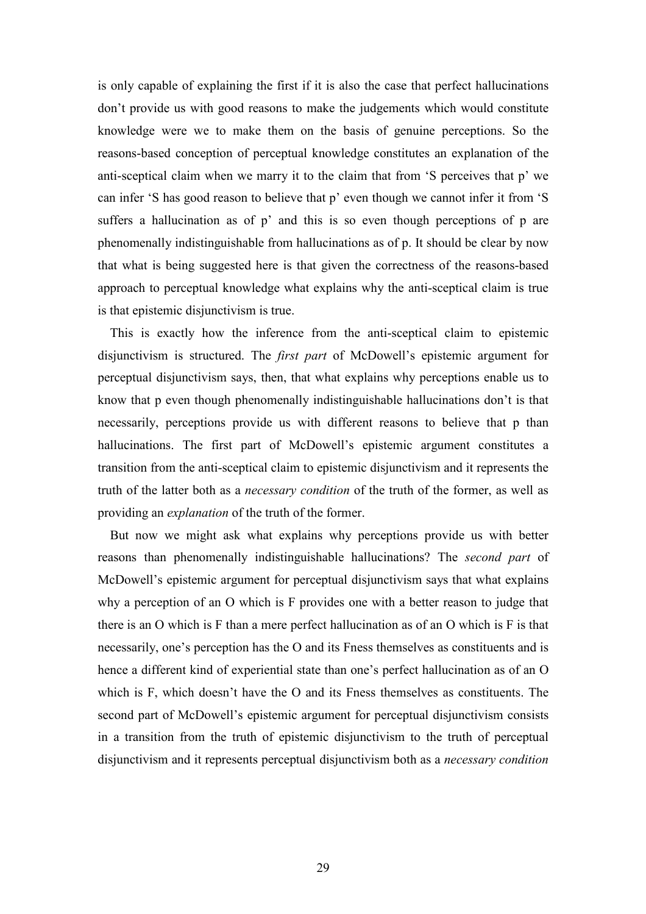is only capable of explaining the first if it is also the case that perfect hallucinations don't provide us with good reasons to make the judgements which would constitute knowledge were we to make them on the basis of genuine perceptions. So the reasons-based conception of perceptual knowledge constitutes an explanation of the anti-sceptical claim when we marry it to the claim that from 'S perceives that p' we can infer 'S has good reason to believe that p' even though we cannot infer it from 'S suffers a hallucination as of p' and this is so even though perceptions of p are phenomenally indistinguishable from hallucinations as of p. It should be clear by now that what is being suggested here is that given the correctness of the reasons-based approach to perceptual knowledge what explains why the anti-sceptical claim is true is that epistemic disjunctivism is true.

This is exactly how the inference from the anti-sceptical claim to epistemic disjunctivism is structured. The *first part* of McDowell's epistemic argument for perceptual disjunctivism says, then, that what explains why perceptions enable us to know that p even though phenomenally indistinguishable hallucinations don't is that necessarily, perceptions provide us with different reasons to believe that p than hallucinations. The first part of McDowell's epistemic argument constitutes a transition from the anti-sceptical claim to epistemic disjunctivism and it represents the truth of the latter both as a *necessary condition* of the truth of the former, as well as providing an *explanation* of the truth of the former.

But now we might ask what explains why perceptions provide us with better reasons than phenomenally indistinguishable hallucinations? The *second part* of McDowell's epistemic argument for perceptual disjunctivism says that what explains why a perception of an O which is F provides one with a better reason to judge that there is an O which is F than a mere perfect hallucination as of an O which is F is that necessarily, one's perception has the O and its Fness themselves as constituents and is hence a different kind of experiential state than one's perfect hallucination as of an O which is F, which doesn't have the O and its Fness themselves as constituents. The second part of McDowell's epistemic argument for perceptual disjunctivism consists in a transition from the truth of epistemic disjunctivism to the truth of perceptual disjunctivism and it represents perceptual disjunctivism both as a *necessary condition*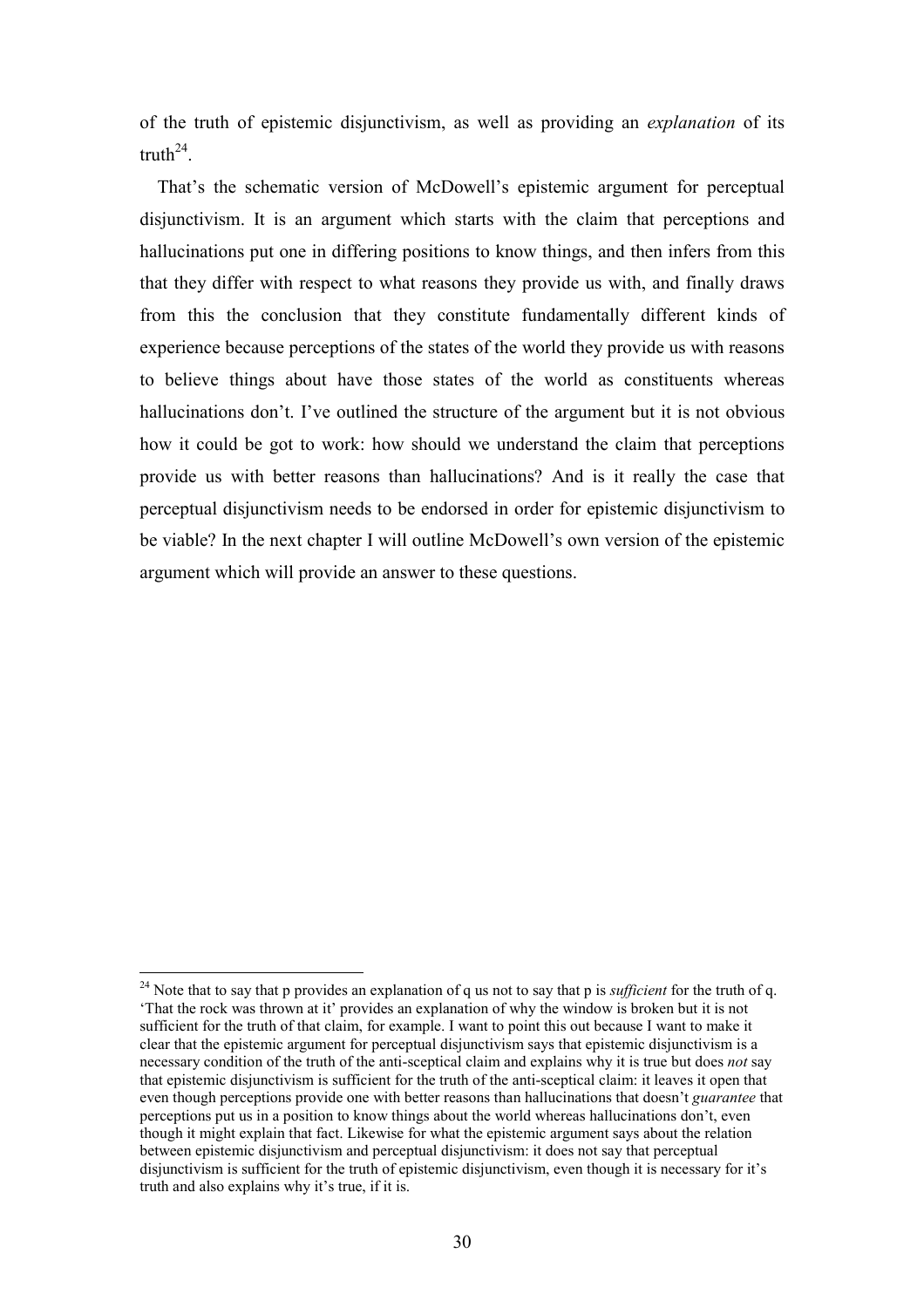of the truth of epistemic disjunctivism, as well as providing an *explanation* of its truth[24].

That's the schematic version of McDowell's epistemic argument for perceptual disjunctivism. It is an argument which starts with the claim that perceptions and hallucinations put one in differing positions to know things, and then infers from this that they differ with respect to what reasons they provide us with, and finally draws from this the conclusion that they constitute fundamentally different kinds of experience because perceptions of the states of the world they provide us with reasons to believe things about have those states of the world as constituents whereas hallucinations don't. I've outlined the structure of the argument but it is not obvious how it could be got to work: how should we understand the claim that perceptions provide us with better reasons than hallucinations? And is it really the case that perceptual disjunctivism needs to be endorsed in order for epistemic disjunctivism to be viable? In the next chapter I will outline McDowell's own version of the epistemic argument which will provide an answer to these questions.

---

[24] Note that to say that p provides an explanation of q us not to say that p is *sufficient* for the truth of q. 'That the rock was thrown at it' provides an explanation of why the window is broken but it is not sufficient for the truth of that claim, for example. I want to point this out because I want to make it clear that the epistemic argument for perceptual disjunctivism says that epistemic disjunctivism is a necessary condition of the truth of the anti-sceptical claim and explains why it is true but does *not* say that epistemic disjunctivism is sufficient for the truth of the anti-sceptical claim: it leaves it open that even though perceptions provide one with better reasons than hallucinations that doesn't *guarantee* that perceptions put us in a position to know things about the world whereas hallucinations don't, even though it might explain that fact. Likewise for what the epistemic argument says about the relation between epistemic disjunctivism and perceptual disjunctivism: it does not say that perceptual disjunctivism is sufficient for the truth of epistemic disjunctivism, even though it is necessary for it's truth and also explains why it's true, if it is.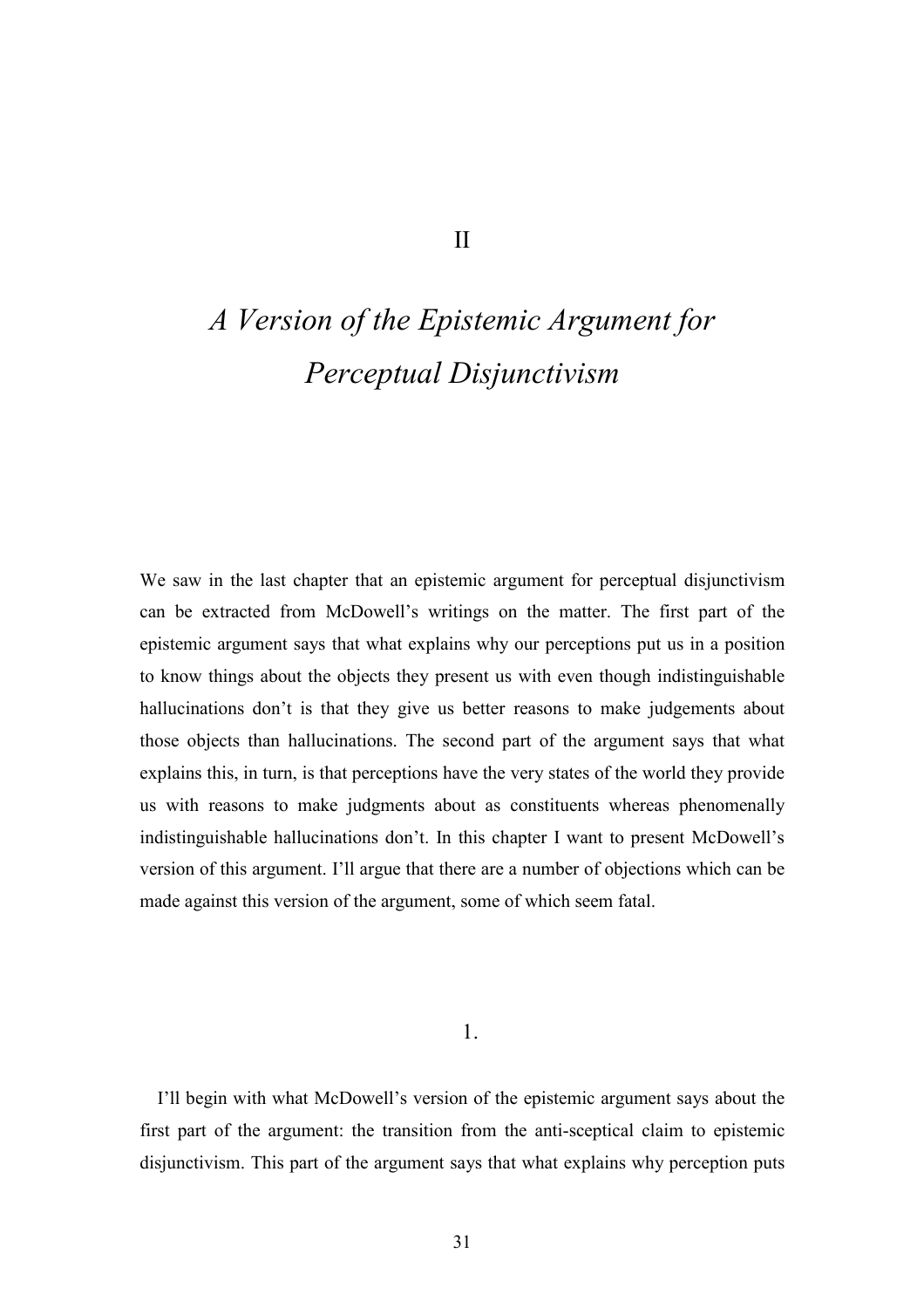# II

# *A Version of the Epistemic Argument for Perceptual Disjunctivism*

We saw in the last chapter that an epistemic argument for perceptual disjunctivism can be extracted from McDowell's writings on the matter. The first part of the epistemic argument says that what explains why our perceptions put us in a position to know things about the objects they present us with even though indistinguishable hallucinations don't is that they give us better reasons to make judgements about those objects than hallucinations. The second part of the argument says that what explains this, in turn, is that perceptions have the very states of the world they provide us with reasons to make judgments about as constituents whereas phenomenally indistinguishable hallucinations don't. In this chapter I want to present McDowell's version of this argument. I'll argue that there are a number of objections which can be made against this version of the argument, some of which seem fatal.

## 1.

I'll begin with what McDowell's version of the epistemic argument says about the first part of the argument: the transition from the anti-sceptical claim to epistemic disjunctivism. This part of the argument says that what explains why perception puts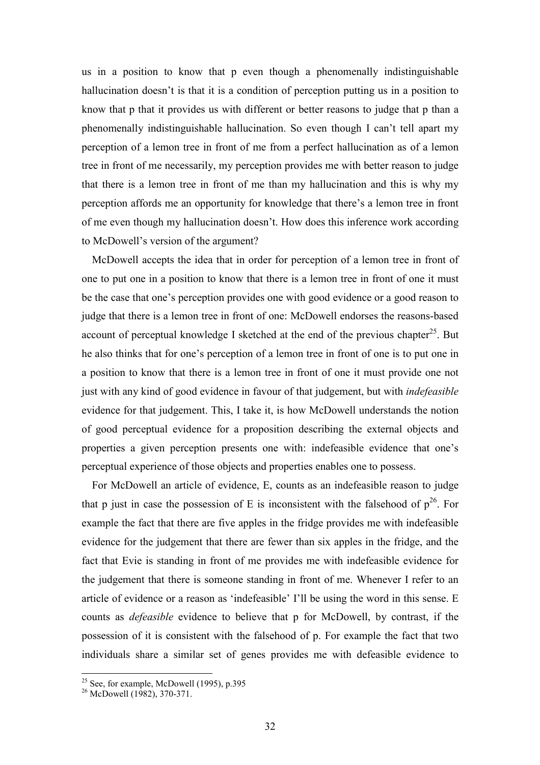us in a position to know that p even though a phenomenally indistinguishable hallucination doesn't is that it is a condition of perception putting us in a position to know that p that it provides us with different or better reasons to judge that p than a phenomenally indistinguishable hallucination. So even though I can't tell apart my perception of a lemon tree in front of me from a perfect hallucination as of a lemon tree in front of me necessarily, my perception provides me with better reason to judge that there is a lemon tree in front of me than my hallucination and this is why my perception affords me an opportunity for knowledge that there's a lemon tree in front of me even though my hallucination doesn't. How does this inference work according to McDowell's version of the argument?

McDowell accepts the idea that in order for perception of a lemon tree in front of one to put one in a position to know that there is a lemon tree in front of one it must be the case that one's perception provides one with good evidence or a good reason to judge that there is a lemon tree in front of one: McDowell endorses the reasons-based account of perceptual knowledge I sketched at the end of the previous chapter[25]. But he also thinks that for one's perception of a lemon tree in front of one is to put one in a position to know that there is a lemon tree in front of one it must provide one not just with any kind of good evidence in favour of that judgement, but with *indefeasible* evidence for that judgement. This, I take it, is how McDowell understands the notion of good perceptual evidence for a proposition describing the external objects and properties a given perception presents one with: indefeasible evidence that one's perceptual experience of those objects and properties enables one to possess.

For McDowell an article of evidence, E, counts as an indefeasible reason to judge that p just in case the possession of E is inconsistent with the falsehood of p[26]. For example the fact that there are five apples in the fridge provides me with indefeasible evidence for the judgement that there are fewer than six apples in the fridge, and the fact that Evie is standing in front of me provides me with indefeasible evidence for the judgement that there is someone standing in front of me. Whenever I refer to an article of evidence or a reason as 'indefeasible' I'll be using the word in this sense. E counts as *defeasible* evidence to believe that p for McDowell, by contrast, if the possession of it is consistent with the falsehood of p. For example the fact that two individuals share a similar set of genes provides me with defeasible evidence to

---

[25] See, for example, McDowell (1995), p.395

[26] McDowell (1982), 370-371.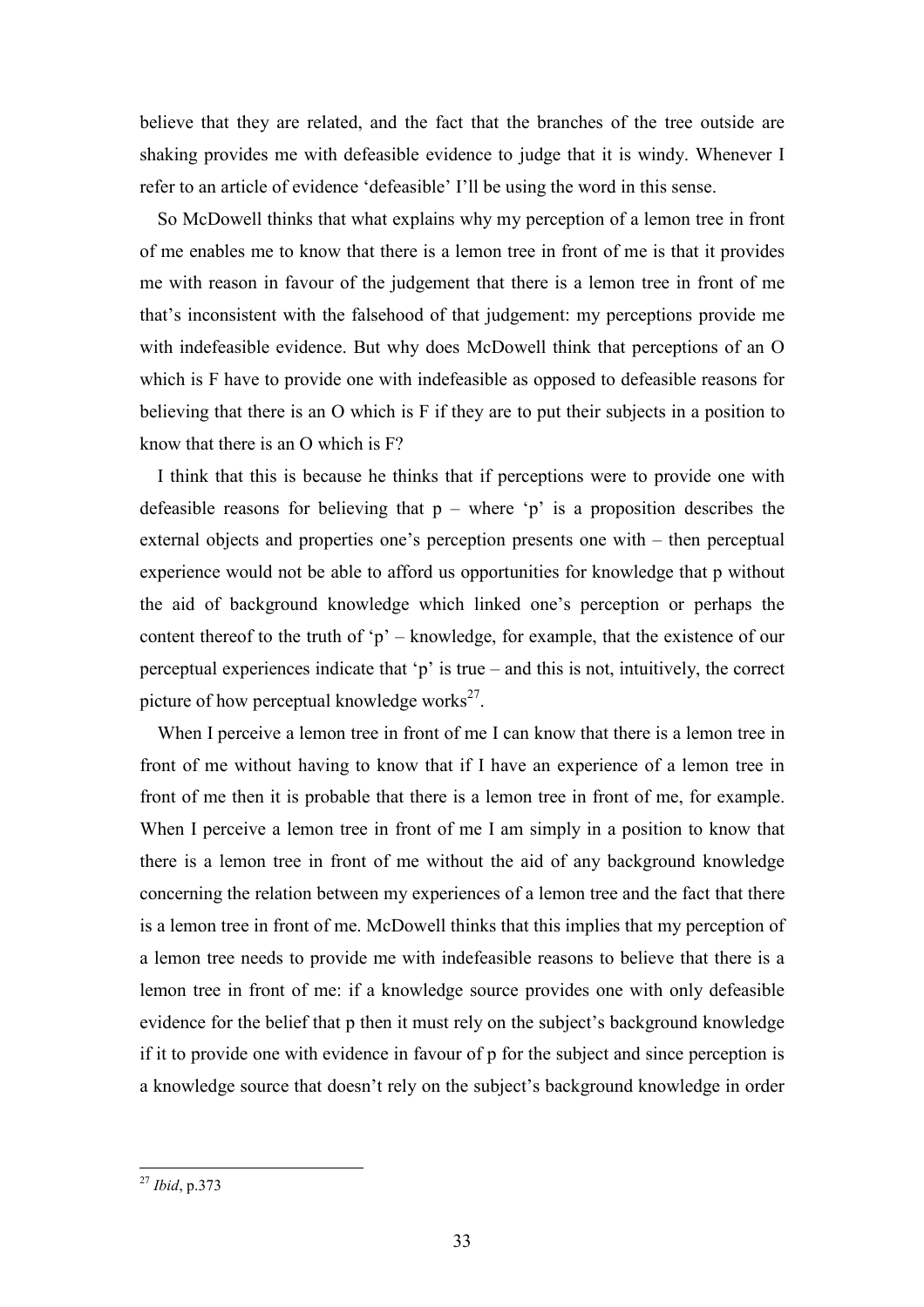believe that they are related, and the fact that the branches of the tree outside are shaking provides me with defeasible evidence to judge that it is windy. Whenever I refer to an article of evidence 'defeasible' I'll be using the word in this sense.

So McDowell thinks that what explains why my perception of a lemon tree in front of me enables me to know that there is a lemon tree in front of me is that it provides me with reason in favour of the judgement that there is a lemon tree in front of me that's inconsistent with the falsehood of that judgement: my perceptions provide me with indefeasible evidence. But why does McDowell think that perceptions of an O which is F have to provide one with indefeasible as opposed to defeasible reasons for believing that there is an O which is F if they are to put their subjects in a position to know that there is an O which is F?

I think that this is because he thinks that if perceptions were to provide one with defeasible reasons for believing that p – where 'p' is a proposition describes the external objects and properties one's perception presents one with – then perceptual experience would not be able to afford us opportunities for knowledge that p without the aid of background knowledge which linked one's perception or perhaps the content thereof to the truth of 'p' – knowledge, for example, that the existence of our perceptual experiences indicate that 'p' is true – and this is not, intuitively, the correct picture of how perceptual knowledge works[27].

When I perceive a lemon tree in front of me I can know that there is a lemon tree in front of me without having to know that if I have an experience of a lemon tree in front of me then it is probable that there is a lemon tree in front of me, for example. When I perceive a lemon tree in front of me I am simply in a position to know that there is a lemon tree in front of me without the aid of any background knowledge concerning the relation between my experiences of a lemon tree and the fact that there is a lemon tree in front of me. McDowell thinks that this implies that my perception of a lemon tree needs to provide me with indefeasible reasons to believe that there is a lemon tree in front of me: if a knowledge source provides one with only defeasible evidence for the belief that p then it must rely on the subject's background knowledge if it to provide one with evidence in favour of p for the subject and since perception is a knowledge source that doesn't rely on the subject's background knowledge in order

[27] *Ibid*, p.373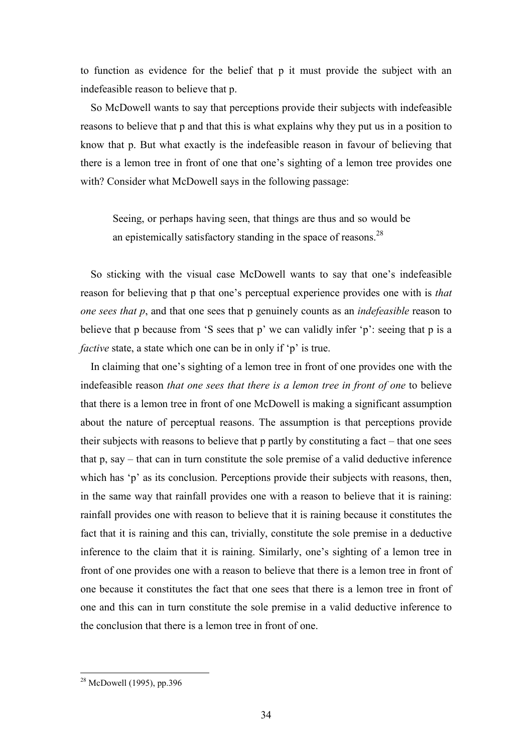to function as evidence for the belief that p it must provide the subject with an indefeasible reason to believe that p.

So McDowell wants to say that perceptions provide their subjects with indefeasible reasons to believe that p and that this is what explains why they put us in a position to know that p. But what exactly is the indefeasible reason in favour of believing that there is a lemon tree in front of one that one's sighting of a lemon tree provides one with? Consider what McDowell says in the following passage:

> Seeing, or perhaps having seen, that things are thus and so would be an epistemically satisfactory standing in the space of reasons.[28]

So sticking with the visual case McDowell wants to say that one's indefeasible reason for believing that p that one's perceptual experience provides one with is *that one sees that p*, and that one sees that p genuinely counts as an *indefeasible* reason to believe that p because from 'S sees that p' we can validly infer 'p': seeing that p is a *factive* state, a state which one can be in only if 'p' is true.

In claiming that one's sighting of a lemon tree in front of one provides one with the indefeasible reason *that one sees that there is a lemon tree in front of one* to believe that there is a lemon tree in front of one McDowell is making a significant assumption about the nature of perceptual reasons. The assumption is that perceptions provide their subjects with reasons to believe that p partly by constituting a fact – that one sees that p, say – that can in turn constitute the sole premise of a valid deductive inference which has 'p' as its conclusion. Perceptions provide their subjects with reasons, then, in the same way that rainfall provides one with a reason to believe that it is raining: rainfall provides one with reason to believe that it is raining because it constitutes the fact that it is raining and this can, trivially, constitute the sole premise in a deductive inference to the claim that it is raining. Similarly, one's sighting of a lemon tree in front of one provides one with a reason to believe that there is a lemon tree in front of one because it constitutes the fact that one sees that there is a lemon tree in front of one and this can in turn constitute the sole premise in a valid deductive inference to the conclusion that there is a lemon tree in front of one.

[28] McDowell (1995), pp.396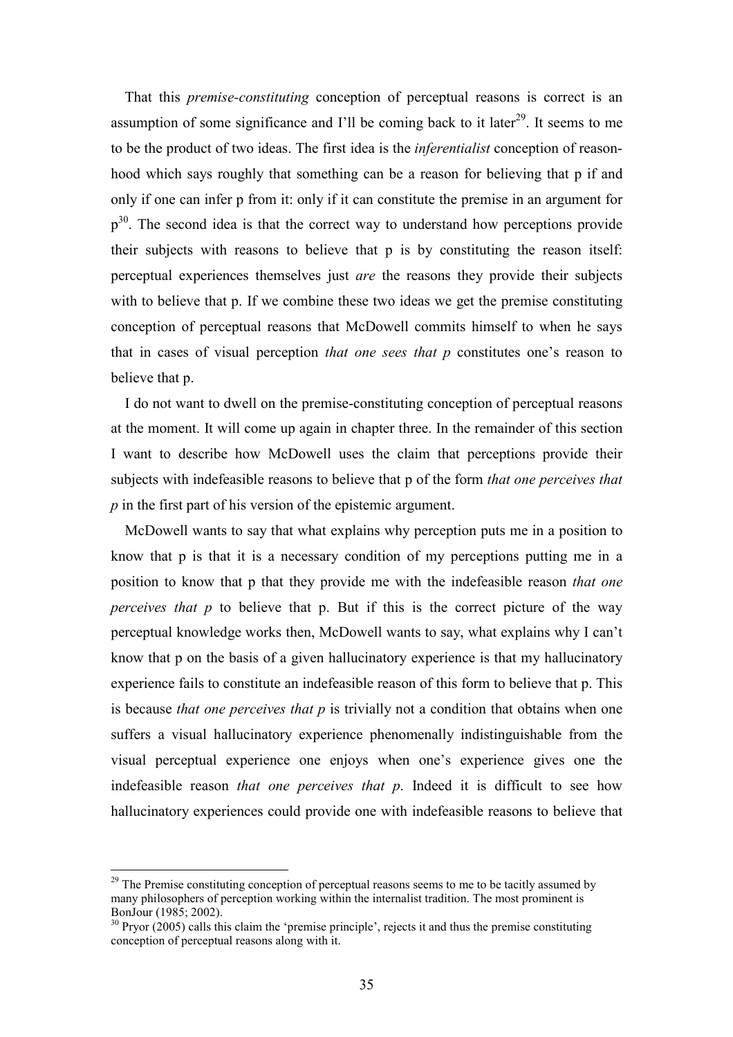That this *premise-constituting* conception of perceptual reasons is correct is an assumption of some significance and I'll be coming back to it later[29]. It seems to me to be the product of two ideas. The first idea is the *inferentialist* conception of reason-hood which says roughly that something can be a reason for believing that p if and only if one can infer p from it: only if it can constitute the premise in an argument for p[30]. The second idea is that the correct way to understand how perceptions provide their subjects with reasons to believe that p is by constituting the reason itself: perceptual experiences themselves just *are* the reasons they provide their subjects with to believe that p. If we combine these two ideas we get the premise constituting conception of perceptual reasons that McDowell commits himself to when he says that in cases of visual perception *that one sees that p* constitutes one's reason to believe that p.

I do not want to dwell on the premise-constituting conception of perceptual reasons at the moment. It will come up again in chapter three. In the remainder of this section I want to describe how McDowell uses the claim that perceptions provide their subjects with indefeasible reasons to believe that p of the form *that one perceives that p* in the first part of his version of the epistemic argument.

McDowell wants to say that what explains why perception puts me in a position to know that p is that it is a necessary condition of my perceptions putting me in a position to know that p that they provide me with the indefeasible reason *that one perceives that p* to believe that p. But if this is the correct picture of the way perceptual knowledge works then, McDowell wants to say, what explains why I can't know that p on the basis of a given hallucinatory experience is that my hallucinatory experience fails to constitute an indefeasible reason of this form to believe that p. This is because *that one perceives that p* is trivially not a condition that obtains when one suffers a visual hallucinatory experience phenomenally indistinguishable from the visual perceptual experience one enjoys when one's experience gives one the indefeasible reason *that one perceives that p*. Indeed it is difficult to see how hallucinatory experiences could provide one with indefeasible reasons to believe that

[29] The Premise constituting conception of perceptual reasons seems to me to be tacitly assumed by many philosophers of perception working within the internalist tradition. The most prominent is BonJour (1985; 2002).

[30] Pryor (2005) calls this claim the 'premise principle', rejects it and thus the premise constituting conception of perceptual reasons along with it.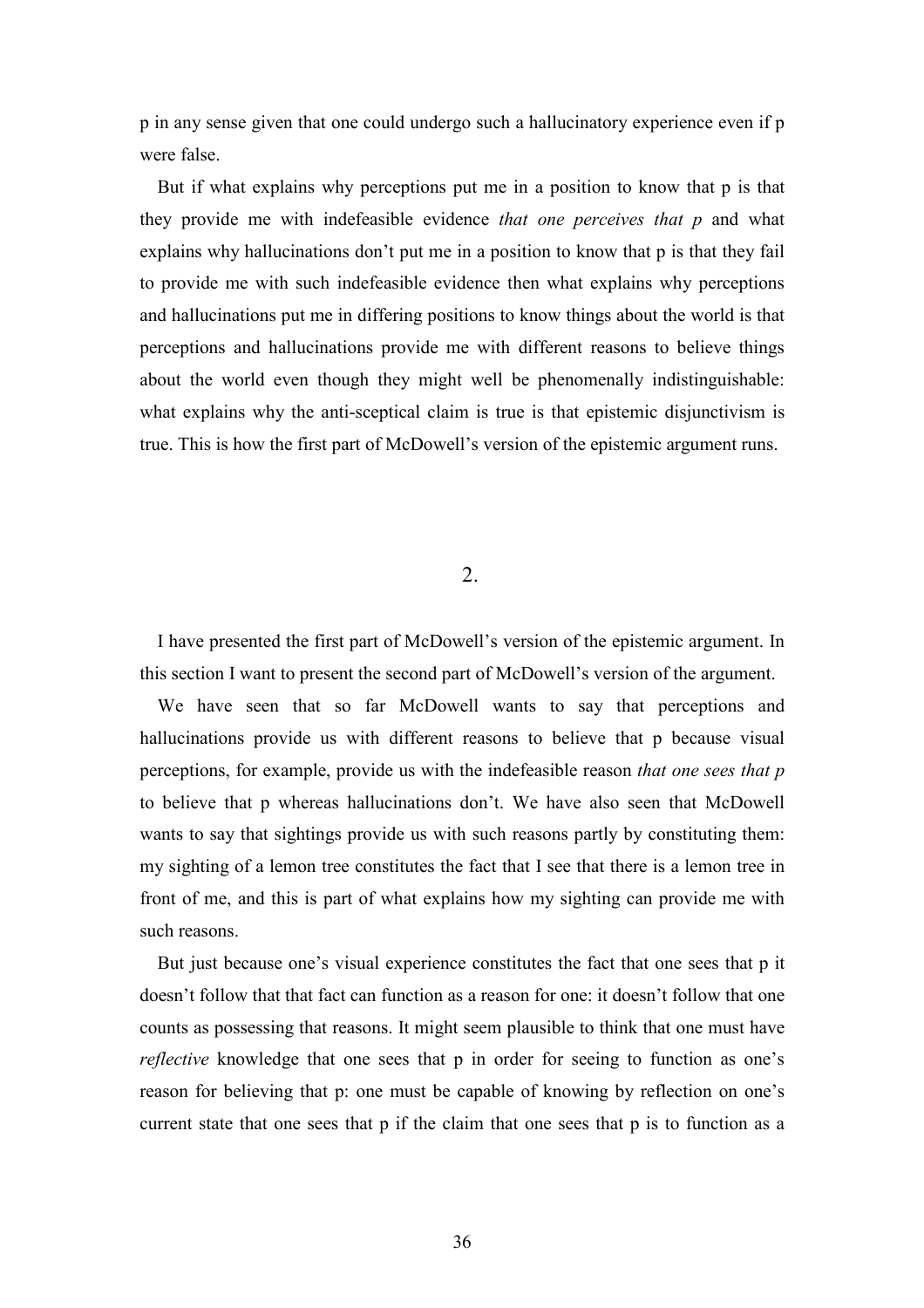p in any sense given that one could undergo such a hallucinatory experience even if p were false.

But if what explains why perceptions put me in a position to know that p is that they provide me with indefeasible evidence *that one perceives that p* and what explains why hallucinations don't put me in a position to know that p is that they fail to provide me with such indefeasible evidence then what explains why perceptions and hallucinations put me in differing positions to know things about the world is that perceptions and hallucinations provide me with different reasons to believe things about the world even though they might well be phenomenally indistinguishable: what explains why the anti-sceptical claim is true is that epistemic disjunctivism is true. This is how the first part of McDowell's version of the epistemic argument runs.

## 2.

I have presented the first part of McDowell's version of the epistemic argument. In this section I want to present the second part of McDowell's version of the argument.

We have seen that so far McDowell wants to say that perceptions and hallucinations provide us with different reasons to believe that p because visual perceptions, for example, provide us with the indefeasible reason *that one sees that p* to believe that p whereas hallucinations don't. We have also seen that McDowell wants to say that sightings provide us with such reasons partly by constituting them: my sighting of a lemon tree constitutes the fact that I see that there is a lemon tree in front of me, and this is part of what explains how my sighting can provide me with such reasons.

But just because one's visual experience constitutes the fact that one sees that p it doesn't follow that that fact can function as a reason for one: it doesn't follow that one counts as possessing that reasons. It might seem plausible to think that one must have *reflective* knowledge that one sees that p in order for seeing to function as one's reason for believing that p: one must be capable of knowing by reflection on one's current state that one sees that p if the claim that one sees that p is to function as a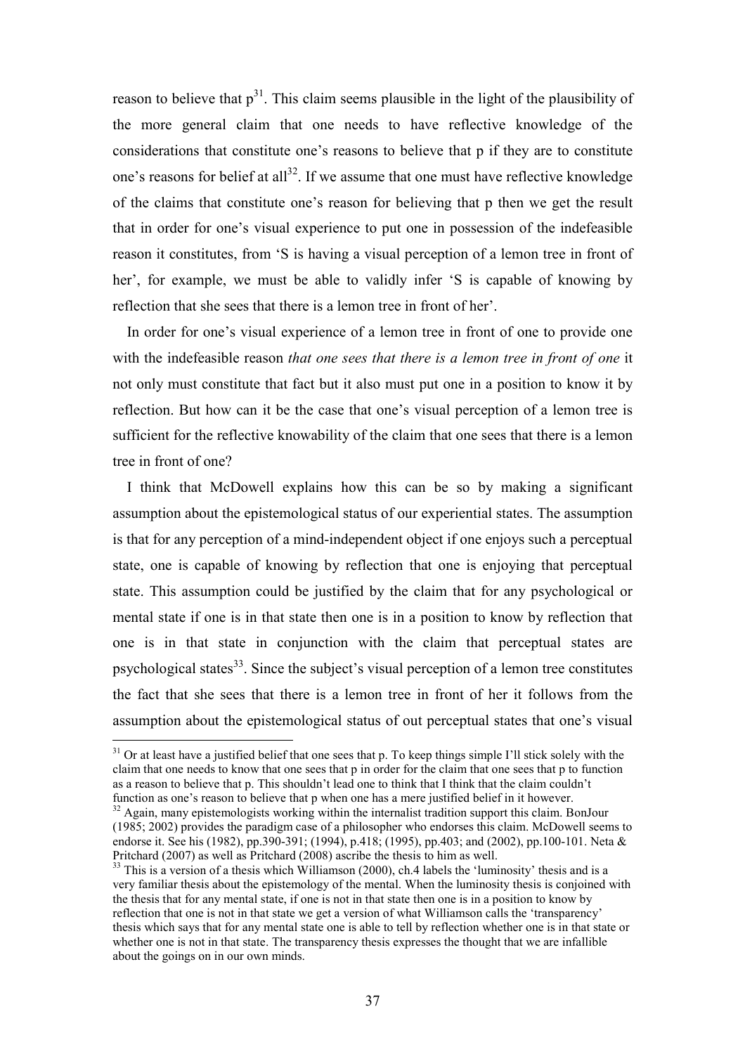reason to believe that p[31]. This claim seems plausible in the light of the plausibility of the more general claim that one needs to have reflective knowledge of the considerations that constitute one's reasons to believe that p if they are to constitute one's reasons for belief at all[32]. If we assume that one must have reflective knowledge of the claims that constitute one's reason for believing that p then we get the result that in order for one's visual experience to put one in possession of the indefeasible reason it constitutes, from 'S is having a visual perception of a lemon tree in front of her', for example, we must be able to validly infer 'S is capable of knowing by reflection that she sees that there is a lemon tree in front of her'.

In order for one's visual experience of a lemon tree in front of one to provide one with the indefeasible reason *that one sees that there is a lemon tree in front of one* it not only must constitute that fact but it also must put one in a position to know it by reflection. But how can it be the case that one's visual perception of a lemon tree is sufficient for the reflective knowability of the claim that one sees that there is a lemon tree in front of one?

I think that McDowell explains how this can be so by making a significant assumption about the epistemological status of our experiential states. The assumption is that for any perception of a mind-independent object if one enjoys such a perceptual state, one is capable of knowing by reflection that one is enjoying that perceptual state. This assumption could be justified by the claim that for any psychological or mental state if one is in that state then one is in a position to know by reflection that one is in that state in conjunction with the claim that perceptual states are psychological states[33]. Since the subject's visual perception of a lemon tree constitutes the fact that she sees that there is a lemon tree in front of her it follows from the assumption about the epistemological status of out perceptual states that one's visual

[31] Or at least have a justified belief that one sees that p. To keep things simple I'll stick solely with the claim that one needs to know that one sees that p in order for the claim that one sees that p to function as a reason to believe that p. This shouldn't lead one to think that I think that the claim couldn't function as one's reason to believe that p when one has a mere justified belief in it however.

[32] Again, many epistemologists working within the internalist tradition support this claim. BonJour (1985; 2002) provides the paradigm case of a philosopher who endorses this claim. McDowell seems to endorse it. See his (1982), pp.390-391; (1994), p.418; (1995), pp.403; and (2002), pp.100-101. Neta & Pritchard (2007) as well as Pritchard (2008) ascribe the thesis to him as well.

[33] This is a version of a thesis which Williamson (2000), ch.4 labels the 'luminosity' thesis and is a very familiar thesis about the epistemology of the mental. When the luminosity thesis is conjoined with the thesis that for any mental state, if one is not in that state then one is in a position to know by reflection that one is not in that state we get a version of what Williamson calls the 'transparency' thesis which says that for any mental state one is able to tell by reflection whether one is in that state or whether one is not in that state. The transparency thesis expresses the thought that we are infallible about the goings on in our own minds.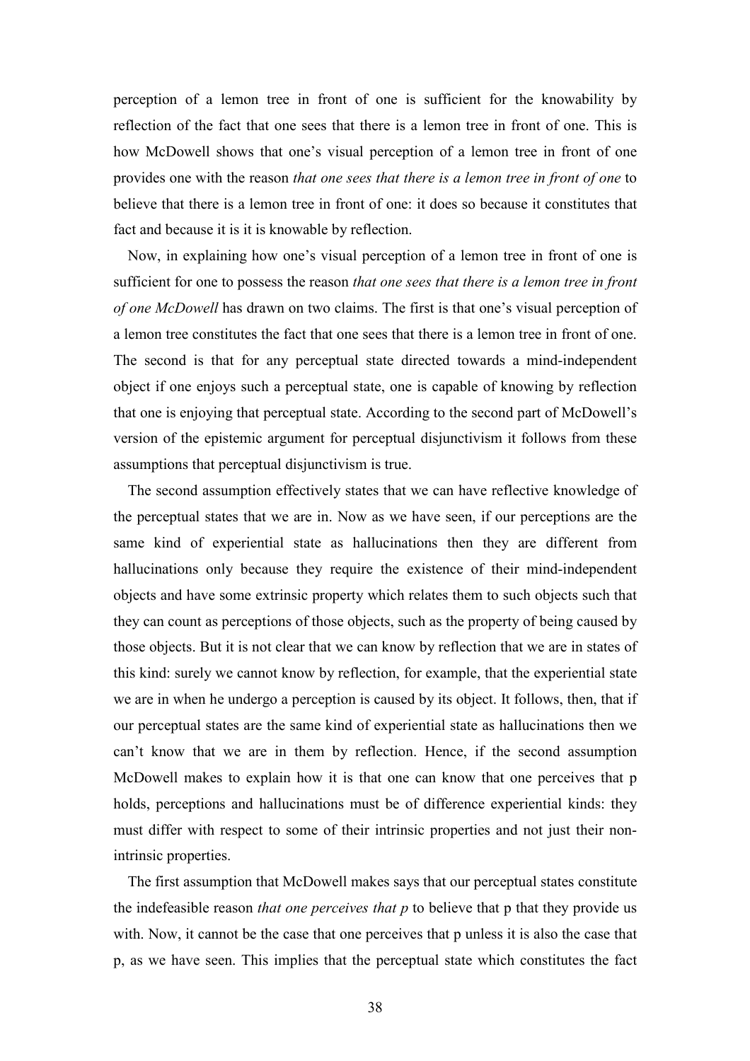perception of a lemon tree in front of one is sufficient for the knowability by reflection of the fact that one sees that there is a lemon tree in front of one. This is how McDowell shows that one's visual perception of a lemon tree in front of one provides one with the reason *that one sees that there is a lemon tree in front of one* to believe that there is a lemon tree in front of one: it does so because it constitutes that fact and because it is it is knowable by reflection.

Now, in explaining how one's visual perception of a lemon tree in front of one is sufficient for one to possess the reason *that one sees that there is a lemon tree in front of one McDowell* has drawn on two claims. The first is that one's visual perception of a lemon tree constitutes the fact that one sees that there is a lemon tree in front of one. The second is that for any perceptual state directed towards a mind-independent object if one enjoys such a perceptual state, one is capable of knowing by reflection that one is enjoying that perceptual state. According to the second part of McDowell's version of the epistemic argument for perceptual disjunctivism it follows from these assumptions that perceptual disjunctivism is true.

The second assumption effectively states that we can have reflective knowledge of the perceptual states that we are in. Now as we have seen, if our perceptions are the same kind of experiential state as hallucinations then they are different from hallucinations only because they require the existence of their mind-independent objects and have some extrinsic property which relates them to such objects such that they can count as perceptions of those objects, such as the property of being caused by those objects. But it is not clear that we can know by reflection that we are in states of this kind: surely we cannot know by reflection, for example, that the experiential state we are in when he undergo a perception is caused by its object. It follows, then, that if our perceptual states are the same kind of experiential state as hallucinations then we can't know that we are in them by reflection. Hence, if the second assumption McDowell makes to explain how it is that one can know that one perceives that p holds, perceptions and hallucinations must be of difference experiential kinds: they must differ with respect to some of their intrinsic properties and not just their non-intrinsic properties.

The first assumption that McDowell makes says that our perceptual states constitute the indefeasible reason *that one perceives that p* to believe that p that they provide us with. Now, it cannot be the case that one perceives that p unless it is also the case that p, as we have seen. This implies that the perceptual state which constitutes the fact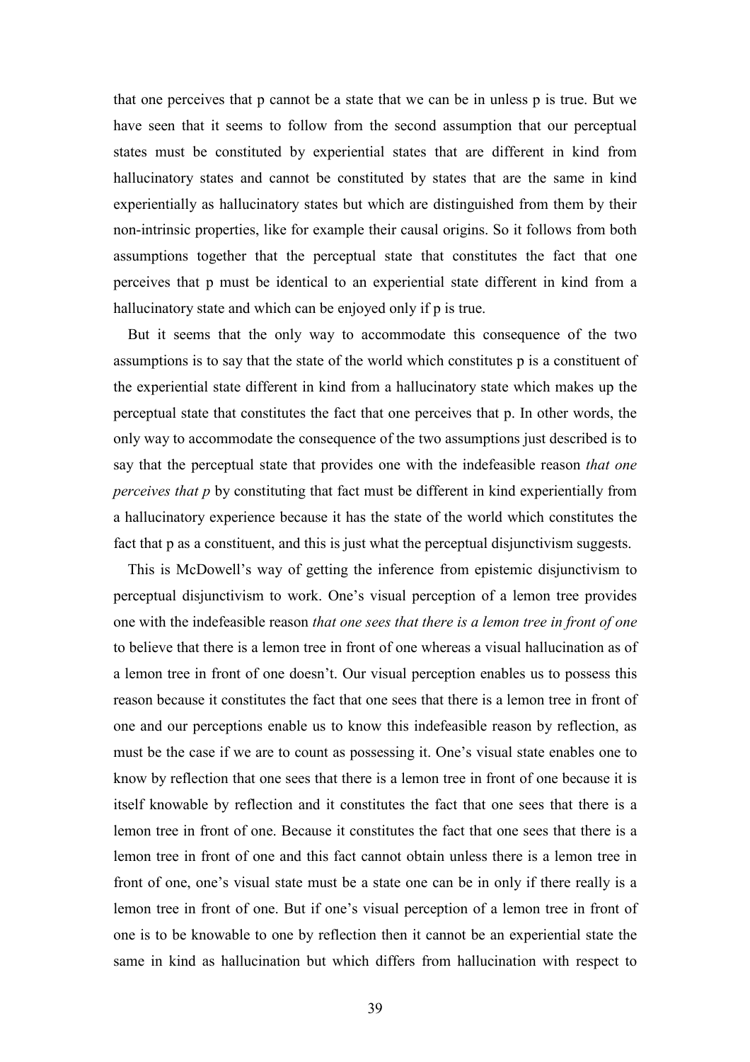that one perceives that p cannot be a state that we can be in unless p is true. But we have seen that it seems to follow from the second assumption that our perceptual states must be constituted by experiential states that are different in kind from hallucinatory states and cannot be constituted by states that are the same in kind experientially as hallucinatory states but which are distinguished from them by their non-intrinsic properties, like for example their causal origins. So it follows from both assumptions together that the perceptual state that constitutes the fact that one perceives that p must be identical to an experiential state different in kind from a hallucinatory state and which can be enjoyed only if p is true.

But it seems that the only way to accommodate this consequence of the two assumptions is to say that the state of the world which constitutes p is a constituent of the experiential state different in kind from a hallucinatory state which makes up the perceptual state that constitutes the fact that one perceives that p. In other words, the only way to accommodate the consequence of the two assumptions just described is to say that the perceptual state that provides one with the indefeasible reason *that one perceives that p* by constituting that fact must be different in kind experientially from a hallucinatory experience because it has the state of the world which constitutes the fact that p as a constituent, and this is just what the perceptual disjunctivism suggests.

This is McDowell's way of getting the inference from epistemic disjunctivism to perceptual disjunctivism to work. One's visual perception of a lemon tree provides one with the indefeasible reason *that one sees that there is a lemon tree in front of one* to believe that there is a lemon tree in front of one whereas a visual hallucination as of a lemon tree in front of one doesn't. Our visual perception enables us to possess this reason because it constitutes the fact that one sees that there is a lemon tree in front of one and our perceptions enable us to know this indefeasible reason by reflection, as must be the case if we are to count as possessing it. One's visual state enables one to know by reflection that one sees that there is a lemon tree in front of one because it is itself knowable by reflection and it constitutes the fact that one sees that there is a lemon tree in front of one. Because it constitutes the fact that one sees that there is a lemon tree in front of one and this fact cannot obtain unless there is a lemon tree in front of one, one's visual state must be a state one can be in only if there really is a lemon tree in front of one. But if one's visual perception of a lemon tree in front of one is to be knowable to one by reflection then it cannot be an experiential state the same in kind as hallucination but which differs from hallucination with respect to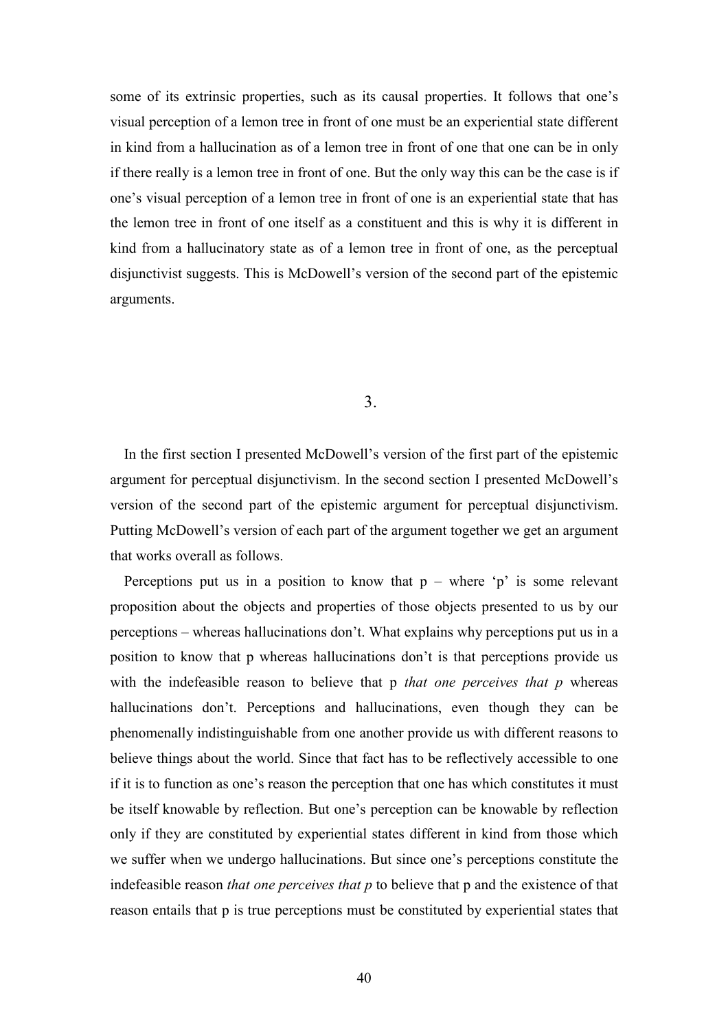some of its extrinsic properties, such as its causal properties. It follows that one's visual perception of a lemon tree in front of one must be an experiential state different in kind from a hallucination as of a lemon tree in front of one that one can be in only if there really is a lemon tree in front of one. But the only way this can be the case is if one's visual perception of a lemon tree in front of one is an experiential state that has the lemon tree in front of one itself as a constituent and this is why it is different in kind from a hallucinatory state as of a lemon tree in front of one, as the perceptual disjunctivist suggests. This is McDowell's version of the second part of the epistemic arguments.

## 3.

In the first section I presented McDowell's version of the first part of the epistemic argument for perceptual disjunctivism. In the second section I presented McDowell's version of the second part of the epistemic argument for perceptual disjunctivism. Putting McDowell's version of each part of the argument together we get an argument that works overall as follows.

Perceptions put us in a position to know that p – where 'p' is some relevant proposition about the objects and properties of those objects presented to us by our perceptions – whereas hallucinations don't. What explains why perceptions put us in a position to know that p whereas hallucinations don't is that perceptions provide us with the indefeasible reason to believe that p *that one perceives that p* whereas hallucinations don't. Perceptions and hallucinations, even though they can be phenomenally indistinguishable from one another provide us with different reasons to believe things about the world. Since that fact has to be reflectively accessible to one if it is to function as one's reason the perception that one has which constitutes it must be itself knowable by reflection. But one's perception can be knowable by reflection only if they are constituted by experiential states different in kind from those which we suffer when we undergo hallucinations. But since one's perceptions constitute the indefeasible reason *that one perceives that p* to believe that p and the existence of that reason entails that p is true perceptions must be constituted by experiential states that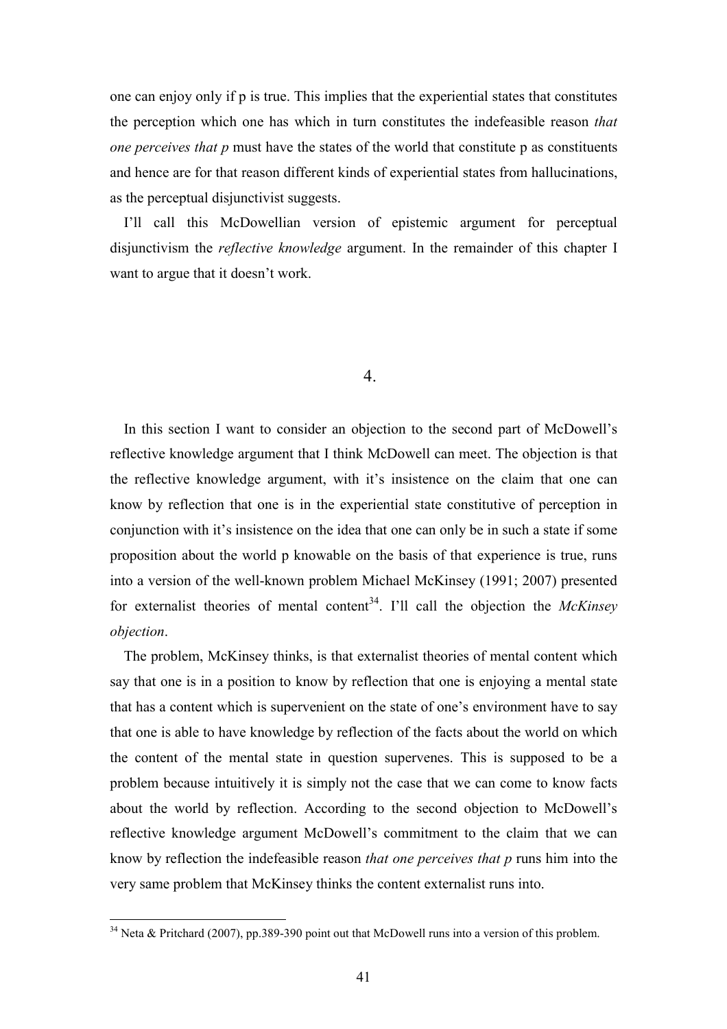one can enjoy only if p is true. This implies that the experiential states that constitutes the perception which one has which in turn constitutes the indefeasible reason *that one perceives that p* must have the states of the world that constitute p as constituents and hence are for that reason different kinds of experiential states from hallucinations, as the perceptual disjunctivist suggests.

I'll call this McDowellian version of epistemic argument for perceptual disjunctivism the *reflective knowledge* argument. In the remainder of this chapter I want to argue that it doesn't work.

## 4.

In this section I want to consider an objection to the second part of McDowell's reflective knowledge argument that I think McDowell can meet. The objection is that the reflective knowledge argument, with it's insistence on the claim that one can know by reflection that one is in the experiential state constitutive of perception in conjunction with it's insistence on the idea that one can only be in such a state if some proposition about the world p knowable on the basis of that experience is true, runs into a version of the well-known problem Michael McKinsey (1991; 2007) presented for externalist theories of mental content[34]. I'll call the objection the *McKinsey objection*.

The problem, McKinsey thinks, is that externalist theories of mental content which say that one is in a position to know by reflection that one is enjoying a mental state that has a content which is supervenient on the state of one's environment have to say that one is able to have knowledge by reflection of the facts about the world on which the content of the mental state in question supervenes. This is supposed to be a problem because intuitively it is simply not the case that we can come to know facts about the world by reflection. According to the second objection to McDowell's reflective knowledge argument McDowell's commitment to the claim that we can know by reflection the indefeasible reason *that one perceives that p* runs him into the very same problem that McKinsey thinks the content externalist runs into.

[34] Neta & Pritchard (2007), pp.389-390 point out that McDowell runs into a version of this problem.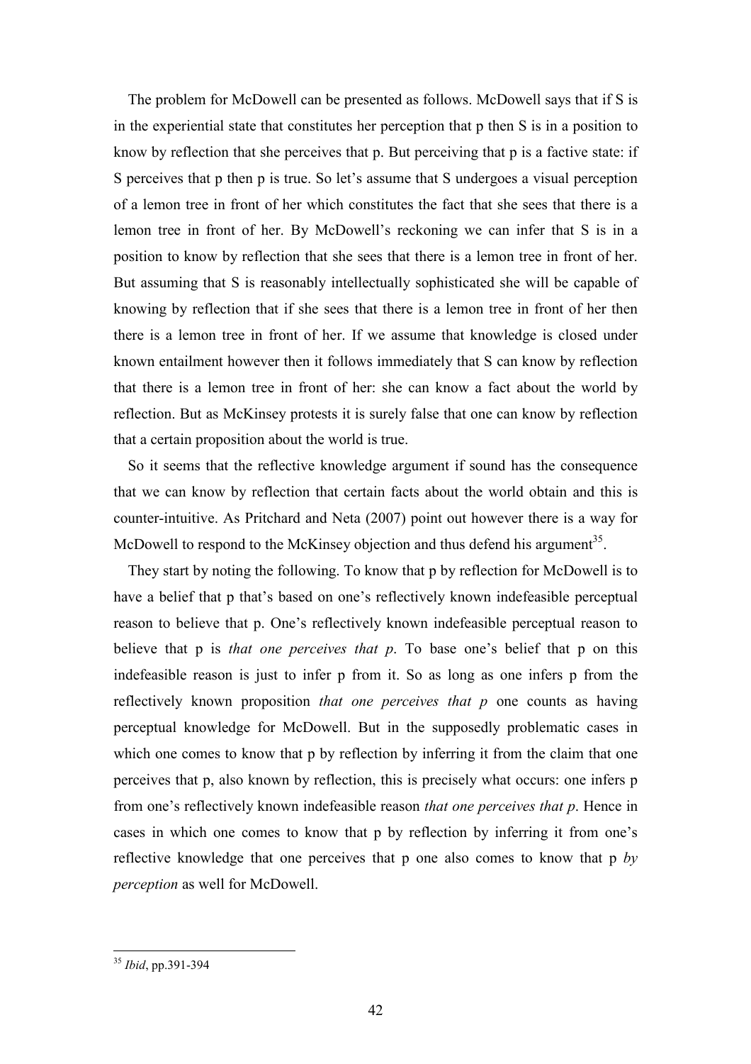The problem for McDowell can be presented as follows. McDowell says that if S is in the experiential state that constitutes her perception that p then S is in a position to know by reflection that she perceives that p. But perceiving that p is a factive state: if S perceives that p then p is true. So let's assume that S undergoes a visual perception of a lemon tree in front of her which constitutes the fact that she sees that there is a lemon tree in front of her. By McDowell's reckoning we can infer that S is in a position to know by reflection that she sees that there is a lemon tree in front of her. But assuming that S is reasonably intellectually sophisticated she will be capable of knowing by reflection that if she sees that there is a lemon tree in front of her then there is a lemon tree in front of her. If we assume that knowledge is closed under known entailment however then it follows immediately that S can know by reflection that there is a lemon tree in front of her: she can know a fact about the world by reflection. But as McKinsey protests it is surely false that one can know by reflection that a certain proposition about the world is true.

So it seems that the reflective knowledge argument if sound has the consequence that we can know by reflection that certain facts about the world obtain and this is counter-intuitive. As Pritchard and Neta (2007) point out however there is a way for McDowell to respond to the McKinsey objection and thus defend his argument[35].

They start by noting the following. To know that p by reflection for McDowell is to have a belief that p that's based on one's reflectively known indefeasible perceptual reason to believe that p. One's reflectively known indefeasible perceptual reason to believe that p is *that one perceives that p*. To base one's belief that p on this indefeasible reason is just to infer p from it. So as long as one infers p from the reflectively known proposition *that one perceives that p* one counts as having perceptual knowledge for McDowell. But in the supposedly problematic cases in which one comes to know that p by reflection by inferring it from the claim that one perceives that p, also known by reflection, this is precisely what occurs: one infers p from one's reflectively known indefeasible reason *that one perceives that p*. Hence in cases in which one comes to know that p by reflection by inferring it from one's reflective knowledge that one perceives that p one also comes to know that p *by perception* as well for McDowell.

---

[35] *Ibid*, pp.391-394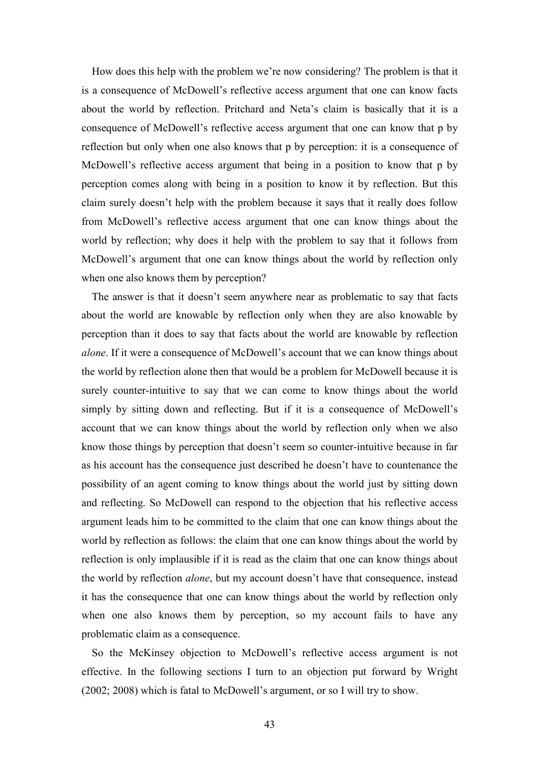How does this help with the problem we're now considering? The problem is that it is a consequence of McDowell's reflective access argument that one can know facts about the world by reflection. Pritchard and Neta's claim is basically that it is a consequence of McDowell's reflective access argument that one can know that p by reflection but only when one also knows that p by perception: it is a consequence of McDowell's reflective access argument that being in a position to know that p by perception comes along with being in a position to know it by reflection. But this claim surely doesn't help with the problem because it says that it really does follow from McDowell's reflective access argument that one can know things about the world by reflection; why does it help with the problem to say that it follows from McDowell's argument that one can know things about the world by reflection only when one also knows them by perception?

The answer is that it doesn't seem anywhere near as problematic to say that facts about the world are knowable by reflection only when they are also knowable by perception than it does to say that facts about the world are knowable by reflection *alone*. If it were a consequence of McDowell's account that we can know things about the world by reflection alone then that would be a problem for McDowell because it is surely counter-intuitive to say that we can come to know things about the world simply by sitting down and reflecting. But if it is a consequence of McDowell's account that we can know things about the world by reflection only when we also know those things by perception that doesn't seem so counter-intuitive because in far as his account has the consequence just described he doesn't have to countenance the possibility of an agent coming to know things about the world just by sitting down and reflecting. So McDowell can respond to the objection that his reflective access argument leads him to be committed to the claim that one can know things about the world by reflection as follows: the claim that one can know things about the world by reflection is only implausible if it is read as the claim that one can know things about the world by reflection *alone*, but my account doesn't have that consequence, instead it has the consequence that one can know things about the world by reflection only when one also knows them by perception, so my account fails to have any problematic claim as a consequence.

So the McKinsey objection to McDowell's reflective access argument is not effective. In the following sections I turn to an objection put forward by Wright (2002; 2008) which is fatal to McDowell's argument, or so I will try to show.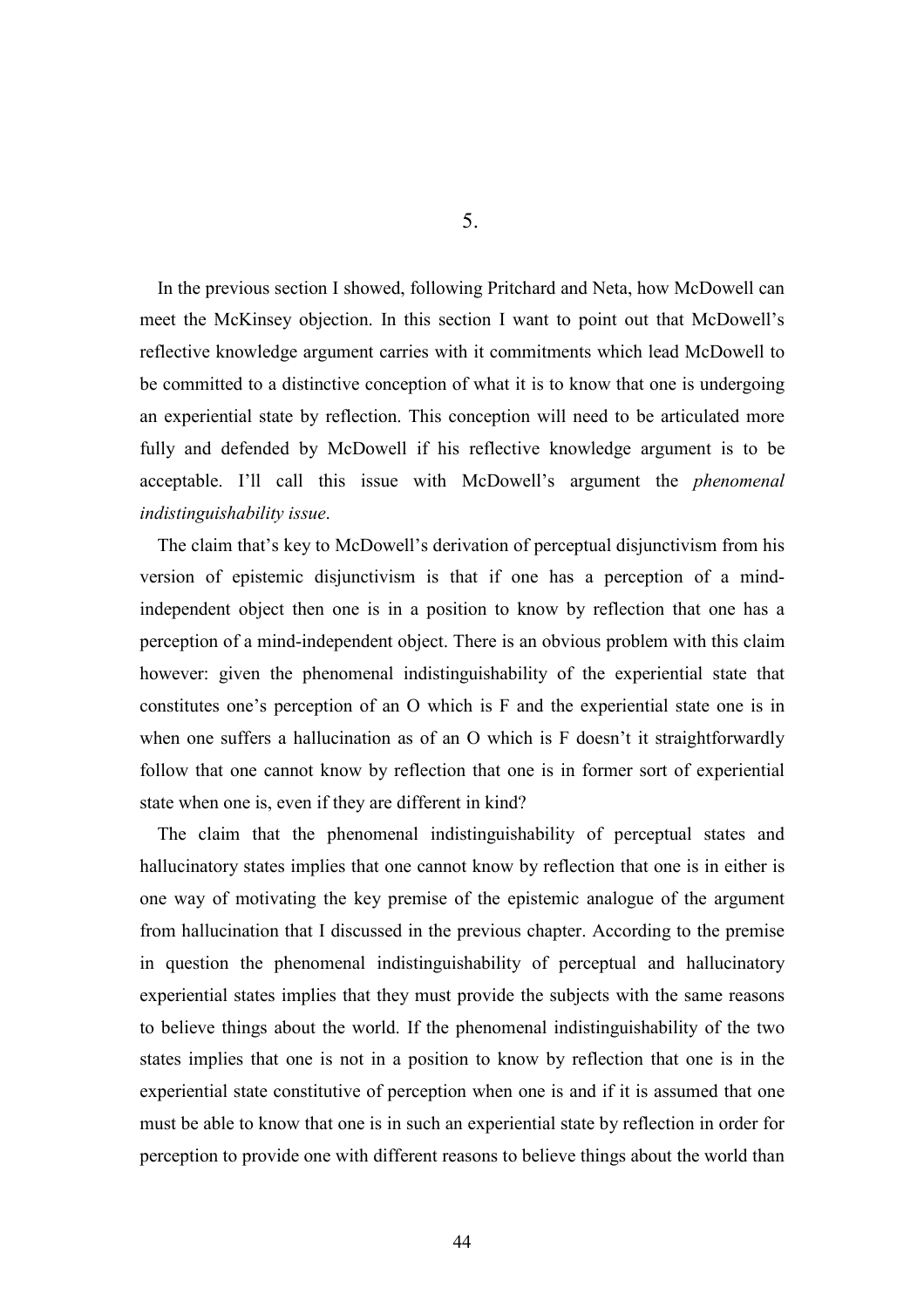# 5.

In the previous section I showed, following Pritchard and Neta, how McDowell can meet the McKinsey objection. In this section I want to point out that McDowell's reflective knowledge argument carries with it commitments which lead McDowell to be committed to a distinctive conception of what it is to know that one is undergoing an experiential state by reflection. This conception will need to be articulated more fully and defended by McDowell if his reflective knowledge argument is to be acceptable. I'll call this issue with McDowell's argument the *phenomenal indistinguishability issue*.

The claim that's key to McDowell's derivation of perceptual disjunctivism from his version of epistemic disjunctivism is that if one has a perception of a mind-independent object then one is in a position to know by reflection that one has a perception of a mind-independent object. There is an obvious problem with this claim however: given the phenomenal indistinguishability of the experiential state that constitutes one's perception of an O which is F and the experiential state one is in when one suffers a hallucination as of an O which is F doesn't it straightforwardly follow that one cannot know by reflection that one is in former sort of experiential state when one is, even if they are different in kind?

The claim that the phenomenal indistinguishability of perceptual states and hallucinatory states implies that one cannot know by reflection that one is in either is one way of motivating the key premise of the epistemic analogue of the argument from hallucination that I discussed in the previous chapter. According to the premise in question the phenomenal indistinguishability of perceptual and hallucinatory experiential states implies that they must provide the subjects with the same reasons to believe things about the world. If the phenomenal indistinguishability of the two states implies that one is not in a position to know by reflection that one is in the experiential state constitutive of perception when one is and if it is assumed that one must be able to know that one is in such an experiential state by reflection in order for perception to provide one with different reasons to believe things about the world than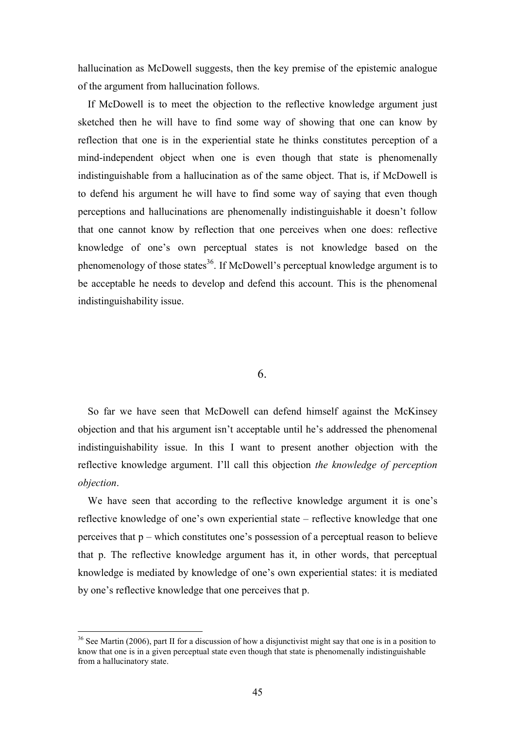hallucination as McDowell suggests, then the key premise of the epistemic analogue of the argument from hallucination follows.

If McDowell is to meet the objection to the reflective knowledge argument just sketched then he will have to find some way of showing that one can know by reflection that one is in the experiential state he thinks constitutes perception of a mind-independent object when one is even though that state is phenomenally indistinguishable from a hallucination as of the same object. That is, if McDowell is to defend his argument he will have to find some way of saying that even though perceptions and hallucinations are phenomenally indistinguishable it doesn't follow that one cannot know by reflection that one perceives when one does: reflective knowledge of one's own perceptual states is not knowledge based on the phenomenology of those states[36]. If McDowell's perceptual knowledge argument is to be acceptable he needs to develop and defend this account. This is the phenomenal indistinguishability issue.

## 6.

So far we have seen that McDowell can defend himself against the McKinsey objection and that his argument isn't acceptable until he's addressed the phenomenal indistinguishability issue. In this I want to present another objection with the reflective knowledge argument. I'll call this objection *the knowledge of perception objection*.

We have seen that according to the reflective knowledge argument it is one's reflective knowledge of one's own experiential state – reflective knowledge that one perceives that p – which constitutes one's possession of a perceptual reason to believe that p. The reflective knowledge argument has it, in other words, that perceptual knowledge is mediated by knowledge of one's own experiential states: it is mediated by one's reflective knowledge that one perceives that p.

[36] See Martin (2006), part II for a discussion of how a disjunctivist might say that one is in a position to know that one is in a given perceptual state even though that state is phenomenally indistinguishable from a hallucinatory state.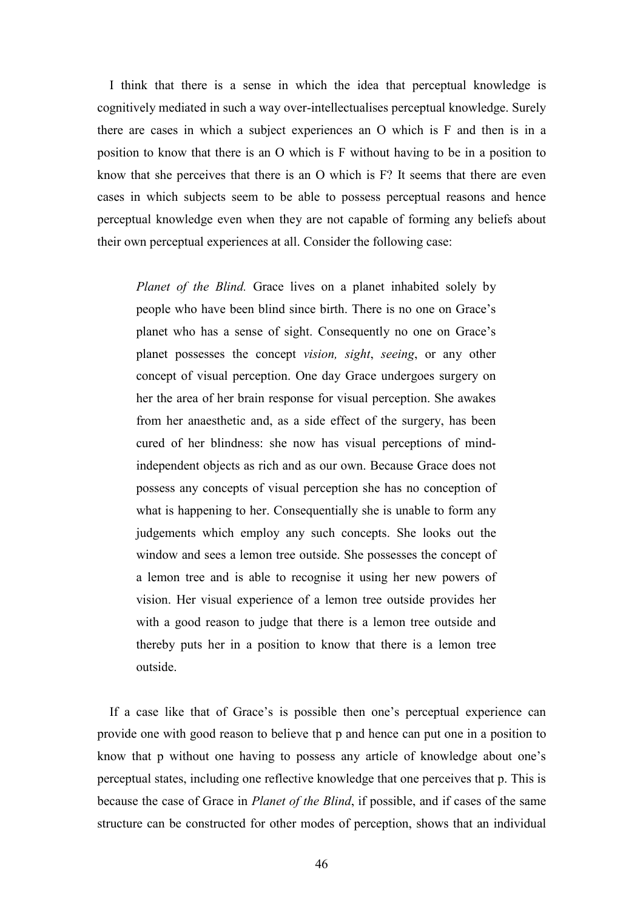I think that there is a sense in which the idea that perceptual knowledge is cognitively mediated in such a way over-intellectualises perceptual knowledge. Surely there are cases in which a subject experiences an O which is F and then is in a position to know that there is an O which is F without having to be in a position to know that she perceives that there is an O which is F? It seems that there are even cases in which subjects seem to be able to possess perceptual reasons and hence perceptual knowledge even when they are not capable of forming any beliefs about their own perceptual experiences at all. Consider the following case:

> *Planet of the Blind.* Grace lives on a planet inhabited solely by people who have been blind since birth. There is no one on Grace's planet who has a sense of sight. Consequently no one on Grace's planet possesses the concept *vision, sight*, *seeing*, or any other concept of visual perception. One day Grace undergoes surgery on her the area of her brain response for visual perception. She awakes from her anaesthetic and, as a side effect of the surgery, has been cured of her blindness: she now has visual perceptions of mind-independent objects as rich and as our own. Because Grace does not possess any concepts of visual perception she has no conception of what is happening to her. Consequentially she is unable to form any judgements which employ any such concepts. She looks out the window and sees a lemon tree outside. She possesses the concept of a lemon tree and is able to recognise it using her new powers of vision. Her visual experience of a lemon tree outside provides her with a good reason to judge that there is a lemon tree outside and thereby puts her in a position to know that there is a lemon tree outside.

If a case like that of Grace's is possible then one's perceptual experience can provide one with good reason to believe that p and hence can put one in a position to know that p without one having to possess any article of knowledge about one's perceptual states, including one reflective knowledge that one perceives that p. This is because the case of Grace in *Planet of the Blind*, if possible, and if cases of the same structure can be constructed for other modes of perception, shows that an individual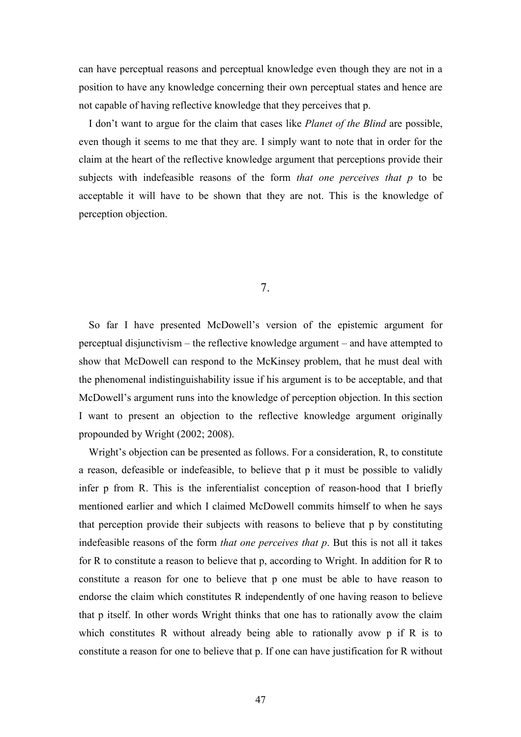can have perceptual reasons and perceptual knowledge even though they are not in a position to have any knowledge concerning their own perceptual states and hence are not capable of having reflective knowledge that they perceives that p.

I don't want to argue for the claim that cases like *Planet of the Blind* are possible, even though it seems to me that they are. I simply want to note that in order for the claim at the heart of the reflective knowledge argument that perceptions provide their subjects with indefeasible reasons of the form *that one perceives that p* to be acceptable it will have to be shown that they are not. This is the knowledge of perception objection.

## 7.

So far I have presented McDowell's version of the epistemic argument for perceptual disjunctivism – the reflective knowledge argument – and have attempted to show that McDowell can respond to the McKinsey problem, that he must deal with the phenomenal indistinguishability issue if his argument is to be acceptable, and that McDowell's argument runs into the knowledge of perception objection. In this section I want to present an objection to the reflective knowledge argument originally propounded by Wright (2002; 2008).

Wright's objection can be presented as follows. For a consideration, R, to constitute a reason, defeasible or indefeasible, to believe that p it must be possible to validly infer p from R. This is the inferentialist conception of reason-hood that I briefly mentioned earlier and which I claimed McDowell commits himself to when he says that perception provide their subjects with reasons to believe that p by constituting indefeasible reasons of the form *that one perceives that p*. But this is not all it takes for R to constitute a reason to believe that p, according to Wright. In addition for R to constitute a reason for one to believe that p one must be able to have reason to endorse the claim which constitutes R independently of one having reason to believe that p itself. In other words Wright thinks that one has to rationally avow the claim which constitutes R without already being able to rationally avow p if R is to constitute a reason for one to believe that p. If one can have justification for R without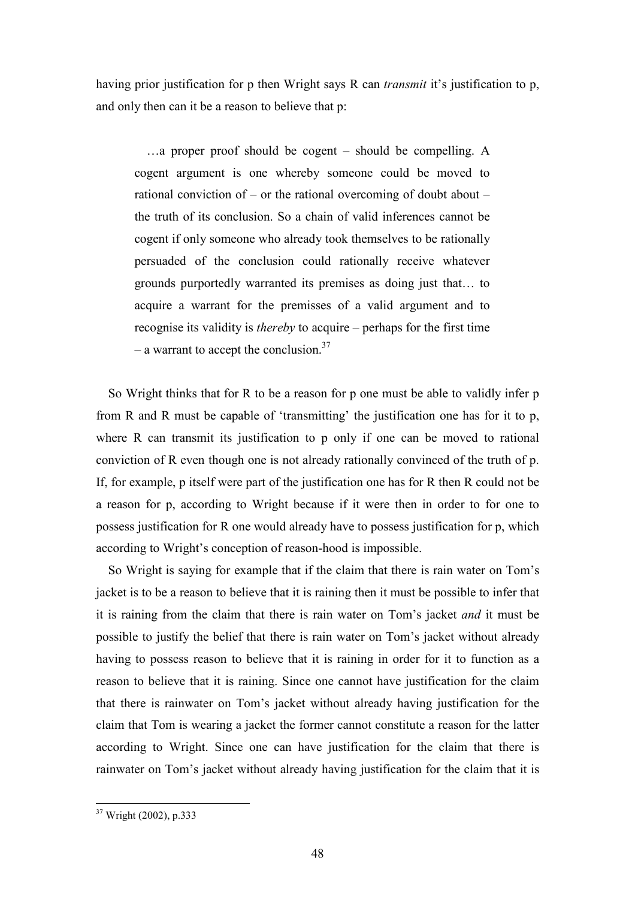having prior justification for p then Wright says R can *transmit* it's justification to p, and only then can it be a reason to believe that p:

> …a proper proof should be cogent – should be compelling. A cogent argument is one whereby someone could be moved to rational conviction of – or the rational overcoming of doubt about – the truth of its conclusion. So a chain of valid inferences cannot be cogent if only someone who already took themselves to be rationally persuaded of the conclusion could rationally receive whatever grounds purportedly warranted its premises as doing just that… to acquire a warrant for the premisses of a valid argument and to recognise its validity is *thereby* to acquire – perhaps for the first time – a warrant to accept the conclusion.[37]

So Wright thinks that for R to be a reason for p one must be able to validly infer p from R and R must be capable of 'transmitting' the justification one has for it to p, where R can transmit its justification to p only if one can be moved to rational conviction of R even though one is not already rationally convinced of the truth of p. If, for example, p itself were part of the justification one has for R then R could not be a reason for p, according to Wright because if it were then in order to for one to possess justification for R one would already have to possess justification for p, which according to Wright's conception of reason-hood is impossible.

So Wright is saying for example that if the claim that there is rain water on Tom's jacket is to be a reason to believe that it is raining then it must be possible to infer that it is raining from the claim that there is rain water on Tom's jacket *and* it must be possible to justify the belief that there is rain water on Tom's jacket without already having to possess reason to believe that it is raining in order for it to function as a reason to believe that it is raining. Since one cannot have justification for the claim that there is rainwater on Tom's jacket without already having justification for the claim that Tom is wearing a jacket the former cannot constitute a reason for the latter according to Wright. Since one can have justification for the claim that there is rainwater on Tom's jacket without already having justification for the claim that it is

[37] Wright (2002), p.333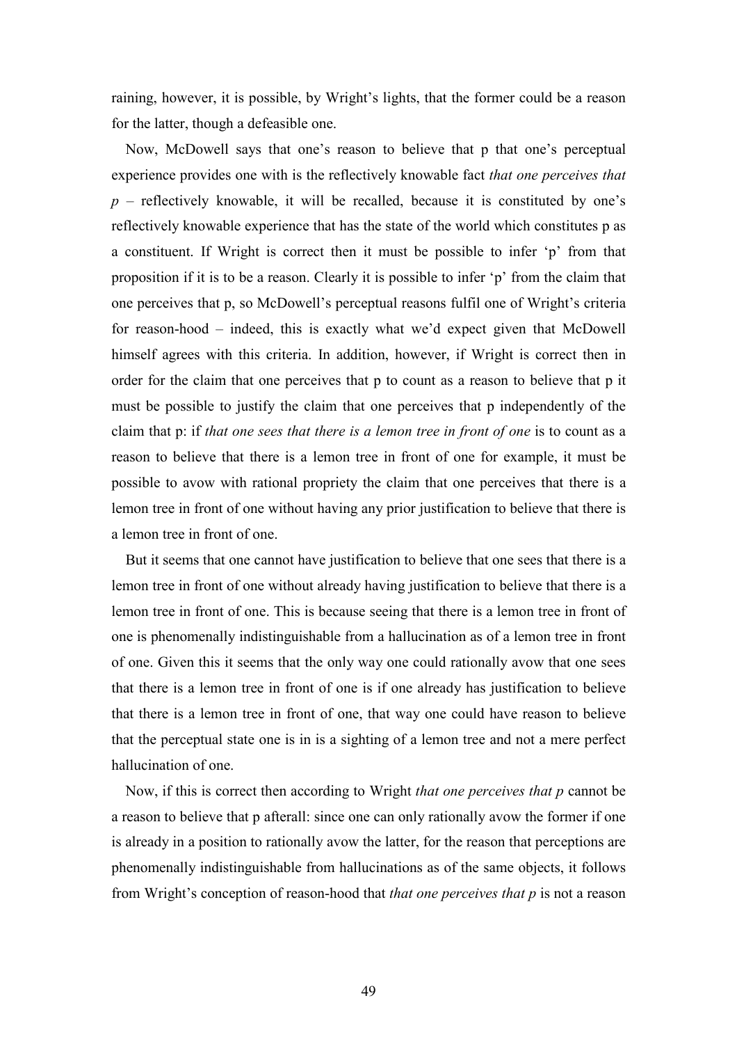raining, however, it is possible, by Wright's lights, that the former could be a reason for the latter, though a defeasible one.

Now, McDowell says that one's reason to believe that p that one's perceptual experience provides one with is the reflectively knowable fact *that one perceives that p* – reflectively knowable, it will be recalled, because it is constituted by one's reflectively knowable experience that has the state of the world which constitutes p as a constituent. If Wright is correct then it must be possible to infer 'p' from that proposition if it is to be a reason. Clearly it is possible to infer 'p' from the claim that one perceives that p, so McDowell's perceptual reasons fulfil one of Wright's criteria for reason-hood – indeed, this is exactly what we'd expect given that McDowell himself agrees with this criteria. In addition, however, if Wright is correct then in order for the claim that one perceives that p to count as a reason to believe that p it must be possible to justify the claim that one perceives that p independently of the claim that p: if *that one sees that there is a lemon tree in front of one* is to count as a reason to believe that there is a lemon tree in front of one for example, it must be possible to avow with rational propriety the claim that one perceives that there is a lemon tree in front of one without having any prior justification to believe that there is a lemon tree in front of one.

But it seems that one cannot have justification to believe that one sees that there is a lemon tree in front of one without already having justification to believe that there is a lemon tree in front of one. This is because seeing that there is a lemon tree in front of one is phenomenally indistinguishable from a hallucination as of a lemon tree in front of one. Given this it seems that the only way one could rationally avow that one sees that there is a lemon tree in front of one is if one already has justification to believe that there is a lemon tree in front of one, that way one could have reason to believe that the perceptual state one is in is a sighting of a lemon tree and not a mere perfect hallucination of one.

Now, if this is correct then according to Wright *that one perceives that p* cannot be a reason to believe that p afterall: since one can only rationally avow the former if one is already in a position to rationally avow the latter, for the reason that perceptions are phenomenally indistinguishable from hallucinations as of the same objects, it follows from Wright's conception of reason-hood that *that one perceives that p* is not a reason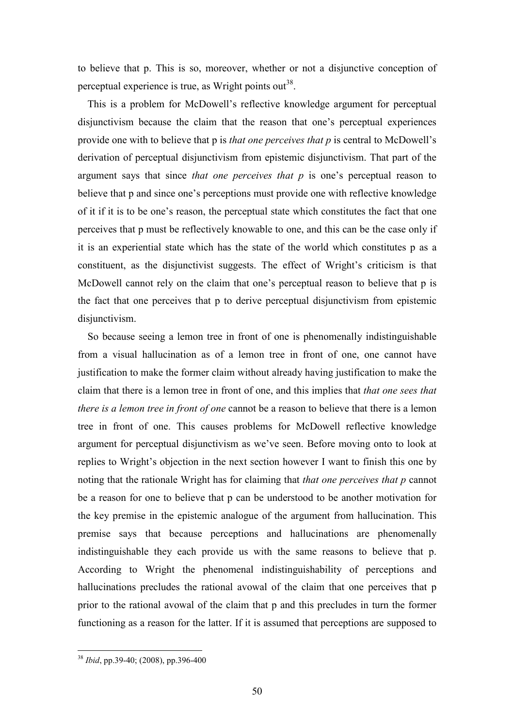to believe that p. This is so, moreover, whether or not a disjunctive conception of perceptual experience is true, as Wright points out[38].

This is a problem for McDowell's reflective knowledge argument for perceptual disjunctivism because the claim that the reason that one's perceptual experiences provide one with to believe that p is *that one perceives that p* is central to McDowell's derivation of perceptual disjunctivism from epistemic disjunctivism. That part of the argument says that since *that one perceives that p* is one's perceptual reason to believe that p and since one's perceptions must provide one with reflective knowledge of it if it is to be one's reason, the perceptual state which constitutes the fact that one perceives that p must be reflectively knowable to one, and this can be the case only if it is an experiential state which has the state of the world which constitutes p as a constituent, as the disjunctivist suggests. The effect of Wright's criticism is that McDowell cannot rely on the claim that one's perceptual reason to believe that p is the fact that one perceives that p to derive perceptual disjunctivism from epistemic disjunctivism.

So because seeing a lemon tree in front of one is phenomenally indistinguishable from a visual hallucination as of a lemon tree in front of one, one cannot have justification to make the former claim without already having justification to make the claim that there is a lemon tree in front of one, and this implies that *that one sees that there is a lemon tree in front of one* cannot be a reason to believe that there is a lemon tree in front of one. This causes problems for McDowell reflective knowledge argument for perceptual disjunctivism as we've seen. Before moving onto to look at replies to Wright's objection in the next section however I want to finish this one by noting that the rationale Wright has for claiming that *that one perceives that p* cannot be a reason for one to believe that p can be understood to be another motivation for the key premise in the epistemic analogue of the argument from hallucination. This premise says that because perceptions and hallucinations are phenomenally indistinguishable they each provide us with the same reasons to believe that p. According to Wright the phenomenal indistinguishability of perceptions and hallucinations precludes the rational avowal of the claim that one perceives that p prior to the rational avowal of the claim that p and this precludes in turn the former functioning as a reason for the latter. If it is assumed that perceptions are supposed to

[38] *Ibid*, pp.39-40; (2008), pp.396-400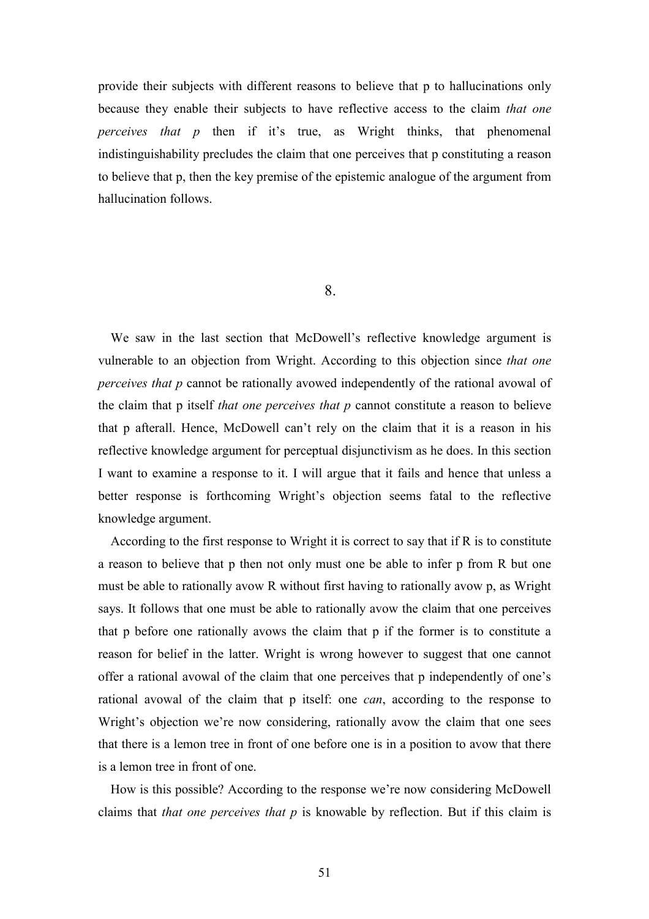provide their subjects with different reasons to believe that p to hallucinations only because they enable their subjects to have reflective access to the claim *that one perceives that p* then if it's true, as Wright thinks, that phenomenal indistinguishability precludes the claim that one perceives that p constituting a reason to believe that p, then the key premise of the epistemic analogue of the argument from hallucination follows.

## 8.

We saw in the last section that McDowell's reflective knowledge argument is vulnerable to an objection from Wright. According to this objection since *that one perceives that p* cannot be rationally avowed independently of the rational avowal of the claim that p itself *that one perceives that p* cannot constitute a reason to believe that p afterall. Hence, McDowell can't rely on the claim that it is a reason in his reflective knowledge argument for perceptual disjunctivism as he does. In this section I want to examine a response to it. I will argue that it fails and hence that unless a better response is forthcoming Wright's objection seems fatal to the reflective knowledge argument.

According to the first response to Wright it is correct to say that if R is to constitute a reason to believe that p then not only must one be able to infer p from R but one must be able to rationally avow R without first having to rationally avow p, as Wright says. It follows that one must be able to rationally avow the claim that one perceives that p before one rationally avows the claim that p if the former is to constitute a reason for belief in the latter. Wright is wrong however to suggest that one cannot offer a rational avowal of the claim that one perceives that p independently of one's rational avowal of the claim that p itself: one *can*, according to the response to Wright's objection we're now considering, rationally avow the claim that one sees that there is a lemon tree in front of one before one is in a position to avow that there is a lemon tree in front of one.

How is this possible? According to the response we're now considering McDowell claims that *that one perceives that p* is knowable by reflection. But if this claim is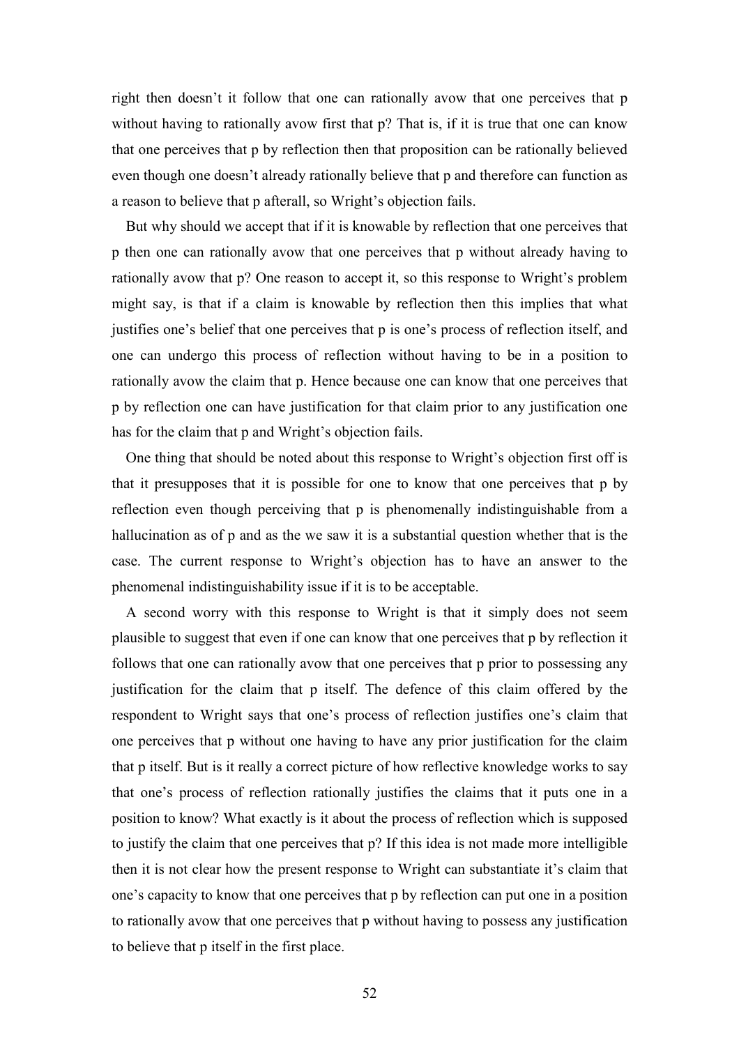right then doesn't it follow that one can rationally avow that one perceives that p without having to rationally avow first that p? That is, if it is true that one can know that one perceives that p by reflection then that proposition can be rationally believed even though one doesn't already rationally believe that p and therefore can function as a reason to believe that p afterall, so Wright's objection fails.

But why should we accept that if it is knowable by reflection that one perceives that p then one can rationally avow that one perceives that p without already having to rationally avow that p? One reason to accept it, so this response to Wright's problem might say, is that if a claim is knowable by reflection then this implies that what justifies one's belief that one perceives that p is one's process of reflection itself, and one can undergo this process of reflection without having to be in a position to rationally avow the claim that p. Hence because one can know that one perceives that p by reflection one can have justification for that claim prior to any justification one has for the claim that p and Wright's objection fails.

One thing that should be noted about this response to Wright's objection first off is that it presupposes that it is possible for one to know that one perceives that p by reflection even though perceiving that p is phenomenally indistinguishable from a hallucination as of p and as the we saw it is a substantial question whether that is the case. The current response to Wright's objection has to have an answer to the phenomenal indistinguishability issue if it is to be acceptable.

A second worry with this response to Wright is that it simply does not seem plausible to suggest that even if one can know that one perceives that p by reflection it follows that one can rationally avow that one perceives that p prior to possessing any justification for the claim that p itself. The defence of this claim offered by the respondent to Wright says that one's process of reflection justifies one's claim that one perceives that p without one having to have any prior justification for the claim that p itself. But is it really a correct picture of how reflective knowledge works to say that one's process of reflection rationally justifies the claims that it puts one in a position to know? What exactly is it about the process of reflection which is supposed to justify the claim that one perceives that p? If this idea is not made more intelligible then it is not clear how the present response to Wright can substantiate it's claim that one's capacity to know that one perceives that p by reflection can put one in a position to rationally avow that one perceives that p without having to possess any justification to believe that p itself in the first place.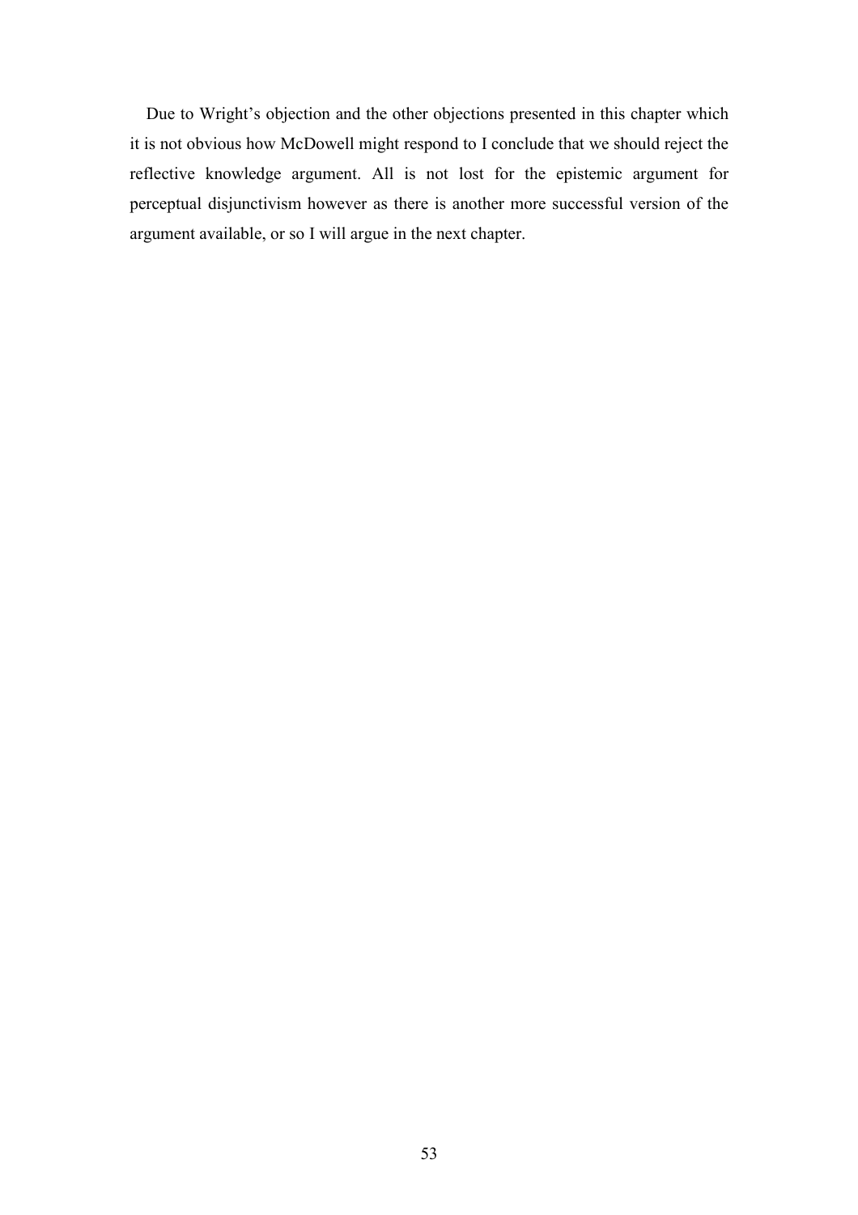Due to Wright's objection and the other objections presented in this chapter which it is not obvious how McDowell might respond to I conclude that we should reject the reflective knowledge argument. All is not lost for the epistemic argument for perceptual disjunctivism however as there is another more successful version of the argument available, or so I will argue in the next chapter.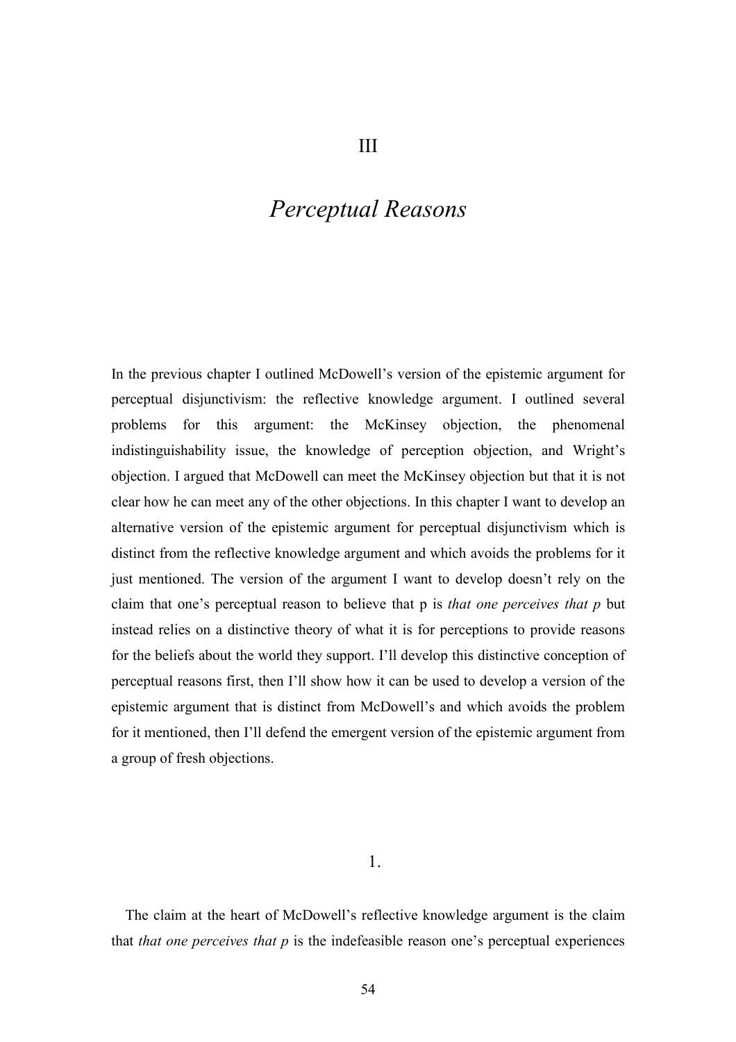# III

# *Perceptual Reasons*

In the previous chapter I outlined McDowell's version of the epistemic argument for perceptual disjunctivism: the reflective knowledge argument. I outlined several problems for this argument: the McKinsey objection, the phenomenal indistinguishability issue, the knowledge of perception objection, and Wright's objection. I argued that McDowell can meet the McKinsey objection but that it is not clear how he can meet any of the other objections. In this chapter I want to develop an alternative version of the epistemic argument for perceptual disjunctivism which is distinct from the reflective knowledge argument and which avoids the problems for it just mentioned. The version of the argument I want to develop doesn't rely on the claim that one's perceptual reason to believe that p is *that one perceives that p* but instead relies on a distinctive theory of what it is for perceptions to provide reasons for the beliefs about the world they support. I'll develop this distinctive conception of perceptual reasons first, then I'll show how it can be used to develop a version of the epistemic argument that is distinct from McDowell's and which avoids the problem for it mentioned, then I'll defend the emergent version of the epistemic argument from a group of fresh objections.

## 1.

The claim at the heart of McDowell's reflective knowledge argument is the claim that *that one perceives that p* is the indefeasible reason one's perceptual experiences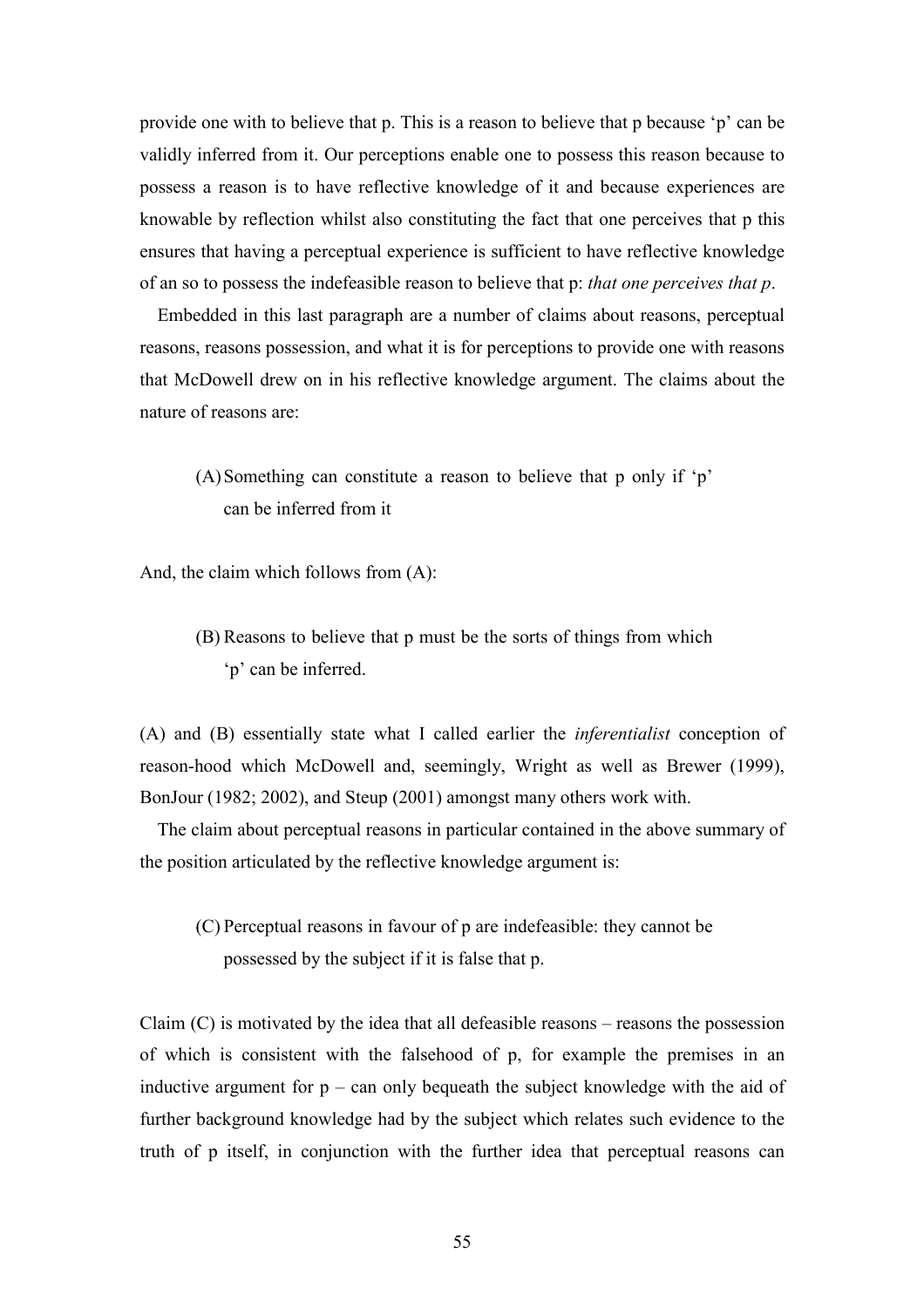provide one with to believe that p. This is a reason to believe that p because 'p' can be validly inferred from it. Our perceptions enable one to possess this reason because to possess a reason is to have reflective knowledge of it and because experiences are knowable by reflection whilst also constituting the fact that one perceives that p this ensures that having a perceptual experience is sufficient to have reflective knowledge of an so to possess the indefeasible reason to believe that p: *that one perceives that p*.

Embedded in this last paragraph are a number of claims about reasons, perceptual reasons, reasons possession, and what it is for perceptions to provide one with reasons that McDowell drew on in his reflective knowledge argument. The claims about the nature of reasons are:

> (A) Something can constitute a reason to believe that p only if 'p' can be inferred from it

And, the claim which follows from (A):

> (B) Reasons to believe that p must be the sorts of things from which 'p' can be inferred.

(A) and (B) essentially state what I called earlier the *inferentialist* conception of reason-hood which McDowell and, seemingly, Wright as well as Brewer (1999), BonJour (1982; 2002), and Steup (2001) amongst many others work with.

The claim about perceptual reasons in particular contained in the above summary of the position articulated by the reflective knowledge argument is:

> (C) Perceptual reasons in favour of p are indefeasible: they cannot be possessed by the subject if it is false that p.

Claim (C) is motivated by the idea that all defeasible reasons – reasons the possession of which is consistent with the falsehood of p, for example the premises in an inductive argument for p – can only bequeath the subject knowledge with the aid of further background knowledge had by the subject which relates such evidence to the truth of p itself, in conjunction with the further idea that perceptual reasons can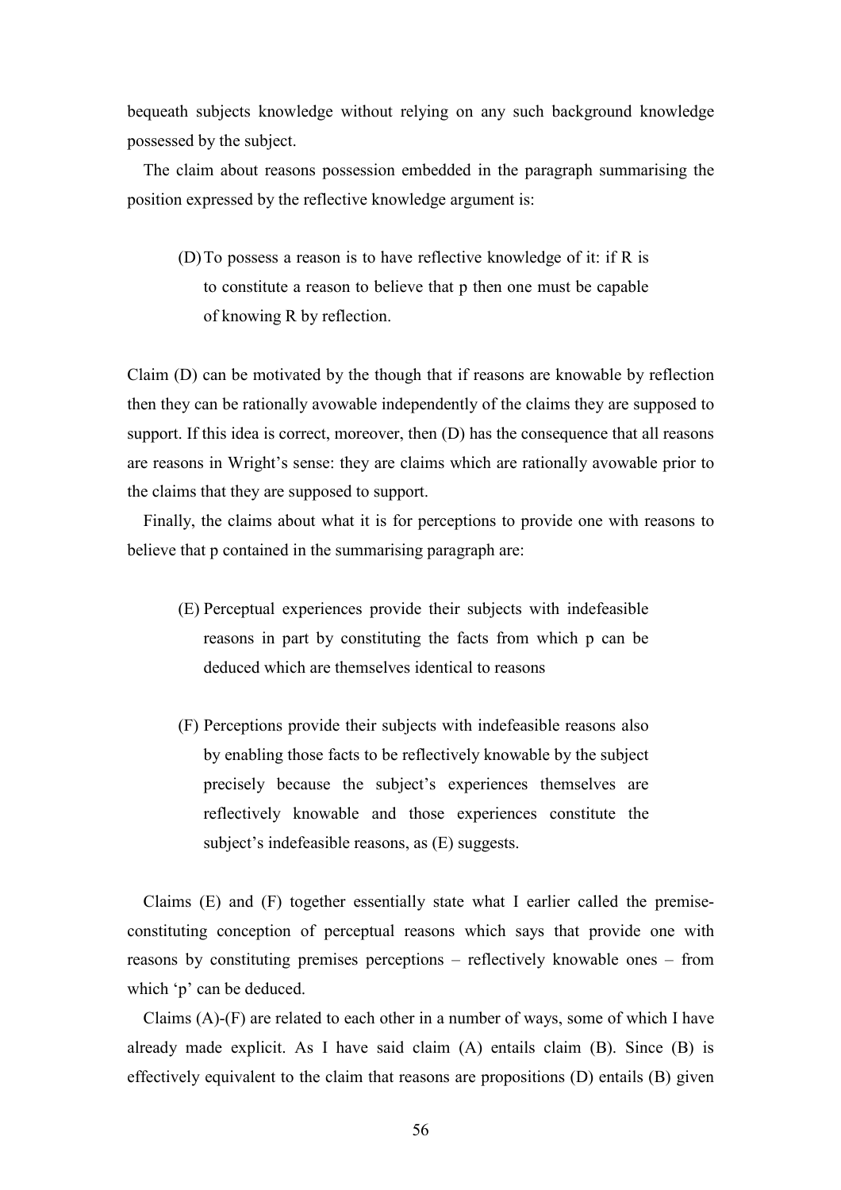bequeath subjects knowledge without relying on any such background knowledge possessed by the subject.

The claim about reasons possession embedded in the paragraph summarising the position expressed by the reflective knowledge argument is:

> (D) To possess a reason is to have reflective knowledge of it: if R is to constitute a reason to believe that p then one must be capable of knowing R by reflection.

Claim (D) can be motivated by the though that if reasons are knowable by reflection then they can be rationally avowable independently of the claims they are supposed to support. If this idea is correct, moreover, then (D) has the consequence that all reasons are reasons in Wright's sense: they are claims which are rationally avowable prior to the claims that they are supposed to support.

Finally, the claims about what it is for perceptions to provide one with reasons to believe that p contained in the summarising paragraph are:

> (E) Perceptual experiences provide their subjects with indefeasible reasons in part by constituting the facts from which p can be deduced which are themselves identical to reasons

> (F) Perceptions provide their subjects with indefeasible reasons also by enabling those facts to be reflectively knowable by the subject precisely because the subject's experiences themselves are reflectively knowable and those experiences constitute the subject's indefeasible reasons, as (E) suggests.

Claims (E) and (F) together essentially state what I earlier called the premise-constituting conception of perceptual reasons which says that provide one with reasons by constituting premises perceptions – reflectively knowable ones – from which 'p' can be deduced.

Claims (A)-(F) are related to each other in a number of ways, some of which I have already made explicit. As I have said claim (A) entails claim (B). Since (B) is effectively equivalent to the claim that reasons are propositions (D) entails (B) given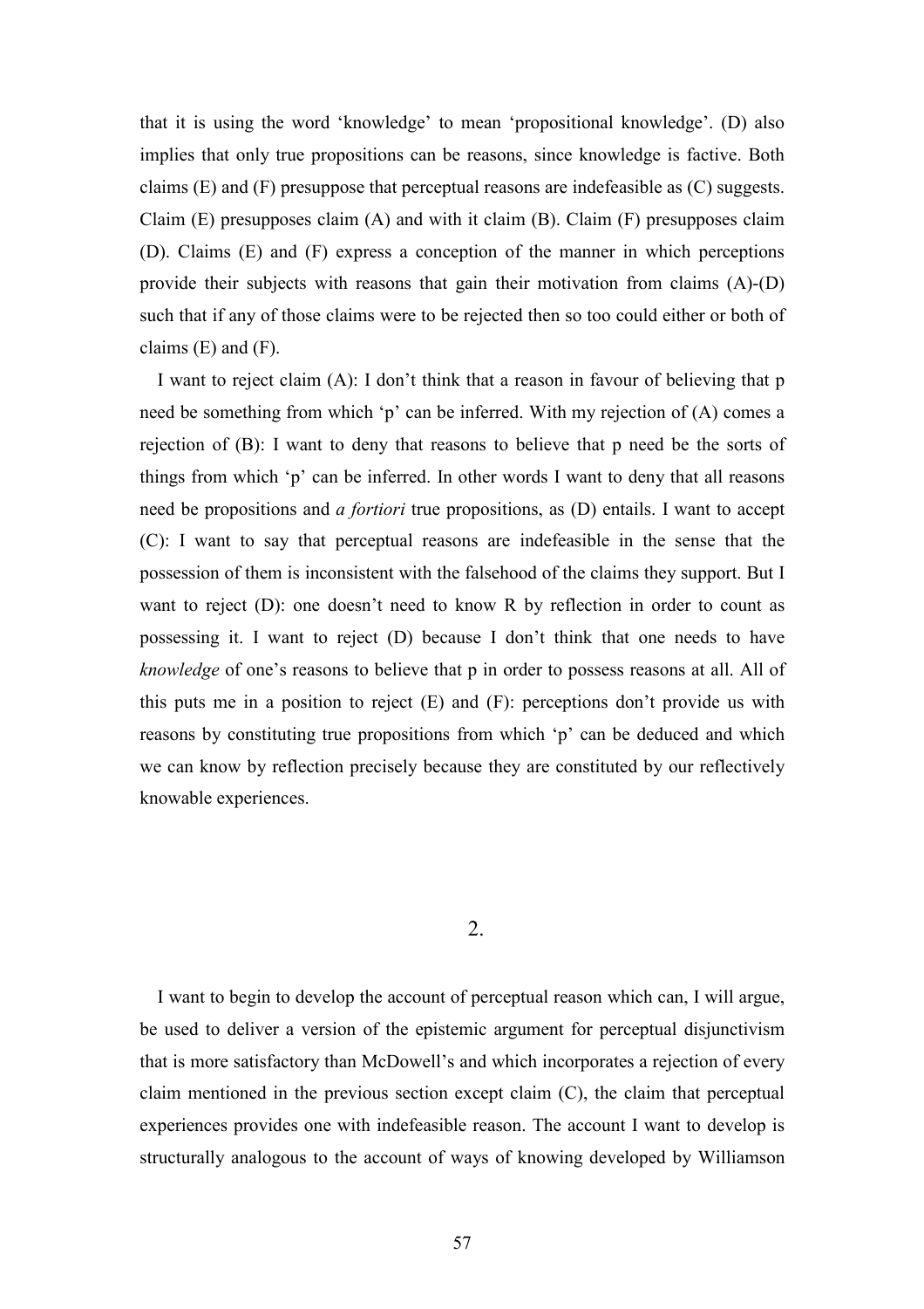that it is using the word 'knowledge' to mean 'propositional knowledge'. (D) also implies that only true propositions can be reasons, since knowledge is factive. Both claims (E) and (F) presuppose that perceptual reasons are indefeasible as (C) suggests. Claim (E) presupposes claim (A) and with it claim (B). Claim (F) presupposes claim (D). Claims (E) and (F) express a conception of the manner in which perceptions provide their subjects with reasons that gain their motivation from claims (A)-(D) such that if any of those claims were to be rejected then so too could either or both of claims (E) and (F).

I want to reject claim (A): I don't think that a reason in favour of believing that p need be something from which 'p' can be inferred. With my rejection of (A) comes a rejection of (B): I want to deny that reasons to believe that p need be the sorts of things from which 'p' can be inferred. In other words I want to deny that all reasons need be propositions and *a fortiori* true propositions, as (D) entails. I want to accept (C): I want to say that perceptual reasons are indefeasible in the sense that the possession of them is inconsistent with the falsehood of the claims they support. But I want to reject (D): one doesn't need to know R by reflection in order to count as possessing it. I want to reject (D) because I don't think that one needs to have *knowledge* of one's reasons to believe that p in order to possess reasons at all. All of this puts me in a position to reject (E) and (F): perceptions don't provide us with reasons by constituting true propositions from which 'p' can be deduced and which we can know by reflection precisely because they are constituted by our reflectively knowable experiences.

## 2.

I want to begin to develop the account of perceptual reason which can, I will argue, be used to deliver a version of the epistemic argument for perceptual disjunctivism that is more satisfactory than McDowell's and which incorporates a rejection of every claim mentioned in the previous section except claim (C), the claim that perceptual experiences provides one with indefeasible reason. The account I want to develop is structurally analogous to the account of ways of knowing developed by Williamson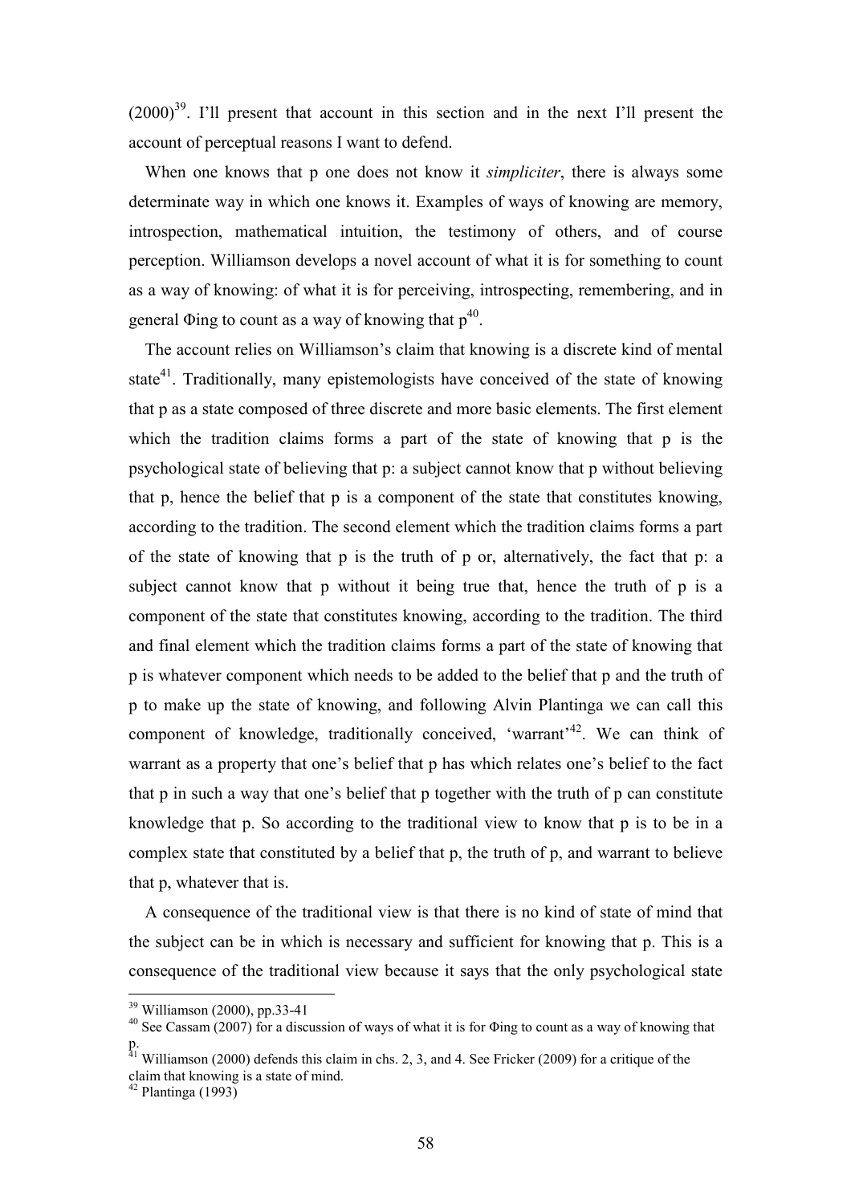(2000)[39]. I'll present that account in this section and in the next I'll present the account of perceptual reasons I want to defend.

When one knows that p one does not know it *simpliciter*, there is always some determinate way in which one knows it. Examples of ways of knowing are memory, introspection, mathematical intuition, the testimony of others, and of course perception. Williamson develops a novel account of what it is for something to count as a way of knowing: of what it is for perceiving, introspecting, remembering, and in general Φing to count as a way of knowing that p[40].

The account relies on Williamson's claim that knowing is a discrete kind of mental state[41]. Traditionally, many epistemologists have conceived of the state of knowing that p as a state composed of three discrete and more basic elements. The first element which the tradition claims forms a part of the state of knowing that p is the psychological state of believing that p: a subject cannot know that p without believing that p, hence the belief that p is a component of the state that constitutes knowing, according to the tradition. The second element which the tradition claims forms a part of the state of knowing that p is the truth of p or, alternatively, the fact that p: a subject cannot know that p without it being true that, hence the truth of p is a component of the state that constitutes knowing, according to the tradition. The third and final element which the tradition claims forms a part of the state of knowing that p is whatever component which needs to be added to the belief that p and the truth of p to make up the state of knowing, and following Alvin Plantinga we can call this component of knowledge, traditionally conceived, 'warrant'[42]. We can think of warrant as a property that one's belief that p has which relates one's belief to the fact that p in such a way that one's belief that p together with the truth of p can constitute knowledge that p. So according to the traditional view to know that p is to be in a complex state that constituted by a belief that p, the truth of p, and warrant to believe that p, whatever that is.

A consequence of the traditional view is that there is no kind of state of mind that the subject can be in which is necessary and sufficient for knowing that p. This is a consequence of the traditional view because it says that the only psychological state

---

[39] Williamson (2000), pp.33-41

[40] See Cassam (2007) for a discussion of ways of what it is for Φing to count as a way of knowing that p.

[41] Williamson (2000) defends this claim in chs. 2, 3, and 4. See Fricker (2009) for a critique of the claim that knowing is a state of mind.

[42] Plantinga (1993)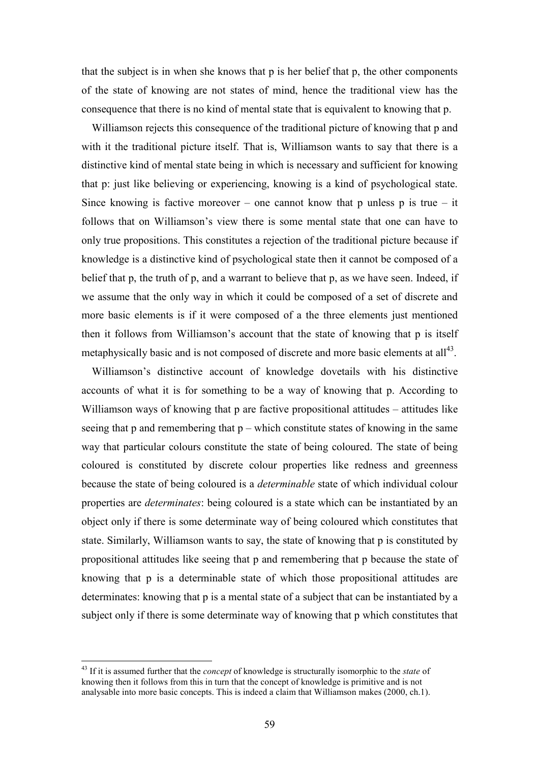that the subject is in when she knows that p is her belief that p, the other components of the state of knowing are not states of mind, hence the traditional view has the consequence that there is no kind of mental state that is equivalent to knowing that p.

Williamson rejects this consequence of the traditional picture of knowing that p and with it the traditional picture itself. That is, Williamson wants to say that there is a distinctive kind of mental state being in which is necessary and sufficient for knowing that p: just like believing or experiencing, knowing is a kind of psychological state. Since knowing is factive moreover – one cannot know that p unless p is true – it follows that on Williamson's view there is some mental state that one can have to only true propositions. This constitutes a rejection of the traditional picture because if knowledge is a distinctive kind of psychological state then it cannot be composed of a belief that p, the truth of p, and a warrant to believe that p, as we have seen. Indeed, if we assume that the only way in which it could be composed of a set of discrete and more basic elements is if it were composed of a the three elements just mentioned then it follows from Williamson's account that the state of knowing that p is itself metaphysically basic and is not composed of discrete and more basic elements at all[43].

Williamson's distinctive account of knowledge dovetails with his distinctive accounts of what it is for something to be a way of knowing that p. According to Williamson ways of knowing that p are factive propositional attitudes – attitudes like seeing that p and remembering that p – which constitute states of knowing in the same way that particular colours constitute the state of being coloured. The state of being coloured is constituted by discrete colour properties like redness and greenness because the state of being coloured is a *determinable* state of which individual colour properties are *determinates*: being coloured is a state which can be instantiated by an object only if there is some determinate way of being coloured which constitutes that state. Similarly, Williamson wants to say, the state of knowing that p is constituted by propositional attitudes like seeing that p and remembering that p because the state of knowing that p is a determinable state of which those propositional attitudes are determinates: knowing that p is a mental state of a subject that can be instantiated by a subject only if there is some determinate way of knowing that p which constitutes that

[43] If it is assumed further that the *concept* of knowledge is structurally isomorphic to the *state* of knowing then it follows from this in turn that the concept of knowledge is primitive and is not analysable into more basic concepts. This is indeed a claim that Williamson makes (2000, ch.1).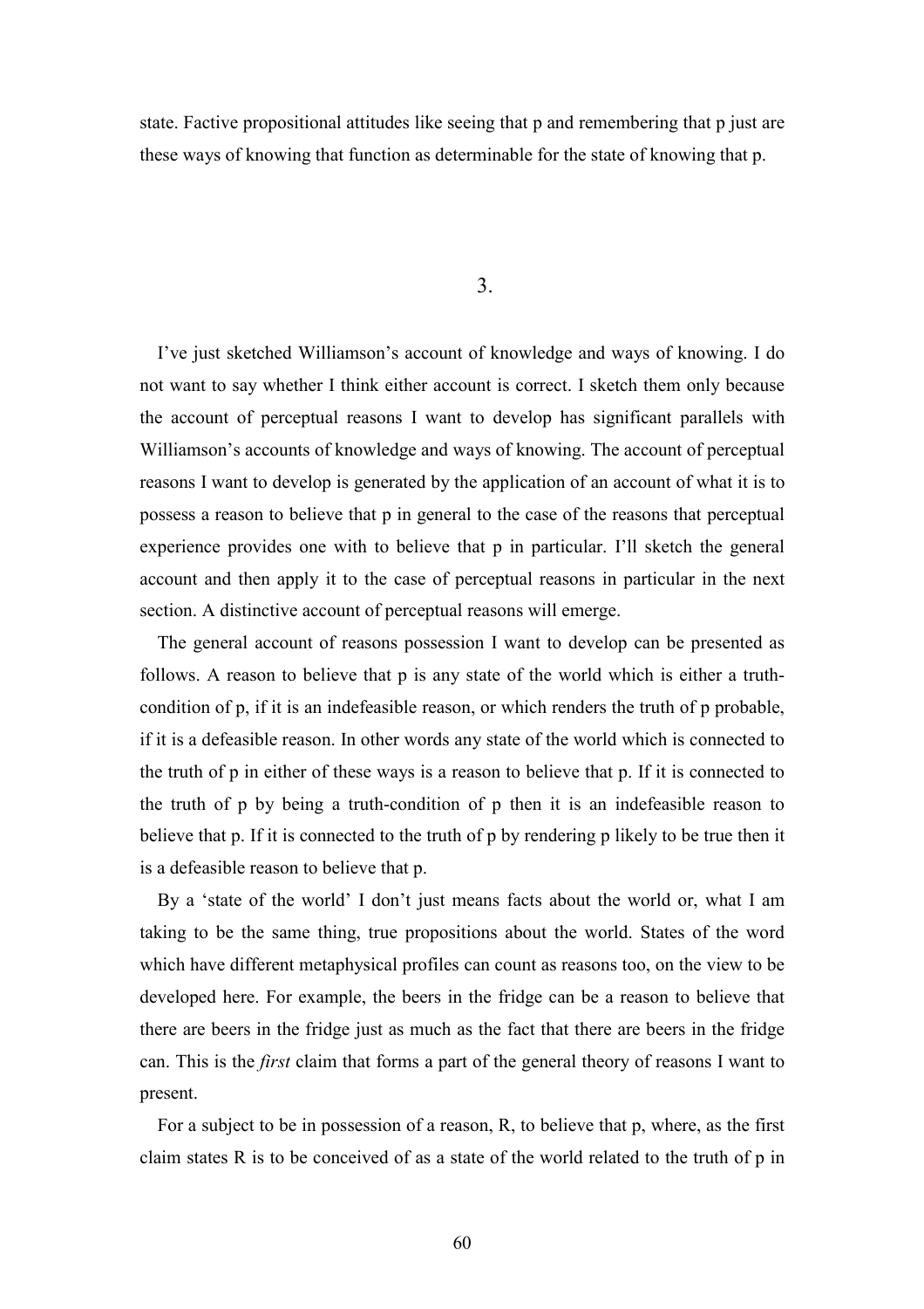state. Factive propositional attitudes like seeing that p and remembering that p just are these ways of knowing that function as determinable for the state of knowing that p.

## 3.

I've just sketched Williamson's account of knowledge and ways of knowing. I do not want to say whether I think either account is correct. I sketch them only because the account of perceptual reasons I want to develop has significant parallels with Williamson's accounts of knowledge and ways of knowing. The account of perceptual reasons I want to develop is generated by the application of an account of what it is to possess a reason to believe that p in general to the case of the reasons that perceptual experience provides one with to believe that p in particular. I'll sketch the general account and then apply it to the case of perceptual reasons in particular in the next section. A distinctive account of perceptual reasons will emerge.

The general account of reasons possession I want to develop can be presented as follows. A reason to believe that p is any state of the world which is either a truth-condition of p, if it is an indefeasible reason, or which renders the truth of p probable, if it is a defeasible reason. In other words any state of the world which is connected to the truth of p in either of these ways is a reason to believe that p. If it is connected to the truth of p by being a truth-condition of p then it is an indefeasible reason to believe that p. If it is connected to the truth of p by rendering p likely to be true then it is a defeasible reason to believe that p.

By a 'state of the world' I don't just means facts about the world or, what I am taking to be the same thing, true propositions about the world. States of the word which have different metaphysical profiles can count as reasons too, on the view to be developed here. For example, the beers in the fridge can be a reason to believe that there are beers in the fridge just as much as the fact that there are beers in the fridge can. This is the *first* claim that forms a part of the general theory of reasons I want to present.

For a subject to be in possession of a reason, R, to believe that p, where, as the first claim states R is to be conceived of as a state of the world related to the truth of p in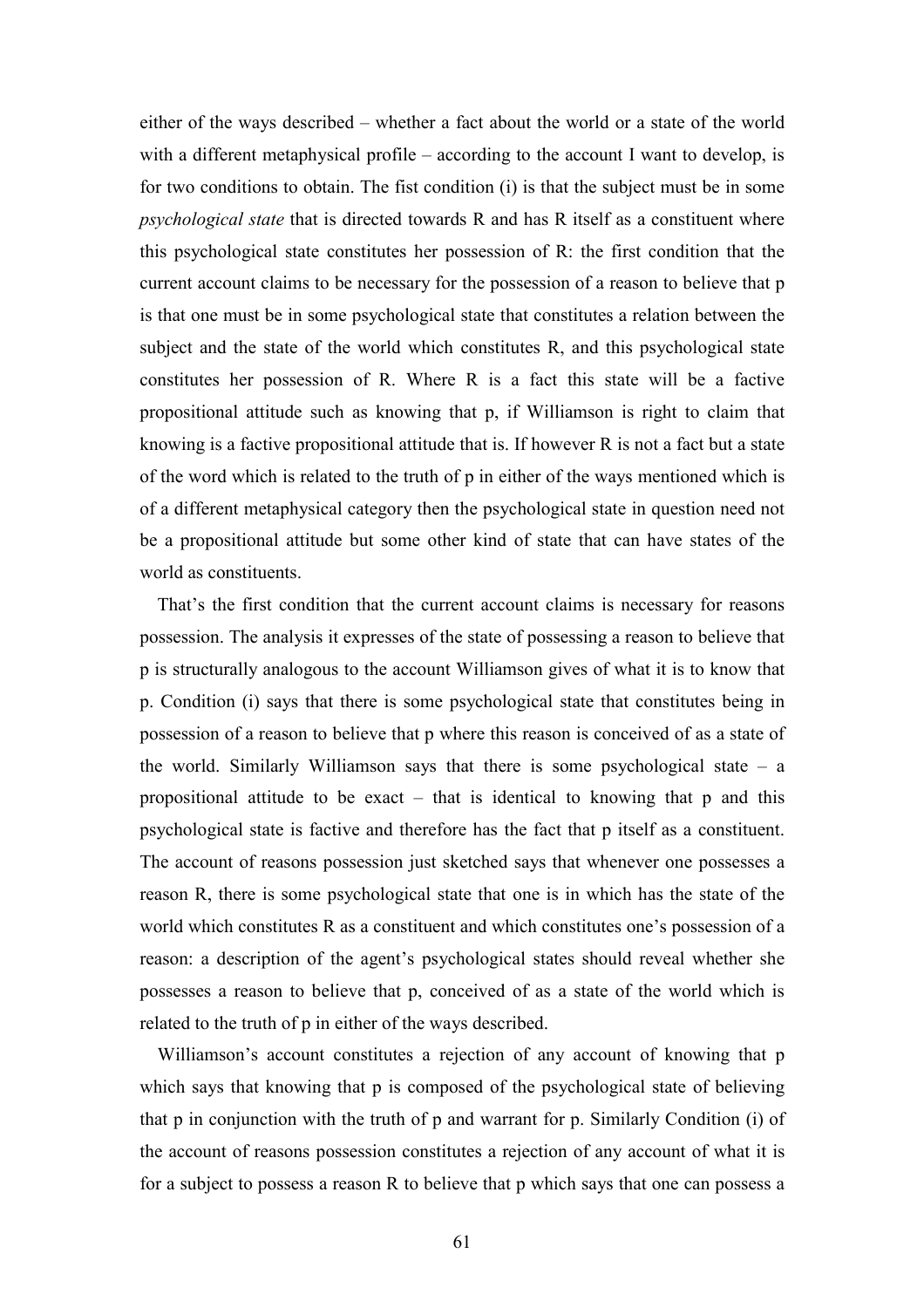either of the ways described – whether a fact about the world or a state of the world with a different metaphysical profile – according to the account I want to develop, is for two conditions to obtain. The fist condition (i) is that the subject must be in some *psychological state* that is directed towards R and has R itself as a constituent where this psychological state constitutes her possession of R: the first condition that the current account claims to be necessary for the possession of a reason to believe that p is that one must be in some psychological state that constitutes a relation between the subject and the state of the world which constitutes R, and this psychological state constitutes her possession of R. Where R is a fact this state will be a factive propositional attitude such as knowing that p, if Williamson is right to claim that knowing is a factive propositional attitude that is. If however R is not a fact but a state of the word which is related to the truth of p in either of the ways mentioned which is of a different metaphysical category then the psychological state in question need not be a propositional attitude but some other kind of state that can have states of the world as constituents.

That's the first condition that the current account claims is necessary for reasons possession. The analysis it expresses of the state of possessing a reason to believe that p is structurally analogous to the account Williamson gives of what it is to know that p. Condition (i) says that there is some psychological state that constitutes being in possession of a reason to believe that p where this reason is conceived of as a state of the world. Similarly Williamson says that there is some psychological state – a propositional attitude to be exact – that is identical to knowing that p and this psychological state is factive and therefore has the fact that p itself as a constituent. The account of reasons possession just sketched says that whenever one possesses a reason R, there is some psychological state that one is in which has the state of the world which constitutes R as a constituent and which constitutes one's possession of a reason: a description of the agent's psychological states should reveal whether she possesses a reason to believe that p, conceived of as a state of the world which is related to the truth of p in either of the ways described.

Williamson's account constitutes a rejection of any account of knowing that p which says that knowing that p is composed of the psychological state of believing that p in conjunction with the truth of p and warrant for p. Similarly Condition (i) of the account of reasons possession constitutes a rejection of any account of what it is for a subject to possess a reason R to believe that p which says that one can possess a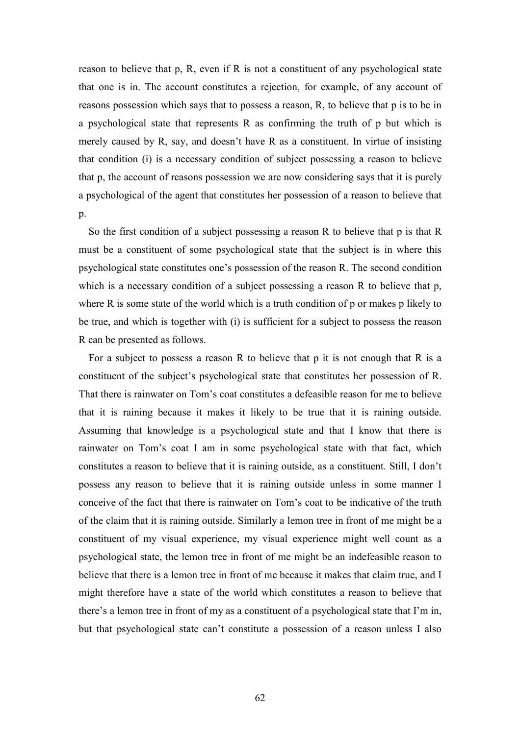reason to believe that p, R, even if R is not a constituent of any psychological state that one is in. The account constitutes a rejection, for example, of any account of reasons possession which says that to possess a reason, R, to believe that p is to be in a psychological state that represents R as confirming the truth of p but which is merely caused by R, say, and doesn't have R as a constituent. In virtue of insisting that condition (i) is a necessary condition of subject possessing a reason to believe that p, the account of reasons possession we are now considering says that it is purely a psychological of the agent that constitutes her possession of a reason to believe that p.

So the first condition of a subject possessing a reason R to believe that p is that R must be a constituent of some psychological state that the subject is in where this psychological state constitutes one's possession of the reason R. The second condition which is a necessary condition of a subject possessing a reason R to believe that p, where R is some state of the world which is a truth condition of p or makes p likely to be true, and which is together with (i) is sufficient for a subject to possess the reason R can be presented as follows.

For a subject to possess a reason R to believe that p it is not enough that R is a constituent of the subject's psychological state that constitutes her possession of R. That there is rainwater on Tom's coat constitutes a defeasible reason for me to believe that it is raining because it makes it likely to be true that it is raining outside. Assuming that knowledge is a psychological state and that I know that there is rainwater on Tom's coat I am in some psychological state with that fact, which constitutes a reason to believe that it is raining outside, as a constituent. Still, I don't possess any reason to believe that it is raining outside unless in some manner I conceive of the fact that there is rainwater on Tom's coat to be indicative of the truth of the claim that it is raining outside. Similarly a lemon tree in front of me might be a constituent of my visual experience, my visual experience might well count as a psychological state, the lemon tree in front of me might be an indefeasible reason to believe that there is a lemon tree in front of me because it makes that claim true, and I might therefore have a state of the world which constitutes a reason to believe that there's a lemon tree in front of my as a constituent of a psychological state that I'm in, but that psychological state can't constitute a possession of a reason unless I also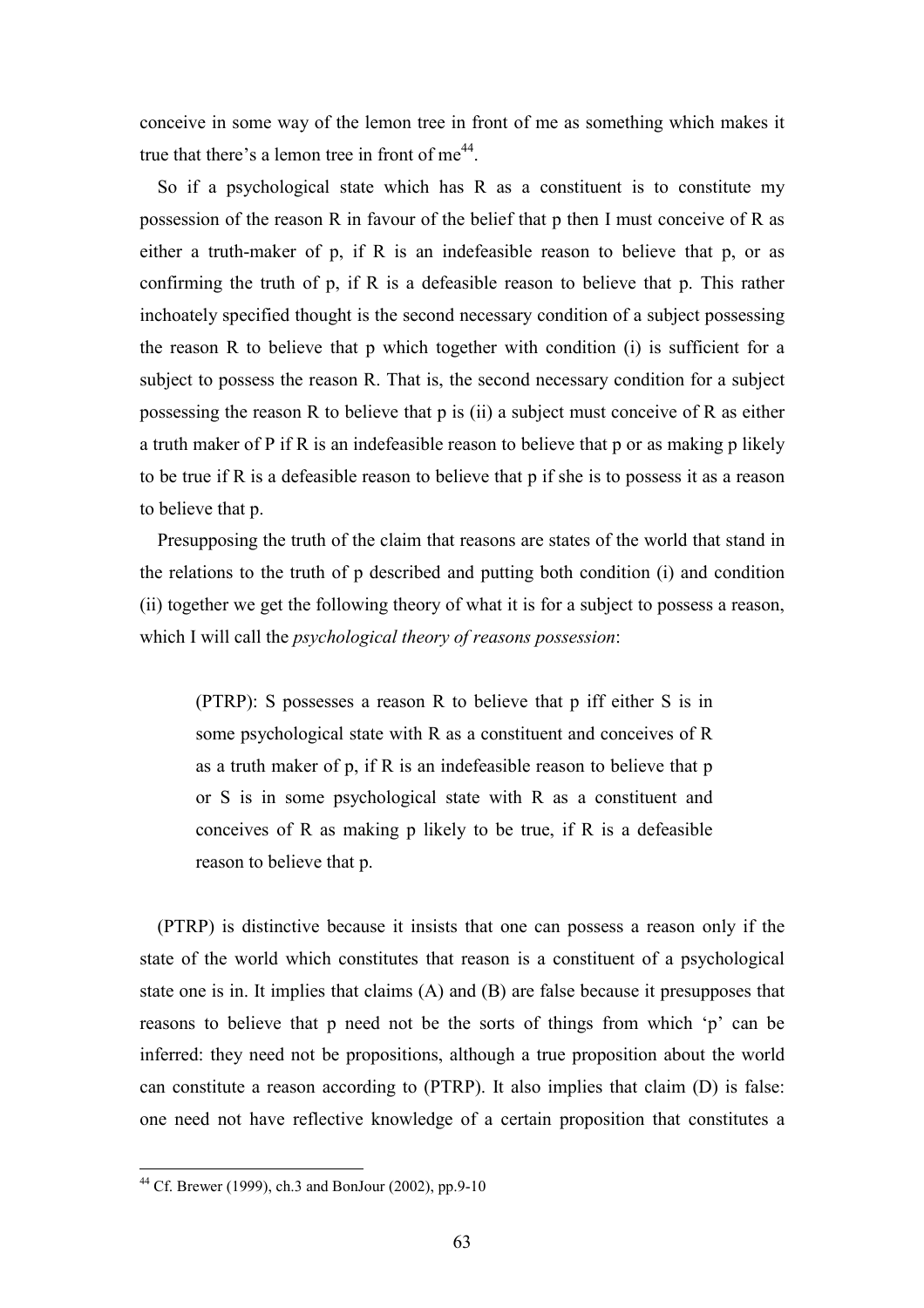conceive in some way of the lemon tree in front of me as something which makes it true that there's a lemon tree in front of me[44].

So if a psychological state which has R as a constituent is to constitute my possession of the reason R in favour of the belief that p then I must conceive of R as either a truth-maker of p, if R is an indefeasible reason to believe that p, or as confirming the truth of p, if R is a defeasible reason to believe that p. This rather inchoately specified thought is the second necessary condition of a subject possessing the reason R to believe that p which together with condition (i) is sufficient for a subject to possess the reason R. That is, the second necessary condition for a subject possessing the reason R to believe that p is (ii) a subject must conceive of R as either a truth maker of P if R is an indefeasible reason to believe that p or as making p likely to be true if R is a defeasible reason to believe that p if she is to possess it as a reason to believe that p.

Presupposing the truth of the claim that reasons are states of the world that stand in the relations to the truth of p described and putting both condition (i) and condition (ii) together we get the following theory of what it is for a subject to possess a reason, which I will call the *psychological theory of reasons possession*:

> (PTRP): S possesses a reason R to believe that p iff either S is in some psychological state with R as a constituent and conceives of R as a truth maker of p, if R is an indefeasible reason to believe that p or S is in some psychological state with R as a constituent and conceives of R as making p likely to be true, if R is a defeasible reason to believe that p.

(PTRP) is distinctive because it insists that one can possess a reason only if the state of the world which constitutes that reason is a constituent of a psychological state one is in. It implies that claims (A) and (B) are false because it presupposes that reasons to believe that p need not be the sorts of things from which 'p' can be inferred: they need not be propositions, although a true proposition about the world can constitute a reason according to (PTRP). It also implies that claim (D) is false: one need not have reflective knowledge of a certain proposition that constitutes a

[44] Cf. Brewer (1999), ch.3 and BonJour (2002), pp.9-10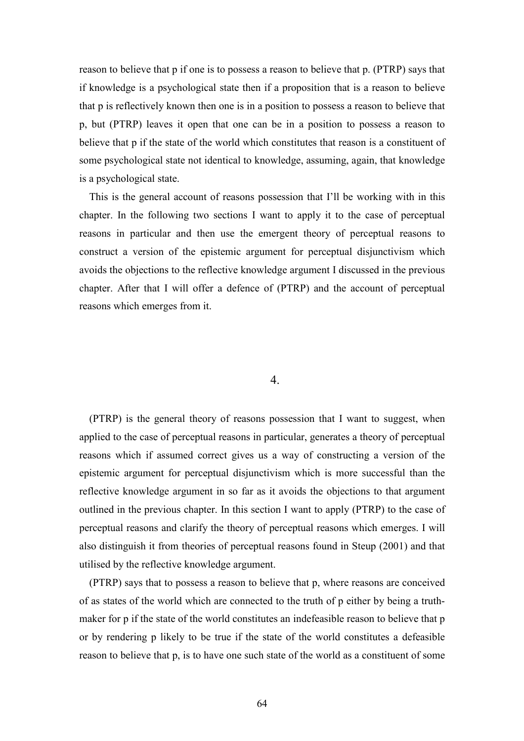reason to believe that p if one is to possess a reason to believe that p. (PTRP) says that if knowledge is a psychological state then if a proposition that is a reason to believe that p is reflectively known then one is in a position to possess a reason to believe that p, but (PTRP) leaves it open that one can be in a position to possess a reason to believe that p if the state of the world which constitutes that reason is a constituent of some psychological state not identical to knowledge, assuming, again, that knowledge is a psychological state.

This is the general account of reasons possession that I'll be working with in this chapter. In the following two sections I want to apply it to the case of perceptual reasons in particular and then use the emergent theory of perceptual reasons to construct a version of the epistemic argument for perceptual disjunctivism which avoids the objections to the reflective knowledge argument I discussed in the previous chapter. After that I will offer a defence of (PTRP) and the account of perceptual reasons which emerges from it.

## 4.

(PTRP) is the general theory of reasons possession that I want to suggest, when applied to the case of perceptual reasons in particular, generates a theory of perceptual reasons which if assumed correct gives us a way of constructing a version of the epistemic argument for perceptual disjunctivism which is more successful than the reflective knowledge argument in so far as it avoids the objections to that argument outlined in the previous chapter. In this section I want to apply (PTRP) to the case of perceptual reasons and clarify the theory of perceptual reasons which emerges. I will also distinguish it from theories of perceptual reasons found in Steup (2001) and that utilised by the reflective knowledge argument.

(PTRP) says that to possess a reason to believe that p, where reasons are conceived of as states of the world which are connected to the truth of p either by being a truth-maker for p if the state of the world constitutes an indefeasible reason to believe that p or by rendering p likely to be true if the state of the world constitutes a defeasible reason to believe that p, is to have one such state of the world as a constituent of some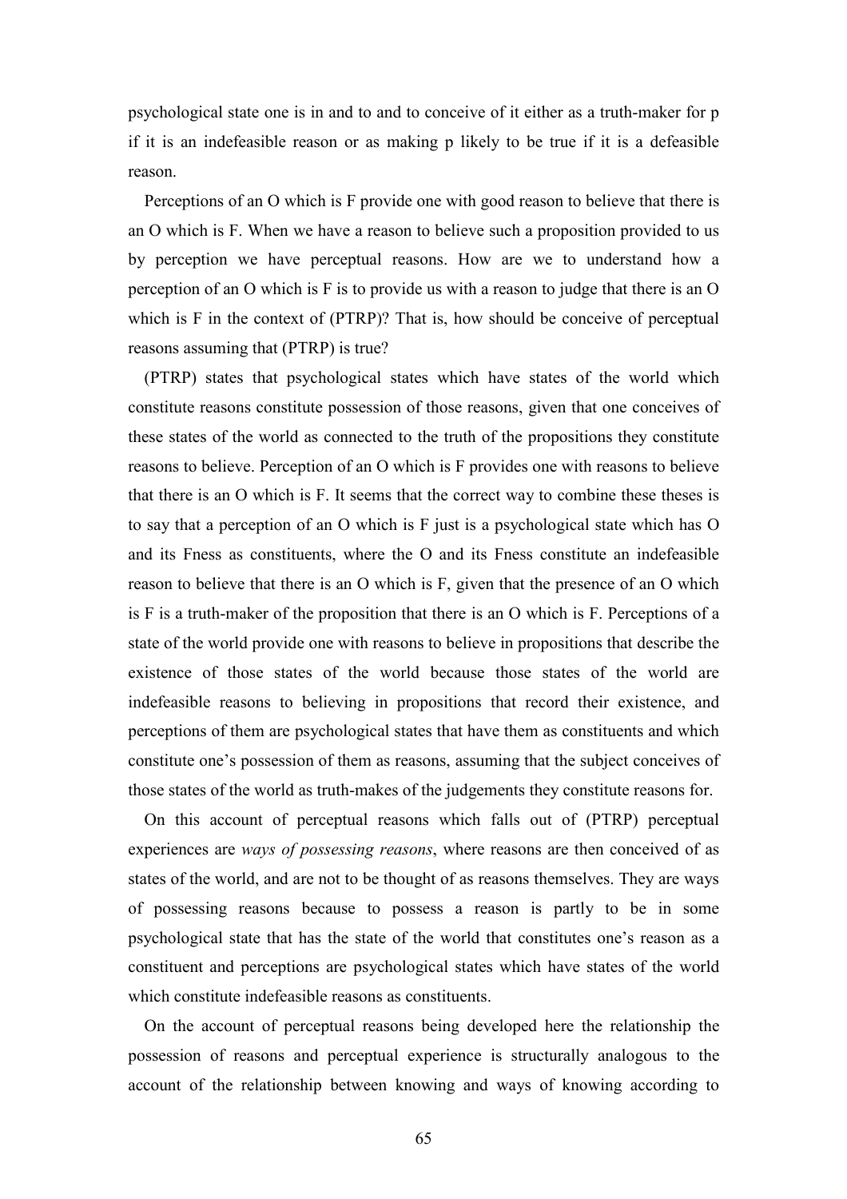psychological state one is in and to and to conceive of it either as a truth-maker for p if it is an indefeasible reason or as making p likely to be true if it is a defeasible reason.

Perceptions of an O which is F provide one with good reason to believe that there is an O which is F. When we have a reason to believe such a proposition provided to us by perception we have perceptual reasons. How are we to understand how a perception of an O which is F is to provide us with a reason to judge that there is an O which is F in the context of (PTRP)? That is, how should be conceive of perceptual reasons assuming that (PTRP) is true?

(PTRP) states that psychological states which have states of the world which constitute reasons constitute possession of those reasons, given that one conceives of these states of the world as connected to the truth of the propositions they constitute reasons to believe. Perception of an O which is F provides one with reasons to believe that there is an O which is F. It seems that the correct way to combine these theses is to say that a perception of an O which is F just is a psychological state which has O and its Fness as constituents, where the O and its Fness constitute an indefeasible reason to believe that there is an O which is F, given that the presence of an O which is F is a truth-maker of the proposition that there is an O which is F. Perceptions of a state of the world provide one with reasons to believe in propositions that describe the existence of those states of the world because those states of the world are indefeasible reasons to believing in propositions that record their existence, and perceptions of them are psychological states that have them as constituents and which constitute one's possession of them as reasons, assuming that the subject conceives of those states of the world as truth-makes of the judgements they constitute reasons for.

On this account of perceptual reasons which falls out of (PTRP) perceptual experiences are *ways of possessing reasons*, where reasons are then conceived of as states of the world, and are not to be thought of as reasons themselves. They are ways of possessing reasons because to possess a reason is partly to be in some psychological state that has the state of the world that constitutes one's reason as a constituent and perceptions are psychological states which have states of the world which constitute indefeasible reasons as constituents.

On the account of perceptual reasons being developed here the relationship the possession of reasons and perceptual experience is structurally analogous to the account of the relationship between knowing and ways of knowing according to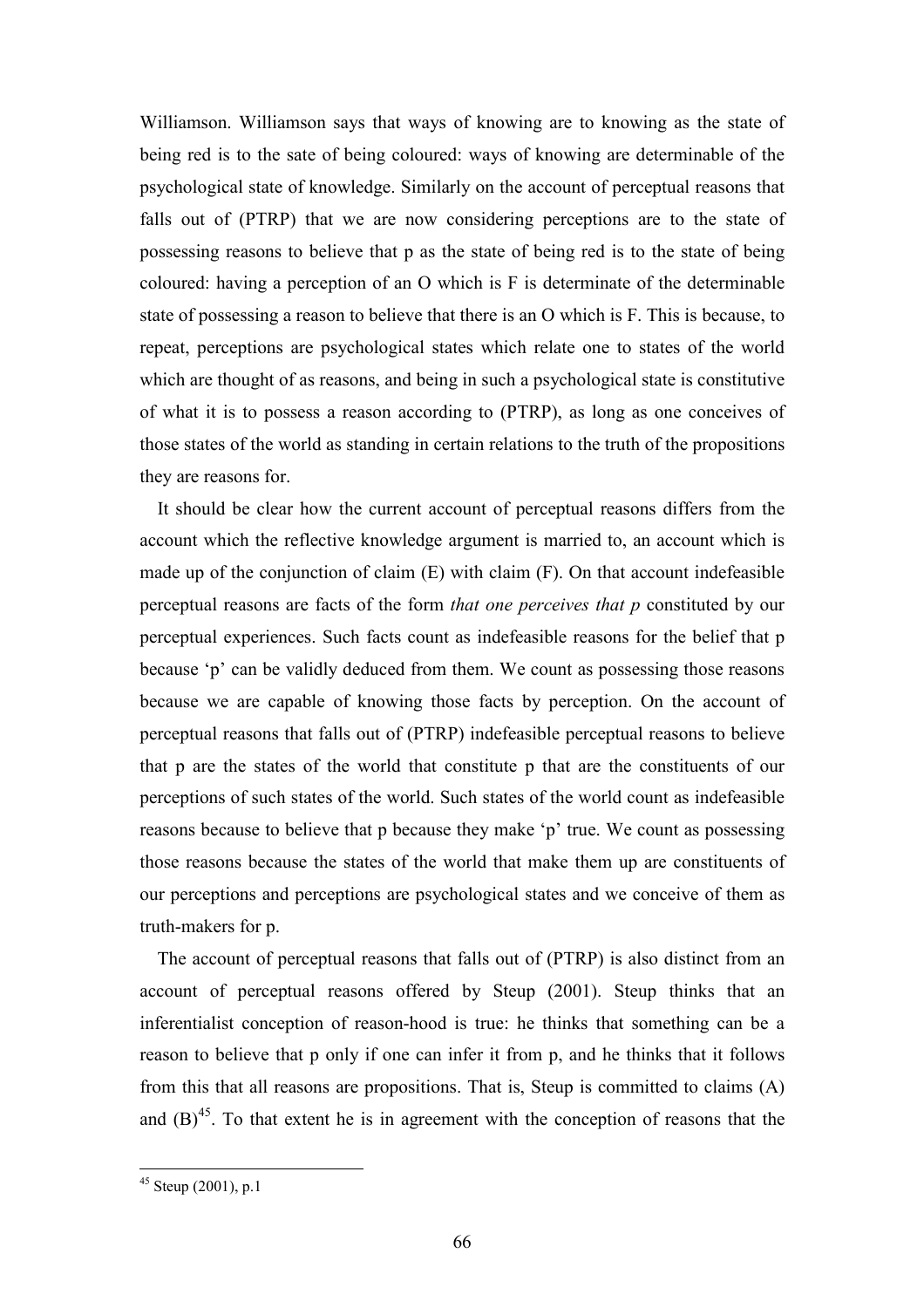Williamson. Williamson says that ways of knowing are to knowing as the state of being red is to the sate of being coloured: ways of knowing are determinable of the psychological state of knowledge. Similarly on the account of perceptual reasons that falls out of (PTRP) that we are now considering perceptions are to the state of possessing reasons to believe that p as the state of being red is to the state of being coloured: having a perception of an O which is F is determinate of the determinable state of possessing a reason to believe that there is an O which is F. This is because, to repeat, perceptions are psychological states which relate one to states of the world which are thought of as reasons, and being in such a psychological state is constitutive of what it is to possess a reason according to (PTRP), as long as one conceives of those states of the world as standing in certain relations to the truth of the propositions they are reasons for.

It should be clear how the current account of perceptual reasons differs from the account which the reflective knowledge argument is married to, an account which is made up of the conjunction of claim (E) with claim (F). On that account indefeasible perceptual reasons are facts of the form *that one perceives that p* constituted by our perceptual experiences. Such facts count as indefeasible reasons for the belief that p because 'p' can be validly deduced from them. We count as possessing those reasons because we are capable of knowing those facts by perception. On the account of perceptual reasons that falls out of (PTRP) indefeasible perceptual reasons to believe that p are the states of the world that constitute p that are the constituents of our perceptions of such states of the world. Such states of the world count as indefeasible reasons because to believe that p because they make 'p' true. We count as possessing those reasons because the states of the world that make them up are constituents of our perceptions and perceptions are psychological states and we conceive of them as truth-makers for p.

The account of perceptual reasons that falls out of (PTRP) is also distinct from an account of perceptual reasons offered by Steup (2001). Steup thinks that an inferentialist conception of reason-hood is true: he thinks that something can be a reason to believe that p only if one can infer it from p, and he thinks that it follows from this that all reasons are propositions. That is, Steup is committed to claims (A) and (B)[45]. To that extent he is in agreement with the conception of reasons that the

---

[45] Steup (2001), p.1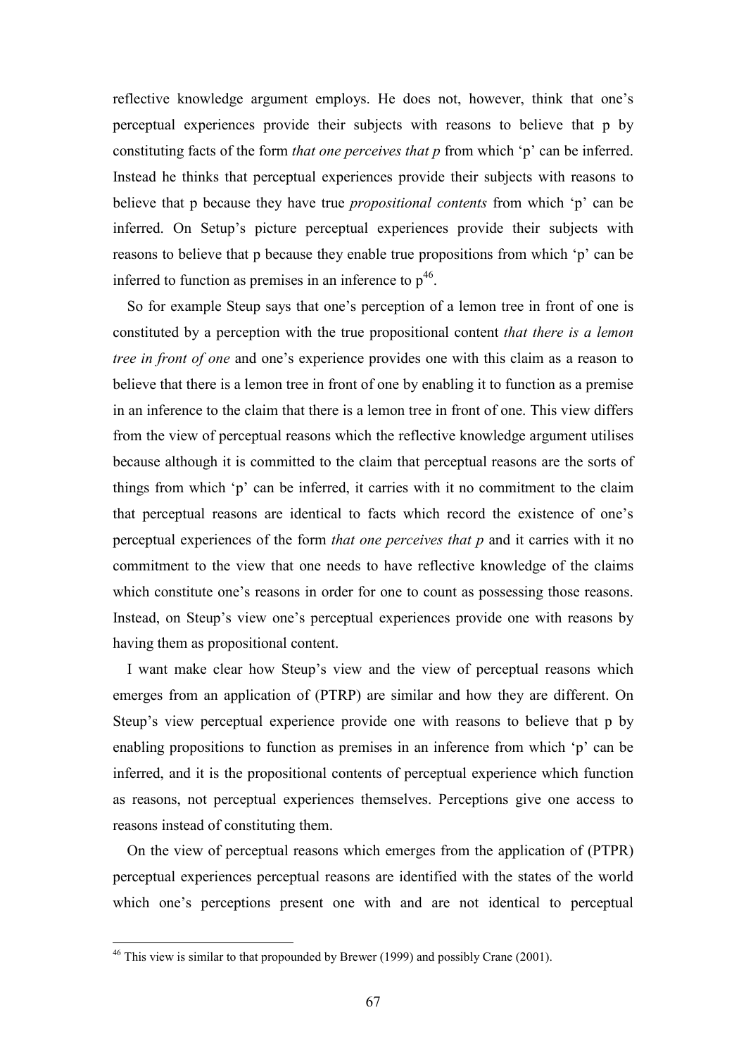reflective knowledge argument employs. He does not, however, think that one's perceptual experiences provide their subjects with reasons to believe that p by constituting facts of the form *that one perceives that p* from which 'p' can be inferred. Instead he thinks that perceptual experiences provide their subjects with reasons to believe that p because they have true *propositional contents* from which 'p' can be inferred. On Setup's picture perceptual experiences provide their subjects with reasons to believe that p because they enable true propositions from which 'p' can be inferred to function as premises in an inference to p[46].

So for example Steup says that one's perception of a lemon tree in front of one is constituted by a perception with the true propositional content *that there is a lemon tree in front of one* and one's experience provides one with this claim as a reason to believe that there is a lemon tree in front of one by enabling it to function as a premise in an inference to the claim that there is a lemon tree in front of one. This view differs from the view of perceptual reasons which the reflective knowledge argument utilises because although it is committed to the claim that perceptual reasons are the sorts of things from which 'p' can be inferred, it carries with it no commitment to the claim that perceptual reasons are identical to facts which record the existence of one's perceptual experiences of the form *that one perceives that p* and it carries with it no commitment to the view that one needs to have reflective knowledge of the claims which constitute one's reasons in order for one to count as possessing those reasons. Instead, on Steup's view one's perceptual experiences provide one with reasons by having them as propositional content.

I want make clear how Steup's view and the view of perceptual reasons which emerges from an application of (PTRP) are similar and how they are different. On Steup's view perceptual experience provide one with reasons to believe that p by enabling propositions to function as premises in an inference from which 'p' can be inferred, and it is the propositional contents of perceptual experience which function as reasons, not perceptual experiences themselves. Perceptions give one access to reasons instead of constituting them.

On the view of perceptual reasons which emerges from the application of (PTPR) perceptual experiences perceptual reasons are identified with the states of the world which one's perceptions present one with and are not identical to perceptual

---

[46] This view is similar to that propounded by Brewer (1999) and possibly Crane (2001).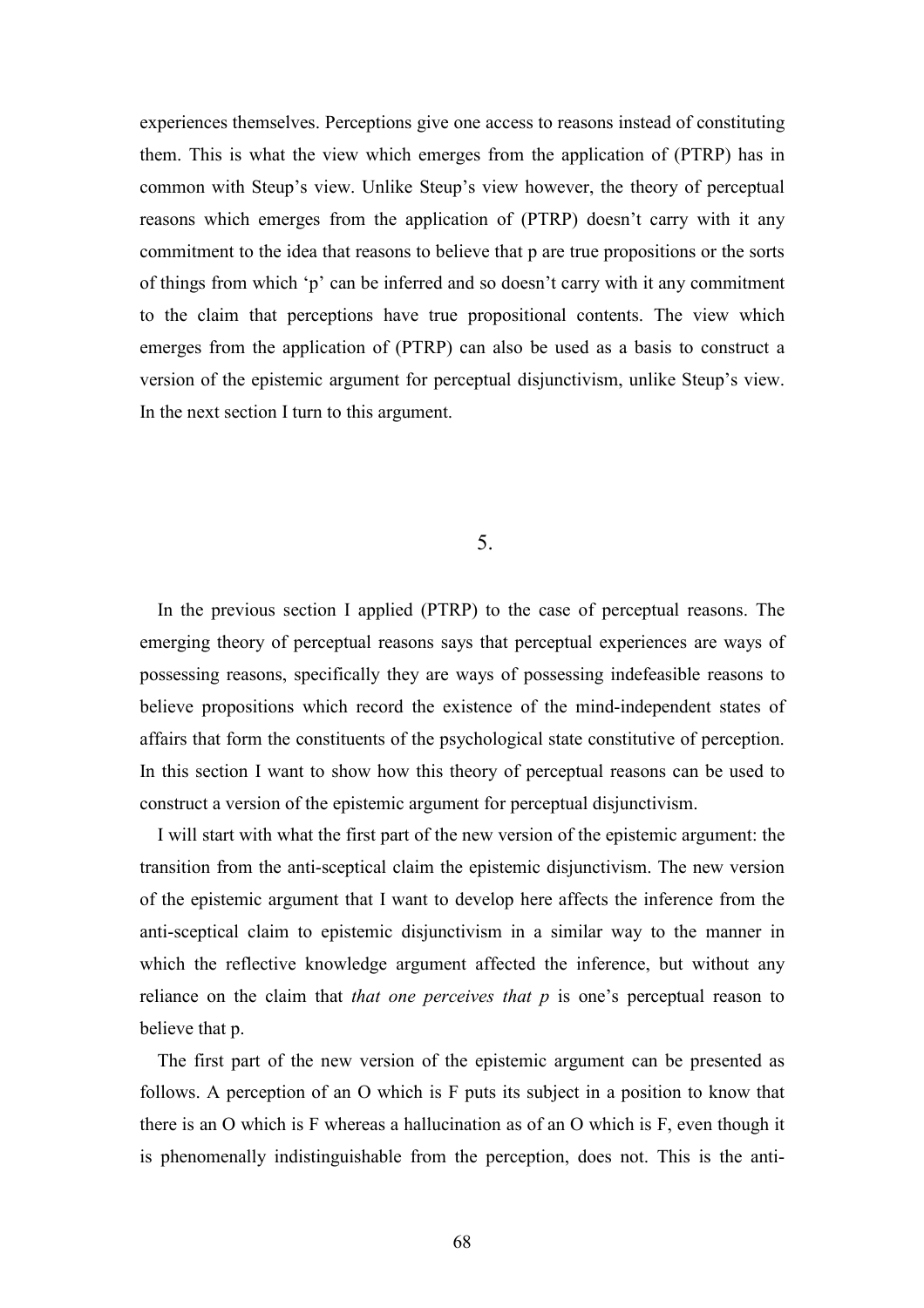experiences themselves. Perceptions give one access to reasons instead of constituting them. This is what the view which emerges from the application of (PTRP) has in common with Steup's view. Unlike Steup's view however, the theory of perceptual reasons which emerges from the application of (PTRP) doesn't carry with it any commitment to the idea that reasons to believe that p are true propositions or the sorts of things from which 'p' can be inferred and so doesn't carry with it any commitment to the claim that perceptions have true propositional contents. The view which emerges from the application of (PTRP) can also be used as a basis to construct a version of the epistemic argument for perceptual disjunctivism, unlike Steup's view. In the next section I turn to this argument.

## 5.

In the previous section I applied (PTRP) to the case of perceptual reasons. The emerging theory of perceptual reasons says that perceptual experiences are ways of possessing reasons, specifically they are ways of possessing indefeasible reasons to believe propositions which record the existence of the mind-independent states of affairs that form the constituents of the psychological state constitutive of perception. In this section I want to show how this theory of perceptual reasons can be used to construct a version of the epistemic argument for perceptual disjunctivism.

I will start with what the first part of the new version of the epistemic argument: the transition from the anti-sceptical claim the epistemic disjunctivism. The new version of the epistemic argument that I want to develop here affects the inference from the anti-sceptical claim to epistemic disjunctivism in a similar way to the manner in which the reflective knowledge argument affected the inference, but without any reliance on the claim that *that one perceives that p* is one's perceptual reason to believe that p.

The first part of the new version of the epistemic argument can be presented as follows. A perception of an O which is F puts its subject in a position to know that there is an O which is F whereas a hallucination as of an O which is F, even though it is phenomenally indistinguishable from the perception, does not. This is the anti-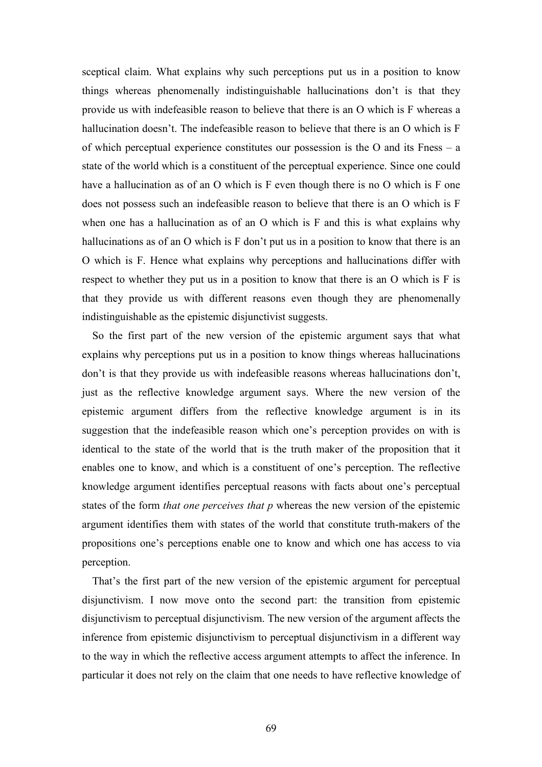sceptical claim. What explains why such perceptions put us in a position to know things whereas phenomenally indistinguishable hallucinations don't is that they provide us with indefeasible reason to believe that there is an O which is F whereas a hallucination doesn't. The indefeasible reason to believe that there is an O which is F of which perceptual experience constitutes our possession is the O and its Fness – a state of the world which is a constituent of the perceptual experience. Since one could have a hallucination as of an O which is F even though there is no O which is F one does not possess such an indefeasible reason to believe that there is an O which is F when one has a hallucination as of an O which is F and this is what explains why hallucinations as of an O which is F don't put us in a position to know that there is an O which is F. Hence what explains why perceptions and hallucinations differ with respect to whether they put us in a position to know that there is an O which is F is that they provide us with different reasons even though they are phenomenally indistinguishable as the epistemic disjunctivist suggests.

So the first part of the new version of the epistemic argument says that what explains why perceptions put us in a position to know things whereas hallucinations don't is that they provide us with indefeasible reasons whereas hallucinations don't, just as the reflective knowledge argument says. Where the new version of the epistemic argument differs from the reflective knowledge argument is in its suggestion that the indefeasible reason which one's perception provides on with is identical to the state of the world that is the truth maker of the proposition that it enables one to know, and which is a constituent of one's perception. The reflective knowledge argument identifies perceptual reasons with facts about one's perceptual states of the form *that one perceives that p* whereas the new version of the epistemic argument identifies them with states of the world that constitute truth-makers of the propositions one's perceptions enable one to know and which one has access to via perception.

That's the first part of the new version of the epistemic argument for perceptual disjunctivism. I now move onto the second part: the transition from epistemic disjunctivism to perceptual disjunctivism. The new version of the argument affects the inference from epistemic disjunctivism to perceptual disjunctivism in a different way to the way in which the reflective access argument attempts to affect the inference. In particular it does not rely on the claim that one needs to have reflective knowledge of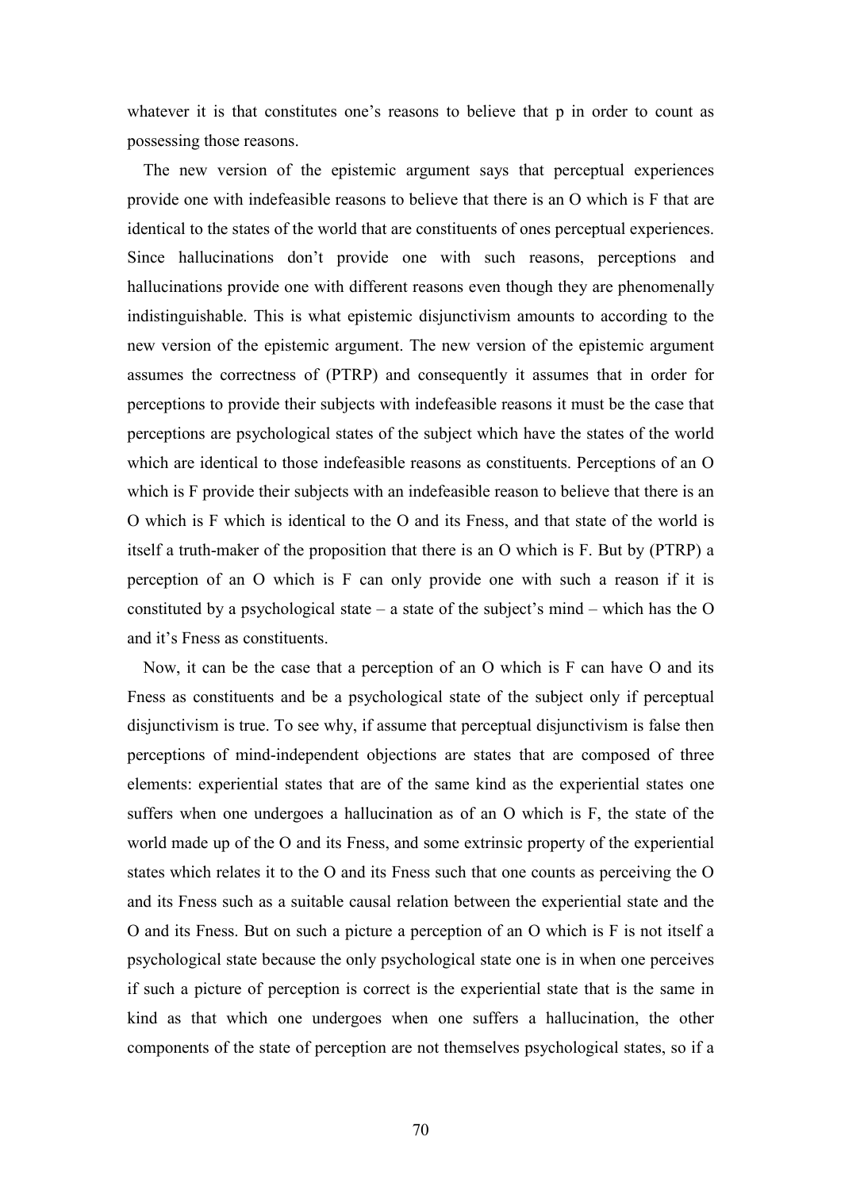whatever it is that constitutes one's reasons to believe that p in order to count as possessing those reasons.

The new version of the epistemic argument says that perceptual experiences provide one with indefeasible reasons to believe that there is an O which is F that are identical to the states of the world that are constituents of ones perceptual experiences. Since hallucinations don't provide one with such reasons, perceptions and hallucinations provide one with different reasons even though they are phenomenally indistinguishable. This is what epistemic disjunctivism amounts to according to the new version of the epistemic argument. The new version of the epistemic argument assumes the correctness of (PTRP) and consequently it assumes that in order for perceptions to provide their subjects with indefeasible reasons it must be the case that perceptions are psychological states of the subject which have the states of the world which are identical to those indefeasible reasons as constituents. Perceptions of an O which is F provide their subjects with an indefeasible reason to believe that there is an O which is F which is identical to the O and its Fness, and that state of the world is itself a truth-maker of the proposition that there is an O which is F. But by (PTRP) a perception of an O which is F can only provide one with such a reason if it is constituted by a psychological state – a state of the subject's mind – which has the O and it's Fness as constituents.

Now, it can be the case that a perception of an O which is F can have O and its Fness as constituents and be a psychological state of the subject only if perceptual disjunctivism is true. To see why, if assume that perceptual disjunctivism is false then perceptions of mind-independent objections are states that are composed of three elements: experiential states that are of the same kind as the experiential states one suffers when one undergoes a hallucination as of an O which is F, the state of the world made up of the O and its Fness, and some extrinsic property of the experiential states which relates it to the O and its Fness such that one counts as perceiving the O and its Fness such as a suitable causal relation between the experiential state and the O and its Fness. But on such a picture a perception of an O which is F is not itself a psychological state because the only psychological state one is in when one perceives if such a picture of perception is correct is the experiential state that is the same in kind as that which one undergoes when one suffers a hallucination, the other components of the state of perception are not themselves psychological states, so if a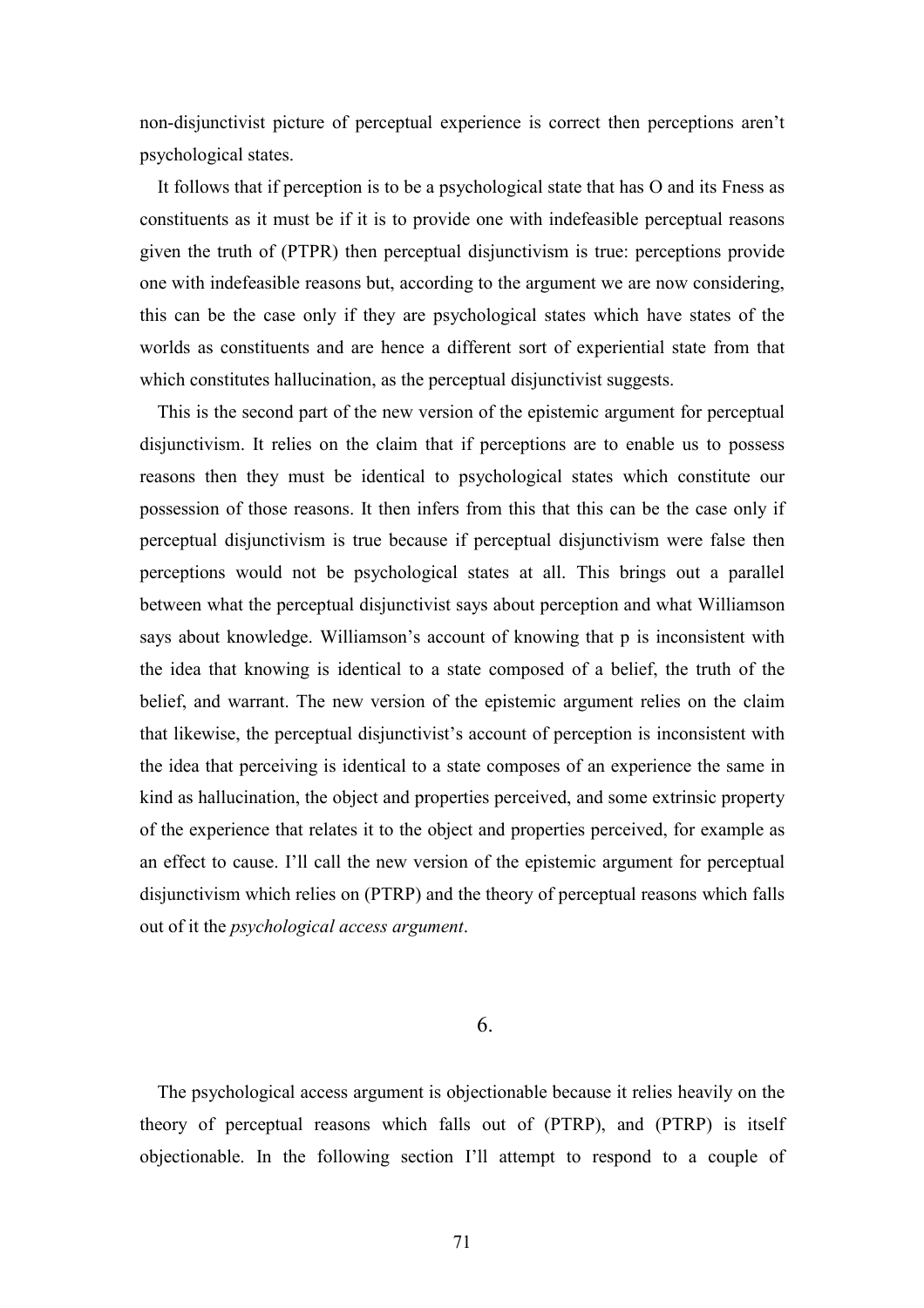non-disjunctivist picture of perceptual experience is correct then perceptions aren't psychological states.

It follows that if perception is to be a psychological state that has O and its Fness as constituents as it must be if it is to provide one with indefeasible perceptual reasons given the truth of (PTPR) then perceptual disjunctivism is true: perceptions provide one with indefeasible reasons but, according to the argument we are now considering, this can be the case only if they are psychological states which have states of the worlds as constituents and are hence a different sort of experiential state from that which constitutes hallucinating, as the perceptual disjunctivist suggests.

This is the second part of the new version of the epistemic argument for perceptual disjunctivism. It relies on the claim that if perceptions are to enable us to possess reasons then they must be identical to psychological states which constitute our possession of those reasons. It then infers from this that this can be the case only if perceptual disjunctivism is true because if perceptual disjunctivism were false then perceptions would not be psychological states at all. This brings out a parallel between what the perceptual disjunctivist says about perception and what Williamson says about knowledge. Williamson's account of knowing that p is inconsistent with the idea that knowing is identical to a state composed of a belief, the truth of the belief, and warrant. The new version of the epistemic argument relies on the claim that likewise, the perceptual disjunctivist's account of perception is inconsistent with the idea that perceiving is identical to a state composes of an experience the same in kind as hallucination, the object and properties perceived, and some extrinsic property of the experience that relates it to the object and properties perceived, for example as an effect to cause. I'll call the new version of the epistemic argument for perceptual disjunctivism which relies on (PTRP) and the theory of perceptual reasons which falls out of it the *psychological access argument*.

## 6.

The psychological access argument is objectionable because it relies heavily on the theory of perceptual reasons which falls out of (PTRP), and (PTRP) is itself objectionable. In the following section I'll attempt to respond to a couple of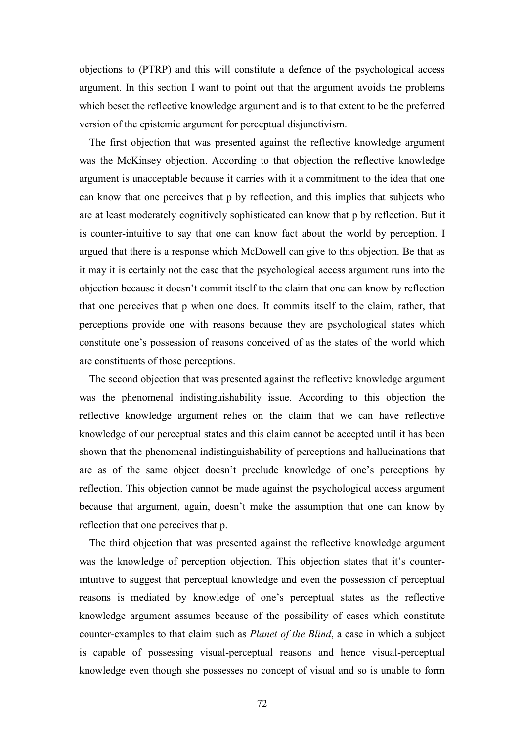objections to (PTRP) and this will constitute a defence of the psychological access argument. In this section I want to point out that the argument avoids the problems which beset the reflective knowledge argument and is to that extent to be the preferred version of the epistemic argument for perceptual disjunctivism.

The first objection that was presented against the reflective knowledge argument was the McKinsey objection. According to that objection the reflective knowledge argument is unacceptable because it carries with it a commitment to the idea that one can know that one perceives that p by reflection, and this implies that subjects who are at least moderately cognitively sophisticated can know that p by reflection. But it is counter-intuitive to say that one can know fact about the world by perception. I argued that there is a response which McDowell can give to this objection. Be that as it may it is certainly not the case that the psychological access argument runs into the objection because it doesn't commit itself to the claim that one can know by reflection that one perceives that p when one does. It commits itself to the claim, rather, that perceptions provide one with reasons because they are psychological states which constitute one's possession of reasons conceived of as the states of the world which are constituents of those perceptions.

The second objection that was presented against the reflective knowledge argument was the phenomenal indistinguishability issue. According to this objection the reflective knowledge argument relies on the claim that we can have reflective knowledge of our perceptual states and this claim cannot be accepted until it has been shown that the phenomenal indistinguishability of perceptions and hallucinations that are as of the same object doesn't preclude knowledge of one's perceptions by reflection. This objection cannot be made against the psychological access argument because that argument, again, doesn't make the assumption that one can know by reflection that one perceives that p.

The third objection that was presented against the reflective knowledge argument was the knowledge of perception objection. This objection states that it's counter-intuitive to suggest that perceptual knowledge and even the possession of perceptual reasons is mediated by knowledge of one's perceptual states as the reflective knowledge argument assumes because of the possibility of cases which constitute counter-examples to that claim such as *Planet of the Blind*, a case in which a subject is capable of possessing visual-perceptual reasons and hence visual-perceptual knowledge even though she possesses no concept of visual and so is unable to form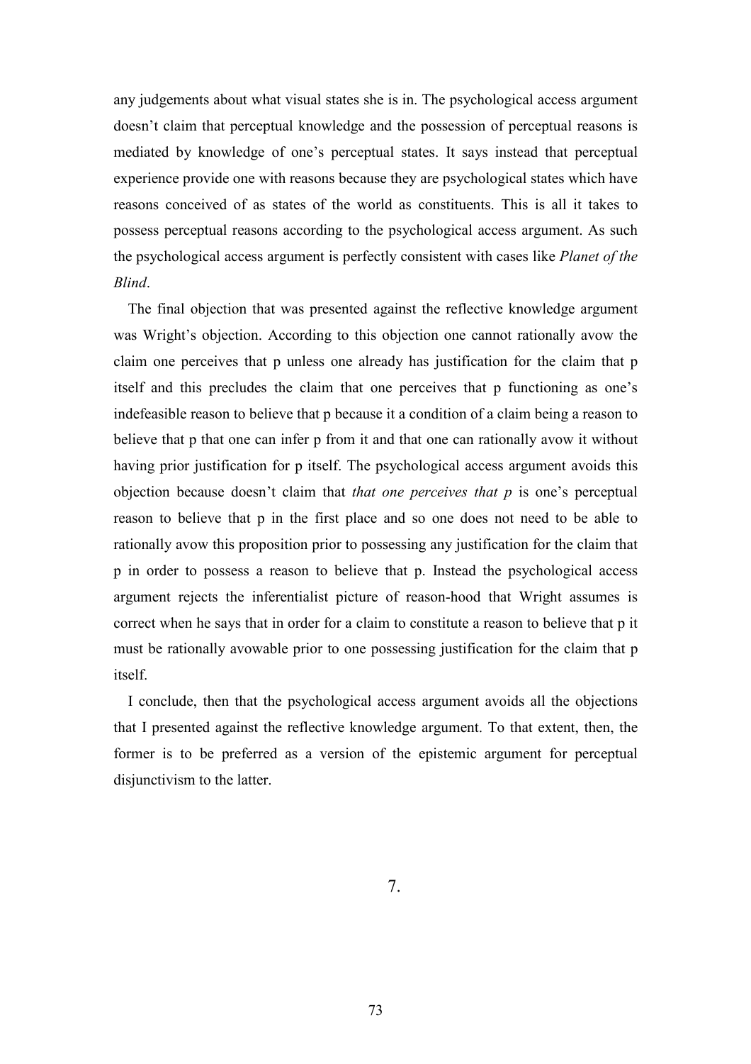any judgements about what visual states she is in. The psychological access argument doesn't claim that perceptual knowledge and the possession of perceptual reasons is mediated by knowledge of one's perceptual states. It says instead that perceptual experience provide one with reasons because they are psychological states which have reasons conceived of as states of the world as constituents. This is all it takes to possess perceptual reasons according to the psychological access argument. As such the psychological access argument is perfectly consistent with cases like *Planet of the Blind*.

The final objection that was presented against the reflective knowledge argument was Wright's objection. According to this objection one cannot rationally avow the claim one perceives that p unless one already has justification for the claim that p itself and this precludes the claim that one perceives that p functioning as one's indefeasible reason to believe that p because it a condition of a claim being a reason to believe that p that one can infer p from it and that one can rationally avow it without having prior justification for p itself. The psychological access argument avoids this objection because doesn't claim that *that one perceives that p* is one's perceptual reason to believe that p in the first place and so one does not need to be able to rationally avow this proposition prior to possessing any justification for the claim that p in order to possess a reason to believe that p. Instead the psychological access argument rejects the inferentialist picture of reason-hood that Wright assumes is correct when he says that in order for a claim to constitute a reason to believe that p it must be rationally avowable prior to one possessing justification for the claim that p itself.

I conclude, then that the psychological access argument avoids all the objections that I presented against the reflective knowledge argument. To that extent, then, the former is to be preferred as a version of the epistemic argument for perceptual disjunctivism to the latter.

## 7.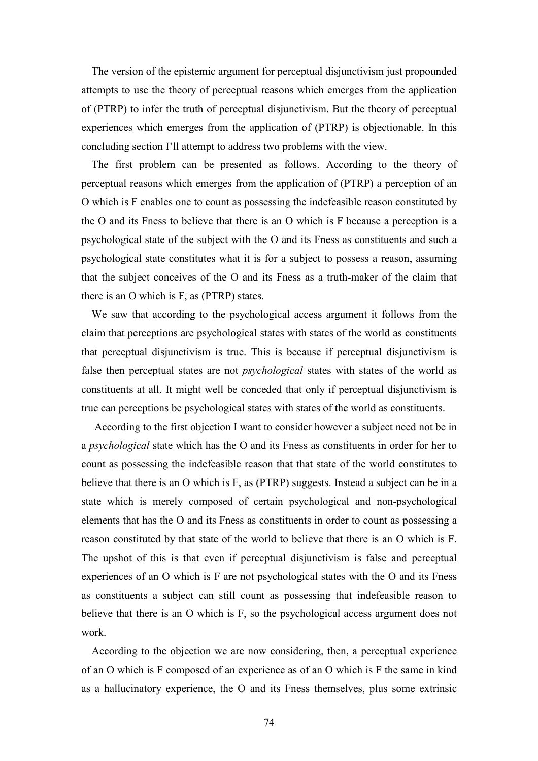The version of the epistemic argument for perceptual disjunctivism just propounded attempts to use the theory of perceptual reasons which emerges from the application of (PTRP) to infer the truth of perceptual disjunctivism. But the theory of perceptual experiences which emerges from the application of (PTRP) is objectionable. In this concluding section I'll attempt to address two problems with the view.

The first problem can be presented as follows. According to the theory of perceptual reasons which emerges from the application of (PTRP) a perception of an O which is F enables one to count as possessing the indefeasible reason constituted by the O and its Fness to believe that there is an O which is F because a perception is a psychological state of the subject with the O and its Fness as constituents and such a psychological state constitutes what it is for a subject to possess a reason, assuming that the subject conceives of the O and its Fness as a truth-maker of the claim that there is an O which is F, as (PTRP) states.

We saw that according to the psychological access argument it follows from the claim that perceptions are psychological states with states of the world as constituents that perceptual disjunctivism is true. This is because if perceptual disjunctivism is false then perceptual states are not *psychological* states with states of the world as constituents at all. It might well be conceded that only if perceptual disjunctivism is true can perceptions be psychological states with states of the world as constituents.

According to the first objection I want to consider however a subject need not be in a *psychological* state which has the O and its Fness as constituents in order for her to count as possessing the indefeasible reason that that state of the world constitutes to believe that there is an O which is F, as (PTRP) suggests. Instead a subject can be in a state which is merely composed of certain psychological and non-psychological elements that has the O and its Fness as constituents in order to count as possessing a reason constituted by that state of the world to believe that there is an O which is F. The upshot of this is that even if perceptual disjunctivism is false and perceptual experiences of an O which is F are not psychological states with the O and its Fness as constituents a subject can still count as possessing that indefeasible reason to believe that there is an O which is F, so the psychological access argument does not work.

According to the objection we are now considering, then, a perceptual experience of an O which is F composed of an experience as of an O which is F the same in kind as a hallucinatory experience, the O and its Fness themselves, plus some extrinsic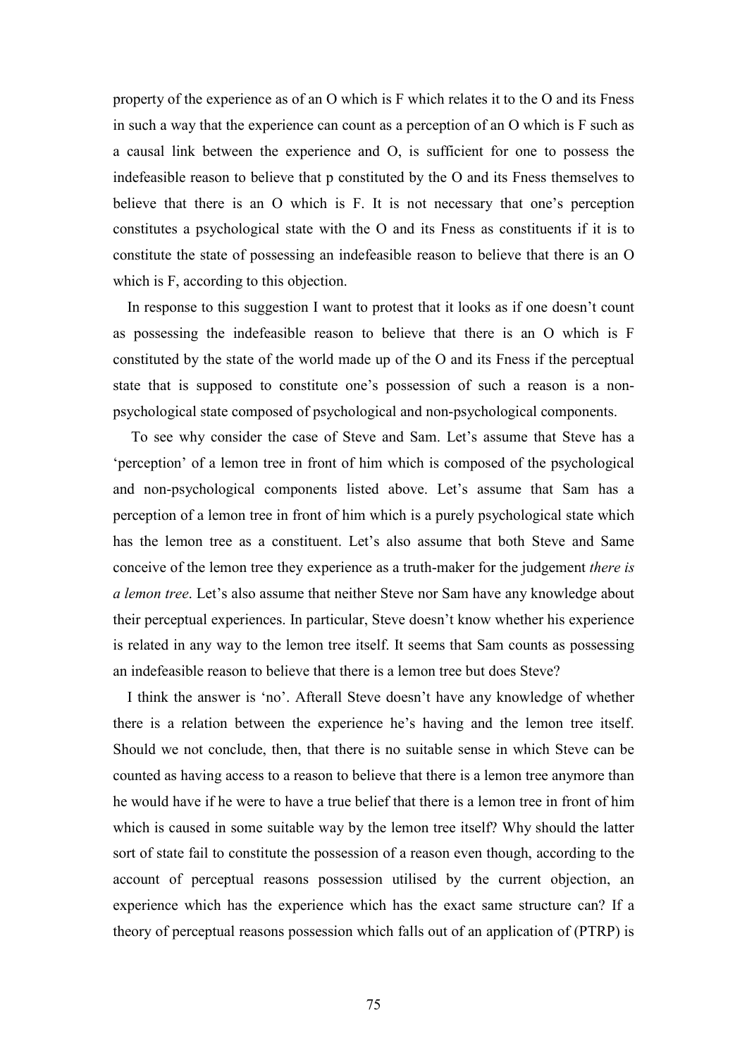property of the experience as of an O which is F which relates it to the O and its Fness in such a way that the experience can count as a perception of an O which is F such as a causal link between the experience and O, is sufficient for one to possess the indefeasible reason to believe that p constituted by the O and its Fness themselves to believe that there is an O which is F. It is not necessary that one's perception constitutes a psychological state with the O and its Fness as constituents if it is to constitute the state of possessing an indefeasible reason to believe that there is an O which is F, according to this objection.

In response to this suggestion I want to protest that it looks as if one doesn't count as possessing the indefeasible reason to believe that there is an O which is F constituted by the state of the world made up of the O and its Fness if the perceptual state that is supposed to constitute one's possession of such a reason is a non-psychological state composed of psychological and non-psychological components.

To see why consider the case of Steve and Sam. Let's assume that Steve has a 'perception' of a lemon tree in front of him which is composed of the psychological and non-psychological components listed above. Let's assume that Sam has a perception of a lemon tree in front of him which is a purely psychological state which has the lemon tree as a constituent. Let's also assume that both Steve and Same conceive of the lemon tree they experience as a truth-maker for the judgement *there is a lemon tree*. Let's also assume that neither Steve nor Sam have any knowledge about their perceptual experiences. In particular, Steve doesn't know whether his experience is related in any way to the lemon tree itself. It seems that Sam counts as possessing an indefeasible reason to believe that there is a lemon tree but does Steve?

I think the answer is 'no'. Afterall Steve doesn't have any knowledge of whether there is a relation between the experience he's having and the lemon tree itself. Should we not conclude, then, that there is no suitable sense in which Steve can be counted as having access to a reason to believe that there is a lemon tree anymore than he would have if he were to have a true belief that there is a lemon tree in front of him which is caused in some suitable way by the lemon tree itself? Why should the latter sort of state fail to constitute the possession of a reason even though, according to the account of perceptual reasons possession utilised by the current objection, an experience which has the experience which has the exact same structure can? If a theory of perceptual reasons possession which falls out of an application of (PTRP) is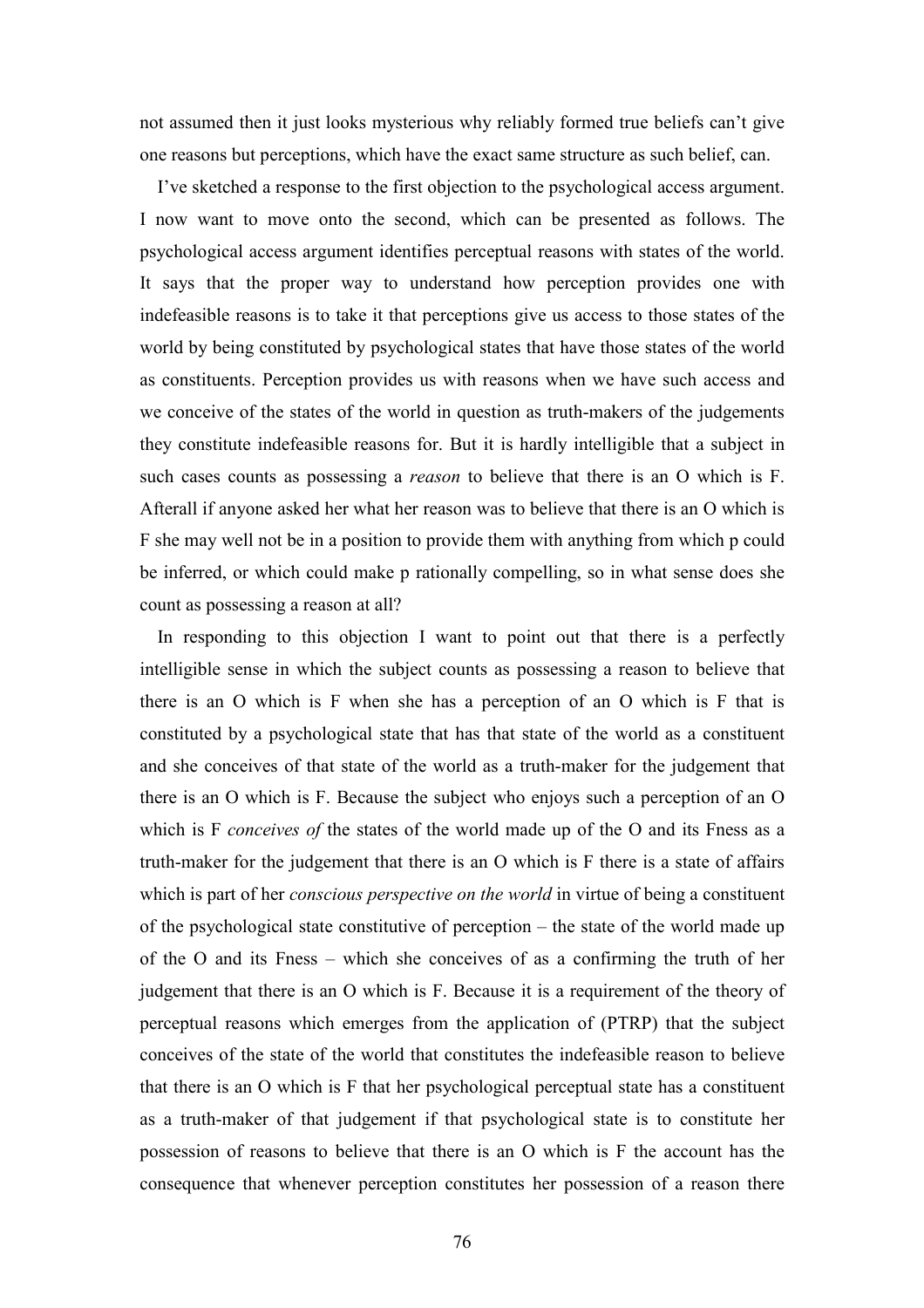not assumed then it just looks mysterious why reliably formed true beliefs can't give one reasons but perceptions, which have the exact same structure as such belief, can.

I've sketched a response to the first objection to the psychological access argument. I now want to move onto the second, which can be presented as follows. The psychological access argument identifies perceptual reasons with states of the world. It says that the proper way to understand how perception provides one with indefeasible reasons is to take it that perceptions give us access to those states of the world by being constituted by psychological states that have those states of the world as constituents. Perception provides us with reasons when we have such access and we conceive of the states of the world in question as truth-makers of the judgements they constitute indefeasible reasons for. But it is hardly intelligible that a subject in such cases counts as possessing a *reason* to believe that there is an O which is F. Afterall if anyone asked her what her reason was to believe that there is an O which is F she may well not be in a position to provide them with anything from which p could be inferred, or which could make p rationally compelling, so in what sense does she count as possessing a reason at all?

In responding to this objection I want to point out that there is a perfectly intelligible sense in which the subject counts as possessing a reason to believe that there is an O which is F when she has a perception of an O which is F that is constituted by a psychological state that has that state of the world as a constituent and she conceives of that state of the world as a truth-maker for the judgement that there is an O which is F. Because the subject who enjoys such a perception of an O which is F *conceives of* the states of the world made up of the O and its Fness as a truth-maker for the judgement that there is an O which is F there is a state of affairs which is part of her *conscious perspective on the world* in virtue of being a constituent of the psychological state constitutive of perception – the state of the world made up of the O and its Fness – which she conceives of as a confirming the truth of her judgement that there is an O which is F. Because it is a requirement of the theory of perceptual reasons which emerges from the application of (PTRP) that the subject conceives of the state of the world that constitutes the indefeasible reason to believe that there is an O which is F that her psychological perceptual state has a constituent as a truth-maker of that judgement if that psychological state is to constitute her possession of reasons to believe that there is an O which is F the account has the consequence that whenever perception constitutes her possession of a reason there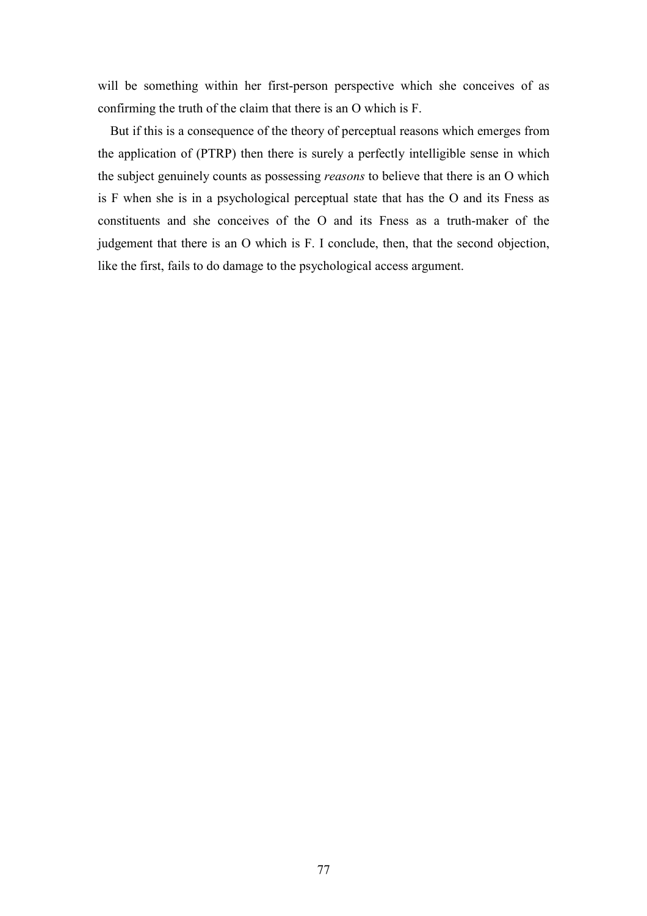will be something within her first-person perspective which she conceives of as confirming the truth of the claim that there is an O which is F.

But if this is a consequence of the theory of perceptual reasons which emerges from the application of (PTRP) then there is surely a perfectly intelligible sense in which the subject genuinely counts as possessing *reasons* to believe that there is an O which is F when she is in a psychological perceptual state that has the O and its Fness as constituents and she conceives of the O and its Fness as a truth-maker of the judgement that there is an O which is F. I conclude, then, that the second objection, like the first, fails to do damage to the psychological access argument.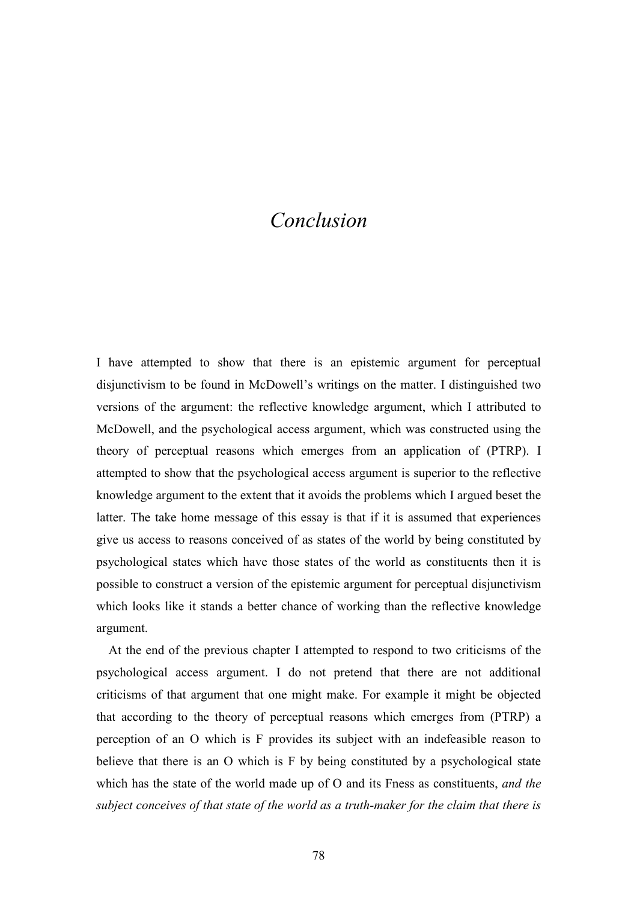# *Conclusion*

I have attempted to show that there is an epistemic argument for perceptual disjunctivism to be found in McDowell's writings on the matter. I distinguished two versions of the argument: the reflective knowledge argument, which I attributed to McDowell, and the psychological access argument, which was constructed using the theory of perceptual reasons which emerges from an application of (PTRP). I attempted to show that the psychological access argument is superior to the reflective knowledge argument to the extent that it avoids the problems which I argued beset the latter. The take home message of this essay is that if it is assumed that experiences give us access to reasons conceived of as states of the world by being constituted by psychological states which have those states of the world as constituents then it is possible to construct a version of the epistemic argument for perceptual disjunctivism which looks like it stands a better chance of working than the reflective knowledge argument.

At the end of the previous chapter I attempted to respond to two criticisms of the psychological access argument. I do not pretend that there are not additional criticisms of that argument that one might make. For example it might be objected that according to the theory of perceptual reasons which emerges from (PTRP) a perception of an O which is F provides its subject with an indefeasible reason to believe that there is an O which is F by being constituted by a psychological state which has the state of the world made up of O and its Fness as constituents, *and the subject conceives of that state of the world as a truth-maker for the claim that there is*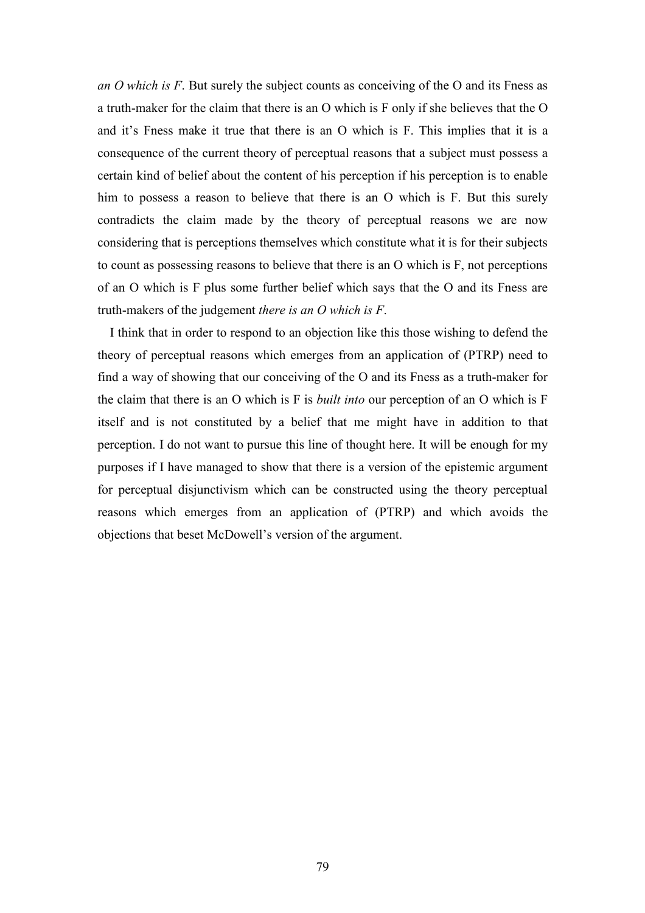*an O which is F*. But surely the subject counts as conceiving of the O and its Fness as a truth-maker for the claim that there is an O which is F only if she believes that the O and it's Fness make it true that there is an O which is F. This implies that it is a consequence of the current theory of perceptual reasons that a subject must possess a certain kind of belief about the content of his perception if his perception is to enable him to possess a reason to believe that there is an O which is F. But this surely contradicts the claim made by the theory of perceptual reasons we are now considering that is perceptions themselves which constitute what it is for their subjects to count as possessing reasons to believe that there is an O which is F, not perceptions of an O which is F plus some further belief which says that the O and its Fness are truth-makers of the judgement *there is an O which is F*.

I think that in order to respond to an objection like this those wishing to defend the theory of perceptual reasons which emerges from an application of (PTRP) need to find a way of showing that our conceiving of the O and its Fness as a truth-maker for the claim that there is an O which is F is *built into* our perception of an O which is F itself and is not constituted by a belief that me might have in addition to that perception. I do not want to pursue this line of thought here. It will be enough for my purposes if I have managed to show that there is a version of the epistemic argument for perceptual disjunctivism which can be constructed using the theory perceptual reasons which emerges from an application of (PTRP) and which avoids the objections that beset McDowell's version of the argument.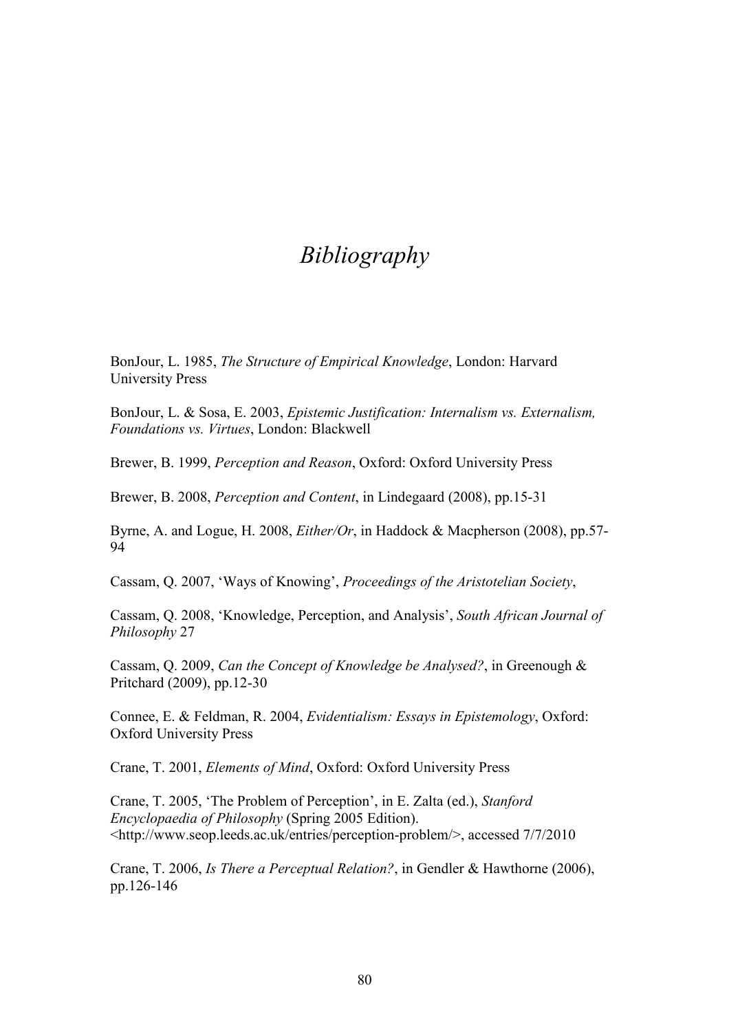# *Bibliography*

BonJour, L. 1985, *The Structure of Empirical Knowledge*, London: Harvard University Press

BonJour, L. & Sosa, E. 2003, *Epistemic Justification: Internalism vs. Externalism, Foundations vs. Virtues*, London: Blackwell

Brewer, B. 1999, *Perception and Reason*, Oxford: Oxford University Press

Brewer, B. 2008, *Perception and Content*, in Lindegaard (2008), pp.15-31

Byrne, A. and Logue, H. 2008, *Either/Or*, in Haddock & Macpherson (2008), pp.57-94

Cassam, Q. 2007, 'Ways of Knowing', *Proceedings of the Aristotelian Society*,

Cassam, Q. 2008, 'Knowledge, Perception, and Analysis', *South African Journal of Philosophy* 27

Cassam, Q. 2009, *Can the Concept of Knowledge be Analysed?*, in Greenough & Pritchard (2009), pp.12-30

Connee, E. & Feldman, R. 2004, *Evidentialism: Essays in Epistemology*, Oxford: Oxford University Press

Crane, T. 2001, *Elements of Mind*, Oxford: Oxford University Press

Crane, T. 2005, 'The Problem of Perception', in E. Zalta (ed.), *Stanford Encyclopaedia of Philosophy* (Spring 2005 Edition). <http://www.seop.leeds.ac.uk/entries/perception-problem/>, accessed 7/7/2010

Crane, T. 2006, *Is There a Perceptual Relation?*, in Gendler & Hawthorne (2006), pp.126-146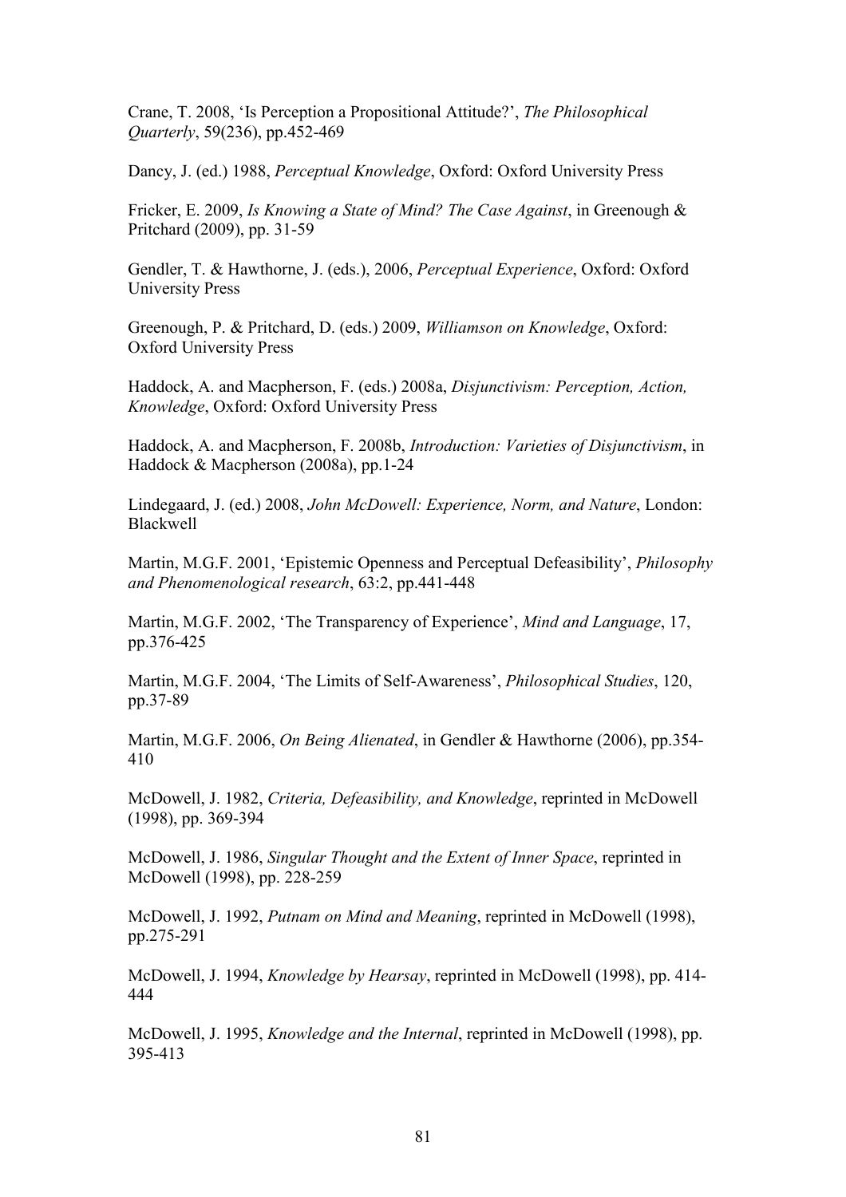Crane, T. 2008, 'Is Perception a Propositional Attitude?', *The Philosophical Quarterly*, 59(236), pp.452-469

Dancy, J. (ed.) 1988, *Perceptual Knowledge*, Oxford: Oxford University Press

Fricker, E. 2009, *Is Knowing a State of Mind? The Case Against*, in Greenough & Pritchard (2009), pp. 31-59

Gendler, T. & Hawthorne, J. (eds.), 2006, *Perceptual Experience*, Oxford: Oxford University Press

Greenough, P. & Pritchard, D. (eds.) 2009, *Williamson on Knowledge*, Oxford: Oxford University Press

Haddock, A. and Macpherson, F. (eds.) 2008a, *Disjunctivism: Perception, Action, Knowledge*, Oxford: Oxford University Press

Haddock, A. and Macpherson, F. 2008b, *Introduction: Varieties of Disjunctivism*, in Haddock & Macpherson (2008a), pp.1-24

Lindegaard, J. (ed.) 2008, *John McDowell: Experience, Norm, and Nature*, London: Blackwell

Martin, M.G.F. 2001, 'Epistemic Openness and Perceptual Defeasibility', *Philosophy and Phenomenological research*, 63:2, pp.441-448

Martin, M.G.F. 2002, 'The Transparency of Experience', *Mind and Language*, 17, pp.376-425

Martin, M.G.F. 2004, 'The Limits of Self-Awareness', *Philosophical Studies*, 120, pp.37-89

Martin, M.G.F. 2006, *On Being Alienated*, in Gendler & Hawthorne (2006), pp.354-410

McDowell, J. 1982, *Criteria, Defeasibility, and Knowledge*, reprinted in McDowell (1998), pp. 369-394

McDowell, J. 1986, *Singular Thought and the Extent of Inner Space*, reprinted in McDowell (1998), pp. 228-259

McDowell, J. 1992, *Putnam on Mind and Meaning*, reprinted in McDowell (1998), pp.275-291

McDowell, J. 1994, *Knowledge by Hearsay*, reprinted in McDowell (1998), pp. 414-444

McDowell, J. 1995, *Knowledge and the Internal*, reprinted in McDowell (1998), pp. 395-413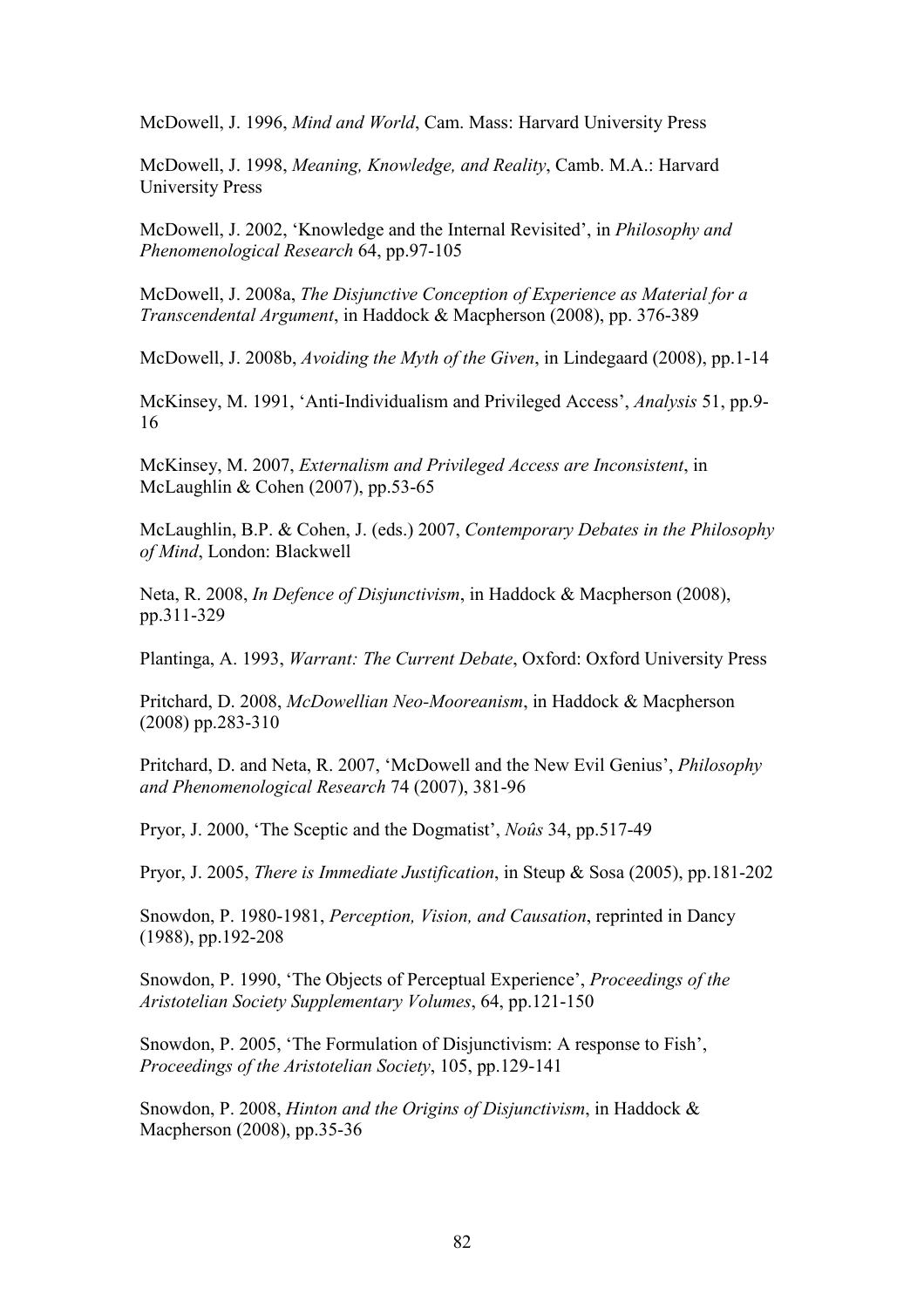McDowell, J. 1996, *Mind and World*, Cam. Mass: Harvard University Press

McDowell, J. 1998, *Meaning, Knowledge, and Reality*, Camb. M.A.: Harvard University Press

McDowell, J. 2002, 'Knowledge and the Internal Revisited', in *Philosophy and Phenomenological Research* 64, pp.97-105

McDowell, J. 2008a, *The Disjunctive Conception of Experience as Material for a Transcendental Argument*, in Haddock & Macpherson (2008), pp. 376-389

McDowell, J. 2008b, *Avoiding the Myth of the Given*, in Lindegaard (2008), pp.1-14

McKinsey, M. 1991, 'Anti-Individualism and Privileged Access', *Analysis* 51, pp.9-16

McKinsey, M. 2007, *Externalism and Privileged Access are Inconsistent*, in McLaughlin & Cohen (2007), pp.53-65

McLaughlin, B.P. & Cohen, J. (eds.) 2007, *Contemporary Debates in the Philosophy of Mind*, London: Blackwell

Neta, R. 2008, *In Defence of Disjunctivism*, in Haddock & Macpherson (2008), pp.311-329

Plantinga, A. 1993, *Warrant: The Current Debate*, Oxford: Oxford University Press

Pritchard, D. 2008, *McDowellian Neo-Mooreanism*, in Haddock & Macpherson (2008) pp.283-310

Pritchard, D. and Neta, R. 2007, 'McDowell and the New Evil Genius', *Philosophy and Phenomenological Research* 74 (2007), 381-96

Pryor, J. 2000, 'The Sceptic and the Dogmatist', *Noûs* 34, pp.517-49

Pryor, J. 2005, *There is Immediate Justification*, in Steup & Sosa (2005), pp.181-202

Snowdon, P. 1980-1981, *Perception, Vision, and Causation*, reprinted in Dancy (1988), pp.192-208

Snowdon, P. 1990, 'The Objects of Perceptual Experience', *Proceedings of the Aristotelian Society Supplementary Volumes*, 64, pp.121-150

Snowdon, P. 2005, 'The Formulation of Disjunctivism: A response to Fish', *Proceedings of the Aristotelian Society*, 105, pp.129-141

Snowdon, P. 2008, *Hinton and the Origins of Disjunctivism*, in Haddock & Macpherson (2008), pp.35-36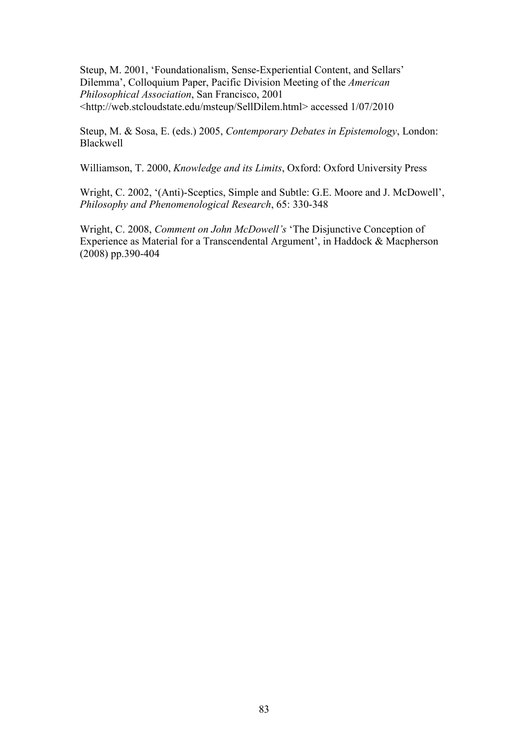Steup, M. 2001, 'Foundationalism, Sense-Experiential Content, and Sellars' Dilemma', Colloquium Paper, Pacific Division Meeting of the *American Philosophical Association*, San Francisco, 2001 <http://web.stcloudstate.edu/msteup/SellDilem.html> accessed 1/07/2010

Steup, M. & Sosa, E. (eds.) 2005, *Contemporary Debates in Epistemology*, London: Blackwell

Williamson, T. 2000, *Knowledge and its Limits*, Oxford: Oxford University Press

Wright, C. 2002, '(Anti)-Sceptics, Simple and Subtle: G.E. Moore and J. McDowell', *Philosophy and Phenomenological Research*, 65: 330-348

Wright, C. 2008, *Comment on John McDowell's* 'The Disjunctive Conception of Experience as Material for a Transcendental Argument', in Haddock & Macpherson (2008) pp.390-404